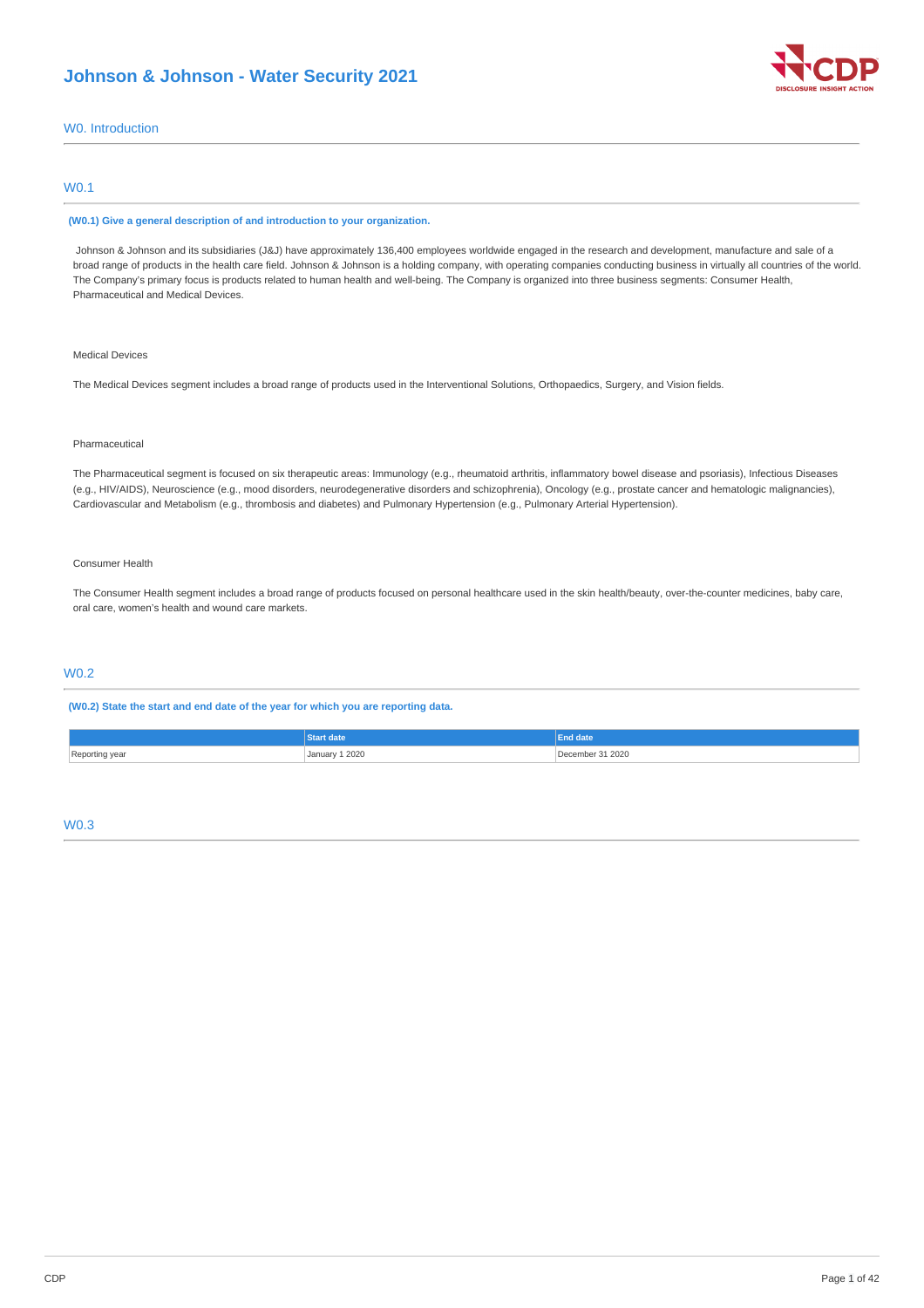# Johnson & Johnson - Water Security 2021

## W0. Introduction

### W0.1

**(W0.1) Give a general description of and introduction to your organization.**

Johnson & Johnson and its subsidiaries (J&J) have approximately 136,400 employees worldwide engaged in the research and development, manufacture and sale of a broad range of products in the health care field. Johnson & Johnson is a holding company, with operating companies conducting business in virtually all countries of the world. The Company's primary focus is products related to human health and well-being. The Company is organized into three business segments: Consumer Health, Pharmaceutical and Medical Devices.

Medical Devices

The Medical Devices segment includes a broad range of products used in the Interventional Solutions, Orthopaedics, Surgery, and Vision fields.

Pharmaceutical

The Pharmaceutical segment is focused on six therapeutic areas: Immunology (e.g., rheumatoid arthritis, inflammatory bowel disease and psoriasis), Infectious Diseases (e.g., HIV/AIDS), Neuroscience (e.g., mood disorders, neurodegenerative disorders and schizophrenia), Oncology (e.g., prostate cancer and hematologic malignancies), Cardiovascular and Metabolism (e.g., thrombosis and diabetes) and Pulmonary Hypertension (e.g., Pulmonary Arterial Hypertension).

Consumer Health

The Consumer Health segment includes a broad range of products focused on personal healthcare used in the skin health/beauty, over-the-counter medicines, baby care, oral care, women's health and wound care markets.

### W0.2

**(W0.2) State the start and end date of the year for which you are reporting data.**

| | Start date | End date |
|---|---|---|
| Reporting year | January 1 2020 | December 31 2020 |

### W0.3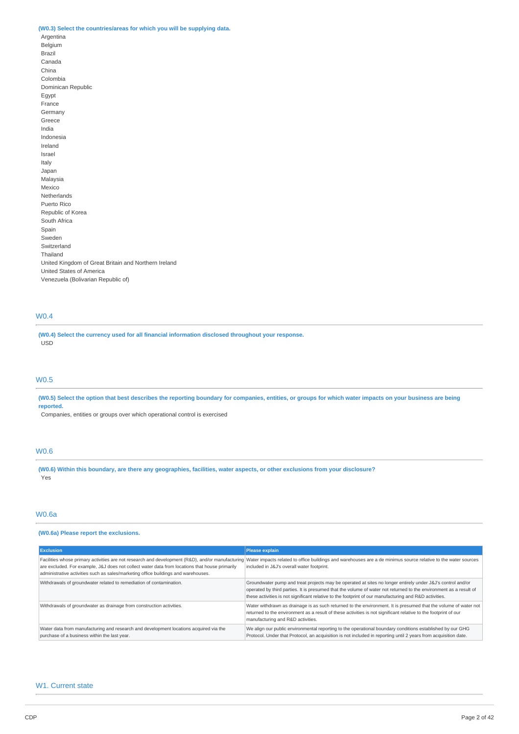**(W0.3) Select the countries/areas for which you will be supplying data.**

Argentina
Belgium
Brazil
Canada
China
Colombia
Dominican Republic
Egypt
France
Germany
Greece
India
Indonesia
Ireland
Israel
Italy
Japan
Malaysia
Mexico
Netherlands
Puerto Rico
Republic of Korea
South Africa
Spain
Sweden
Switzerland
Thailand
United Kingdom of Great Britain and Northern Ireland
United States of America
Venezuela (Bolivarian Republic of)

## W0.4

**(W0.4) Select the currency used for all financial information disclosed throughout your response.**

USD

## W0.5

**(W0.5) Select the option that best describes the reporting boundary for companies, entities, or groups for which water impacts on your business are being reported.**

Companies, entities or groups over which operational control is exercised

## W0.6

**(W0.6) Within this boundary, are there any geographies, facilities, water aspects, or other exclusions from your disclosure?**

Yes

## W0.6a

**(W0.6a) Please report the exclusions.**

| Exclusion | Please explain |
|---|---|
| Facilities whose primary activities are not research and development (R&D), and/or manufacturing are excluded. For example, J&J does not collect water data from locations that house primarily administrative activities such as sales/marketing office buildings and warehouses. | Water impacts related to office buildings and warehouses are a de minimus source relative to the water sources included in J&J's overall water footprint. |
| Withdrawals of groundwater related to remediation of contamination. | Groundwater pump and treat projects may be operated at sites no longer entirely under J&J's control and/or operated by third parties. It is presumed that the volume of water not returned to the environment as a result of these activities is not significant relative to the footprint of our manufacturing and R&D activities. |
| Withdrawals of groundwater as drainage from construction activities. | Water withdrawn as drainage is as such returned to the environment. It is presumed that the volume of water not returned to the environment as a result of these activities is not significant relative to the footprint of our manufacturing and R&D activities. |
| Water data from manufacturing and research and development locations acquired via the purchase of a business within the last year. | We align our public environmental reporting to the operational boundary conditions established by our GHG Protocol. Under that Protocol, an acquisition is not included in reporting until 2 years from acquisition date. |

# W1. Current state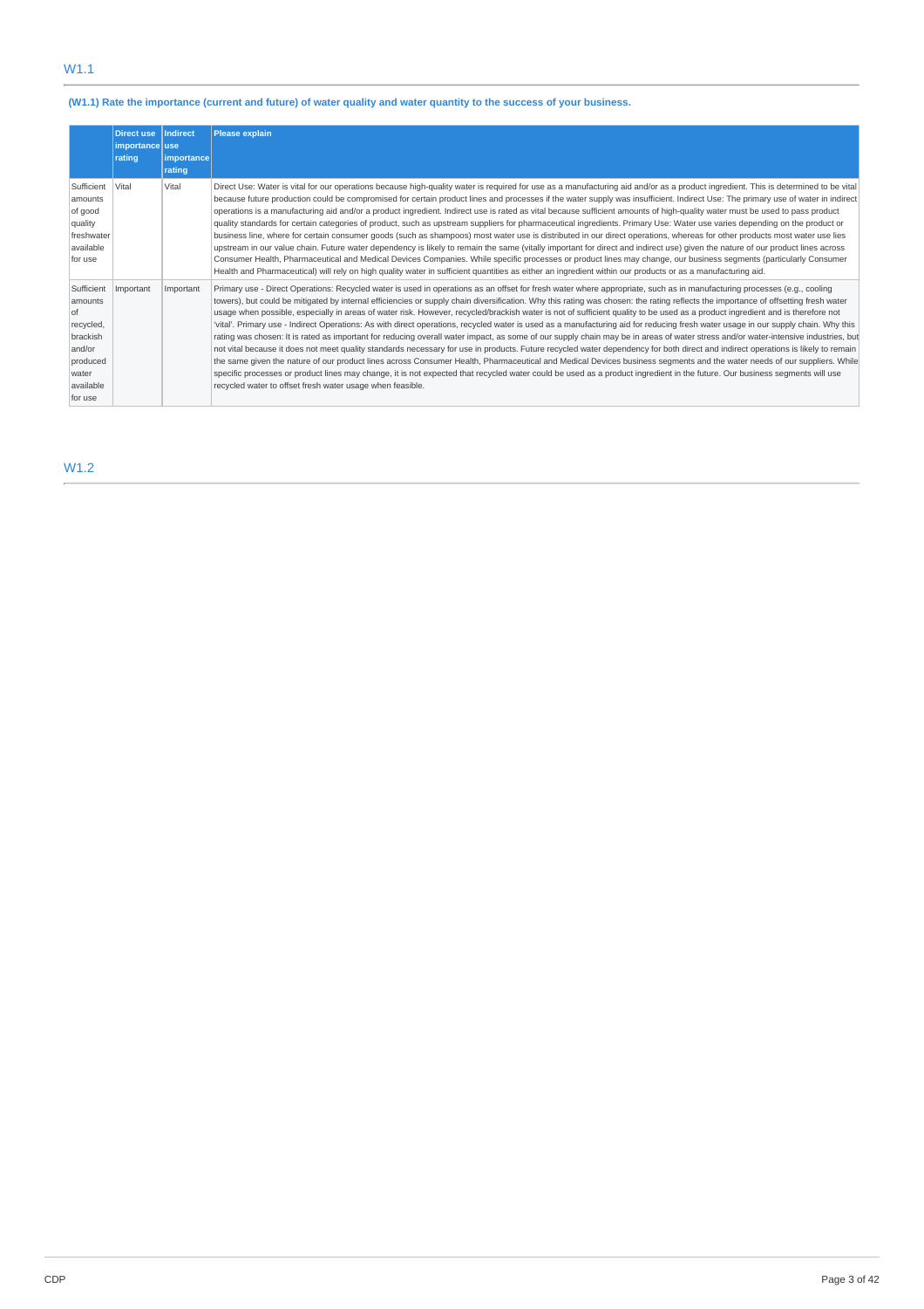## W1.1

### (W1.1) Rate the importance (current and future) of water quality and water quantity to the success of your business.

| | Direct use importance rating | Indirect use importance rating | Please explain |
|---|---|---|---|
| Sufficient amounts of good quality freshwater available for use | Vital | Vital | Direct Use: Water is vital for our operations because high-quality water is required for use as a manufacturing aid and/or as a product ingredient. This is determined to be vital because future production could be compromised for certain product lines and processes if the water supply was insufficient. Indirect Use: The primary use of water in indirect operations is a manufacturing aid and/or a product ingredient. Indirect use is rated as vital because sufficient amounts of high-quality water must be used to pass product quality standards for certain categories of product, such as upstream suppliers for pharmaceutical ingredients. Primary Use: Water use varies depending on the product or business line, where for certain consumer goods (such as shampoos) most water use is distributed in our direct operations, whereas for other products most water use lies upstream in our value chain. Future water dependency is likely to remain the same (vitally important for direct and indirect use) given the nature of our product lines across Consumer Health, Pharmaceutical and Medical Devices Companies. While specific processes or product lines may change, our business segments (particularly Consumer Health and Pharmaceutical) will rely on high quality water in sufficient quantities as either an ingredient within our products or as a manufacturing aid. |
| Sufficient amounts of recycled, brackish and/or produced water available for use | Important | Important | Primary use - Direct Operations: Recycled water is used in operations as an offset for fresh water where appropriate, such as in manufacturing processes (e.g., cooling towers), but could be mitigated by internal efficiencies or supply chain diversification. Why this rating was chosen: the rating reflects the importance of offsetting fresh water usage when possible, especially in areas of water risk. However, recycled/brackish water is not of sufficient quality to be used as a product ingredient and is therefore not 'vital'. Primary use - Indirect Operations: As with direct operations, recycled water is used as a manufacturing aid for reducing fresh water usage in our supply chain. Why this rating was chosen: It is rated as important for reducing overall water impact, as some of our supply chain may be in areas of water stress and/or water-intensive industries, but not vital because it does not meet quality standards necessary for use in products. Future recycled water dependency for both direct and indirect operations is likely to remain the same given the nature of our product lines across Consumer Health, Pharmaceutical and Medical Devices business segments and the water needs of our suppliers. While specific processes or product lines may change, it is not expected that recycled water could be used as a product ingredient in the future. Our business segments will use recycled water to offset fresh water usage when feasible. |

## W1.2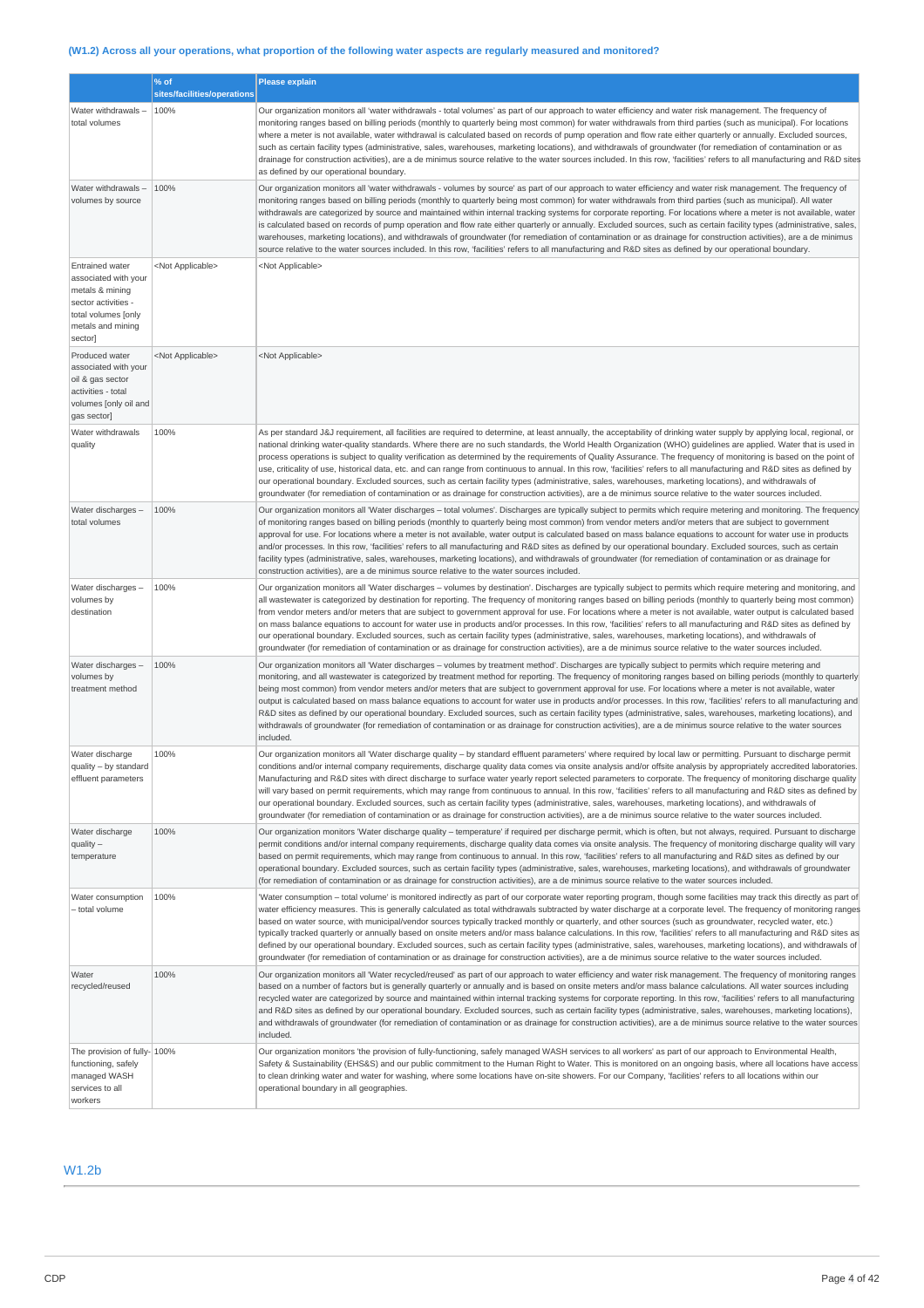### (W1.2) Across all your operations, what proportion of the following water aspects are regularly measured and monitored?

| | % of sites/facilities/operations | Please explain |
|---|---|---|
| Water withdrawals – total volumes | 100% | Our organization monitors all 'water withdrawals - total volumes' as part of our approach to water efficiency and water risk management. The frequency of monitoring ranges based on billing periods (monthly to quarterly being most common) for water withdrawals from third parties (such as municipal). For locations where a meter is not available, water withdrawal is calculated based on records of pump operation and flow rate either quarterly or annually. Excluded sources, such as certain facility types (administrative, sales, warehouses, marketing locations), and withdrawals of groundwater (for remediation of contamination or as drainage for construction activities), are a de minimus source relative to the water sources included. In this row, 'facilities' refers to all manufacturing and R&D sites as defined by our operational boundary. |
| Water withdrawals – volumes by source | 100% | Our organization monitors all 'water withdrawals - volumes by source' as part of our approach to water efficiency and water risk management. The frequency of monitoring ranges based on billing periods (monthly to quarterly being most common) for water withdrawals from third parties (such as municipal). All water withdrawals are categorized by source and maintained within internal tracking systems for corporate reporting. For locations where a meter is not available, water is calculated based on records of pump operation and flow rate either quarterly or annually. Excluded sources, such as certain facility types (administrative, sales, warehouses, marketing locations), and withdrawals of groundwater (for remediation of contamination or as drainage for construction activities), are a de minimus source relative to the water sources included. In this row, 'facilities' refers to all manufacturing and R&D sites as defined by our operational boundary. |
| Entrained water associated with your metals & mining sector activities - total volumes [only metals and mining sector] | <Not Applicable> | <Not Applicable> |
| Produced water associated with your oil & gas sector activities - total volumes [only oil and gas sector] | <Not Applicable> | <Not Applicable> |
| Water withdrawals quality | 100% | As per standard J&J requirement, all facilities are required to determine, at least annually, the acceptability of drinking water supply by applying local, regional, or national drinking water-quality standards. Where there are no such standards, the World Health Organization (WHO) guidelines are applied. Water that is used in process operations is subject to quality verification as determined by the requirements of Quality Assurance. The frequency of monitoring is based on the point of use, criticality of use, historical data, etc. and can range from continuous to annual. In this row, 'facilities' refers to all manufacturing and R&D sites as defined by our operational boundary. Excluded sources, such as certain facility types (administrative, sales, warehouses, marketing locations), and withdrawals of groundwater (for remediation of contamination or as drainage for construction activities), are a de minimus source relative to the water sources included. |
| Water discharges – total volumes | 100% | Our organization monitors all 'Water discharges – total volumes'. Discharges are typically subject to permits which require metering and monitoring. The frequency of monitoring ranges based on billing periods (monthly to quarterly being most common) from vendor meters and/or meters that are subject to government approval for use. For locations where a meter is not available, water output is calculated based on mass balance equations to account for water use in products and/or processes. In this row, 'facilities' refers to all manufacturing and R&D sites as defined by our operational boundary. Excluded sources, such as certain facility types (administrative, sales, warehouses, marketing locations), and withdrawals of groundwater (for remediation of contamination or as drainage for construction activities), are a de minimus source relative to the water sources included. |
| Water discharges – volumes by destination | 100% | Our organization monitors all 'Water discharges – volumes by destination'. Discharges are typically subject to permits which require metering and monitoring, and all wastewater is categorized by destination for reporting. The frequency of monitoring ranges based on billing periods (monthly to quarterly being most common) from vendor meters and/or meters that are subject to government approval for use. For locations where a meter is not available, water output is calculated based on mass balance equations to account for water use in products and/or processes. In this row, 'facilities' refers to all manufacturing and R&D sites as defined by our operational boundary. Excluded sources, such as certain facility types (administrative, sales, warehouses, marketing locations), and withdrawals of groundwater (for remediation of contamination or as drainage for construction activities), are a de minimus source relative to the water sources included. |
| Water discharges – volumes by treatment method | 100% | Our organization monitors all 'Water discharges – volumes by treatment method'. Discharges are typically subject to permits which require metering and monitoring, and all wastewater is categorized by treatment method for reporting. The frequency of monitoring ranges based on billing periods (monthly to quarterly being most common) from vendor meters and/or meters that are subject to government approval for use. For locations where a meter is not available, water output is calculated based on mass balance equations to account for water use in products and/or processes. In this row, 'facilities' refers to all manufacturing and R&D sites as defined by our operational boundary. Excluded sources, such as certain facility types (administrative, sales, warehouses, marketing locations), and withdrawals of groundwater (for remediation of contamination or as drainage for construction activities), are a de minimus source relative to the water sources included. |
| Water discharge quality – by standard effluent parameters | 100% | Our organization monitors all 'Water discharge quality – by standard effluent parameters' where required by local law or permitting. Pursuant to discharge permit conditions and/or internal company requirements, discharge quality data comes via onsite analysis and/or offsite analysis by appropriately accredited laboratories. Manufacturing and R&D sites with direct discharge to surface water yearly report selected parameters to corporate. The frequency of monitoring discharge quality will vary based on permit requirements, which may range from continuous to annual. In this row, 'facilities' refers to all manufacturing and R&D sites as defined by our operational boundary. Excluded sources, such as certain facility types (administrative, sales, warehouses, marketing locations), and withdrawals of groundwater (for remediation of contamination or as drainage for construction activities), are a de minimus source relative to the water sources included. |
| Water discharge quality – temperature | 100% | Our organization monitors 'Water discharge quality – temperature' if required per discharge permit, which is often, but not always, required. Pursuant to discharge permit conditions and/or internal company requirements, discharge quality data comes via onsite analysis. The frequency of monitoring discharge quality will vary based on permit requirements, which may range from continuous to annual. In this row, 'facilities' refers to all manufacturing and R&D sites as defined by our operational boundary. Excluded sources, such as certain facility types (administrative, sales, warehouses, marketing locations), and withdrawals of groundwater (for remediation of contamination or as drainage for construction activities), are a de minimus source relative to the water sources included. |
| Water consumption – total volume | 100% | 'Water consumption – total volume' is monitored indirectly as part of our corporate water reporting program, though some facilities may track this directly as part of water efficiency measures. This is generally calculated as total withdrawals subtracted by water discharge at a corporate level. The frequency of monitoring ranges based on water source, with municipal/vendor sources typically tracked monthly or quarterly, and other sources (such as groundwater, recycled water, etc.) typically tracked quarterly or annually based on onsite meters and/or mass balance calculations. In this row, 'facilities' refers to all manufacturing and R&D sites as defined by our operational boundary. Excluded sources, such as certain facility types (administrative, sales, warehouses, marketing locations), and withdrawals of groundwater (for remediation of contamination or as drainage for construction activities), are a de minimus source relative to the water sources included. |
| Water recycled/reused | 100% | Our organization monitors all 'Water recycled/reused' as part of our approach to water efficiency and water risk management. The frequency of monitoring ranges based on a number of factors but is generally quarterly or annually and is based on onsite meters and/or mass balance calculations. All water sources including recycled water are categorized by source and maintained within internal tracking systems for corporate reporting. In this row, 'facilities' refers to all manufacturing and R&D sites as defined by our operational boundary. Excluded sources, such as certain facility types (administrative, sales, warehouses, marketing locations), and withdrawals of groundwater (for remediation of contamination or as drainage for construction activities), are a de minimus source relative to the water sources included. |
| The provision of fully-functioning, safely managed WASH services to all workers | 100% | Our organization monitors 'the provision of fully-functioning, safely managed WASH services to all workers' as part of our approach to Environmental Health, Safety & Sustainability (EHS&S) and our public commitment to the Human Right to Water. This is monitored on an ongoing basis, where all locations have access to clean drinking water and water for washing, where some locations have on-site showers. For our Company, 'facilities' refers to all locations within our operational boundary in all geographies. |

## W1.2b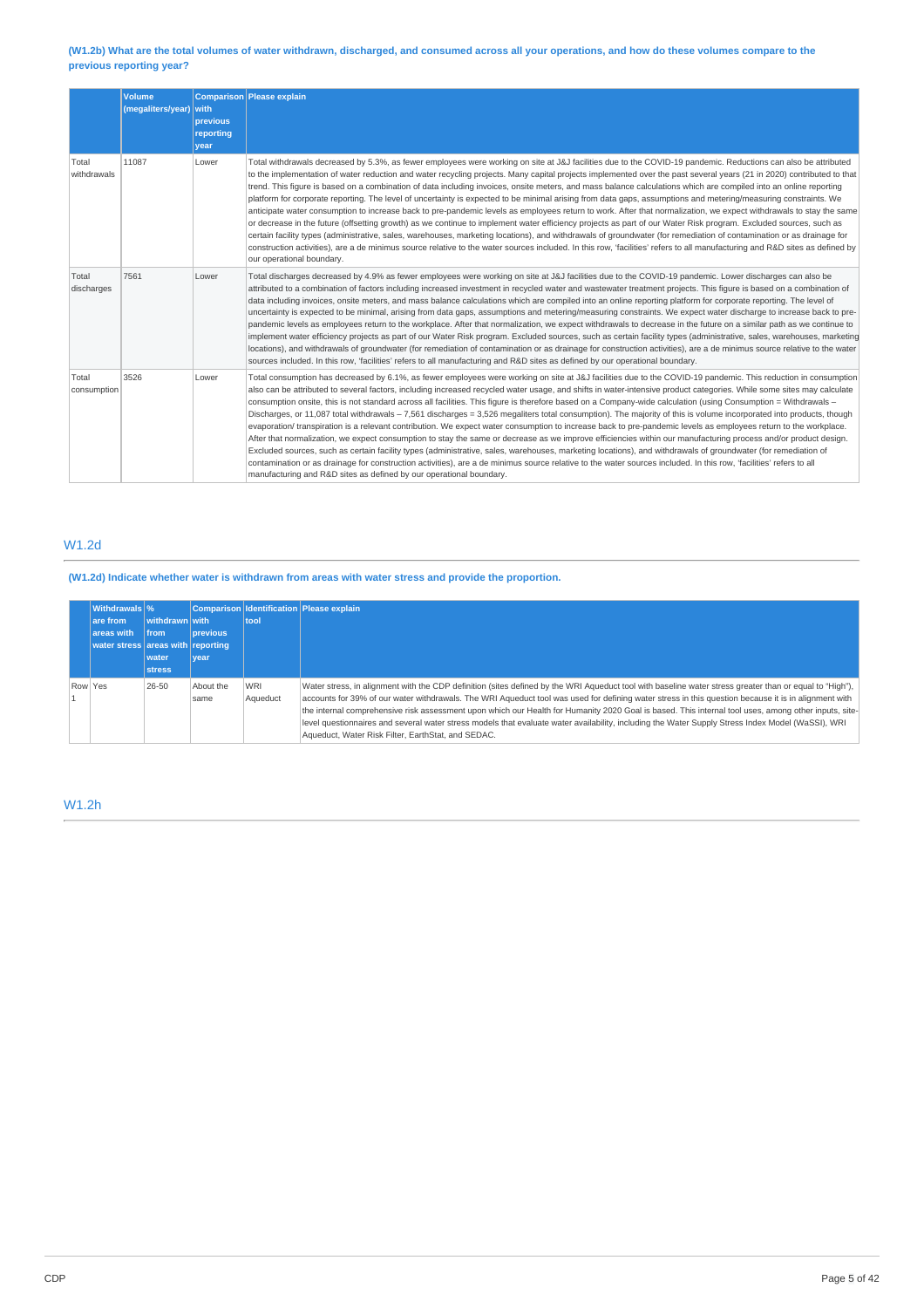**(W1.2b) What are the total volumes of water withdrawn, discharged, and consumed across all your operations, and how do these volumes compare to the previous reporting year?**

| | Volume (megaliters/year) | Comparison with previous reporting year | Please explain |
|---|---|---|---|
| Total withdrawals | 11087 | Lower | Total withdrawals decreased by 5.3%, as fewer employees were working on site at J&J facilities due to the COVID-19 pandemic. Reductions can also be attributed to the implementation of water reduction and water recycling projects. Many capital projects implemented over the past several years (21 in 2020) contributed to that trend. This figure is based on a combination of data including invoices, onsite meters, and mass balance calculations which are compiled into an online reporting platform for corporate reporting. The level of uncertainty is expected to be minimal arising from data gaps, assumptions and metering/measuring constraints. We anticipate water consumption to increase back to pre-pandemic levels as employees return to work. After that normalization, we expect withdrawals to stay the same or decrease in the future (offsetting growth) as we continue to implement water efficiency projects as part of our Water Risk program. Excluded sources, such as certain facility types (administrative, sales, warehouses, marketing locations), and withdrawals of groundwater (for remediation of contamination or as drainage for construction activities), are a de minimus source relative to the water sources included. In this row, 'facilities' refers to all manufacturing and R&D sites as defined by our operational boundary. |
| Total discharges | 7561 | Lower | Total discharges decreased by 4.9% as fewer employees were working on site at J&J facilities due to the COVID-19 pandemic. Lower discharges can also be attributed to a combination of factors including increased investment in recycled water and wastewater treatment projects. This figure is based on a combination of data including invoices, onsite meters, and mass balance calculations which are compiled into an online reporting platform for corporate reporting. The level of uncertainty is expected to be minimal, arising from data gaps, assumptions and metering/measuring constraints. We expect water discharge to increase back to pre-pandemic levels as employees return to the workplace. After that normalization, we expect withdrawals to decrease in the future on a similar path as we continue to implement water efficiency projects as part of our Water Risk program. Excluded sources, such as certain facility types (administrative, sales, warehouses, marketing locations), and withdrawals of groundwater (for remediation of contamination or as drainage for construction activities), are a de minimus source relative to the water sources included. In this row, 'facilities' refers to all manufacturing and R&D sites as defined by our operational boundary. |
| Total consumption | 3526 | Lower | Total consumption has decreased by 6.1%, as fewer employees were working on site at J&J facilities due to the COVID-19 pandemic. This reduction in consumption also can be attributed to several factors, including increased recycled water usage, and shifts in water-intensive product categories. While some sites may calculate consumption onsite, this is not standard across all facilities. This figure is therefore based on a Company-wide calculation (using Consumption = Withdrawals – Discharges, or 11,087 total withdrawals – 7,561 discharges = 3,526 megaliters total consumption). The majority of this is volume incorporated into products, though evaporation/ transpiration is a relevant contribution. We expect water consumption to increase back to pre-pandemic levels as employees return to the workplace. After that normalization, we expect consumption to stay the same or decrease as we improve efficiencies within our manufacturing process and/or product design. Excluded sources, such as certain facility types (administrative, sales, warehouses, marketing locations), and withdrawals of groundwater (for remediation of contamination or as drainage for construction activities), are a de minimus source relative to the water sources included. In this row, 'facilities' refers to all manufacturing and R&D sites as defined by our operational boundary. |

## W1.2d

**(W1.2d) Indicate whether water is withdrawn from areas with water stress and provide the proportion.**

| | Withdrawals are from areas with water stress | % withdrawn from areas with water stress | Comparison with previous reporting year | Identification tool | Please explain |
|---|---|---|---|---|---|
| Row 1 | Yes | 26-50 | About the same | WRI Aqueduct | Water stress, in alignment with the CDP definition (sites defined by the WRI Aqueduct tool with baseline water stress greater than or equal to "High"), accounts for 39% of our water withdrawals. The WRI Aqueduct tool was used for defining water stress in this question because it is in alignment with the internal comprehensive risk assessment upon which our Health for Humanity 2020 Goal is based. This internal tool uses, among other inputs, site-level questionnaires and several water stress models that evaluate water availability, including the Water Supply Stress Index Model (WaSSI), WRI Aqueduct, Water Risk Filter, EarthStat, and SEDAC. |

## W1.2h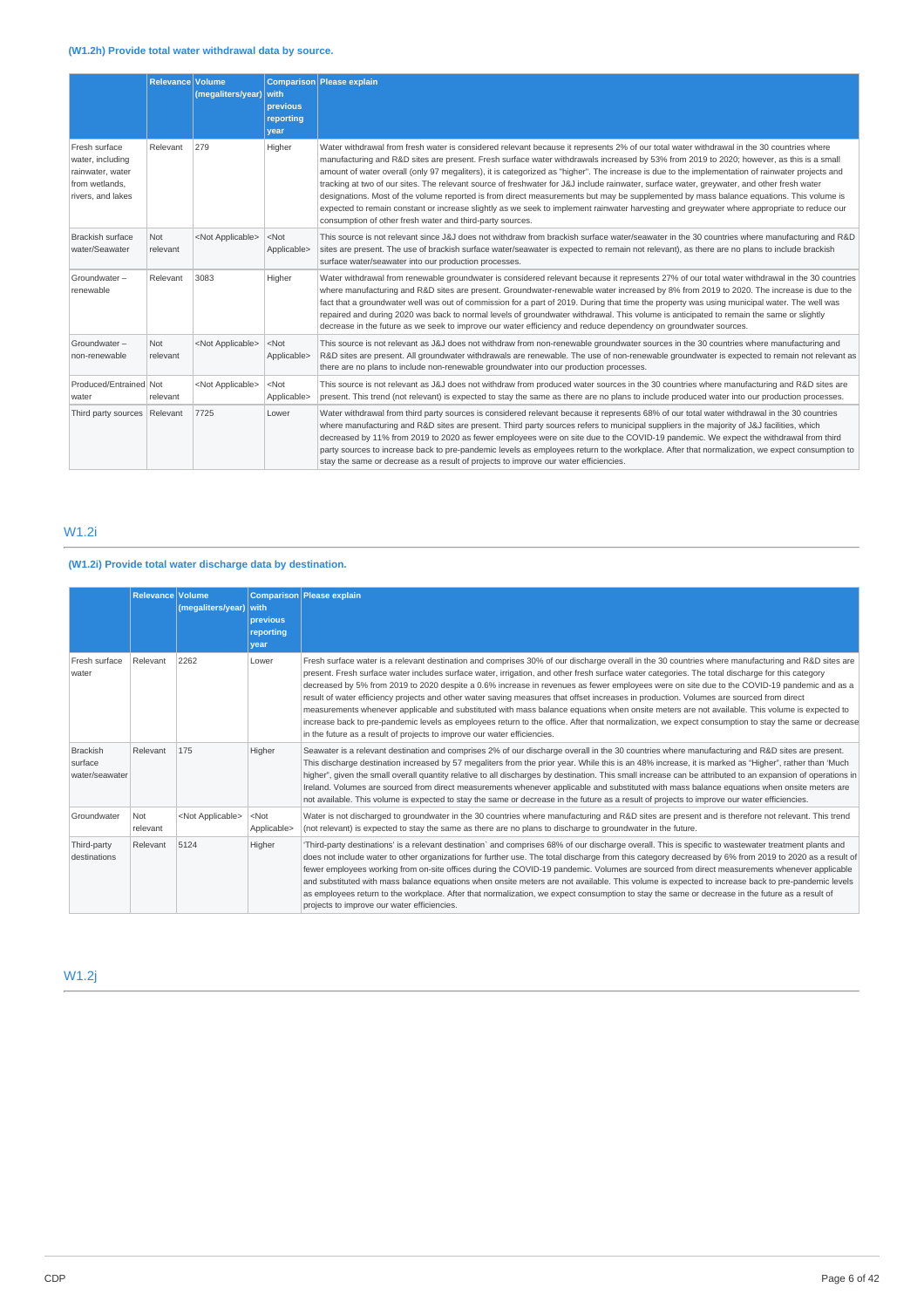**(W1.2h) Provide total water withdrawal data by source.**

| | Relevance | Volume (megaliters/year) | Comparison with previous reporting year | Please explain |
|---|---|---|---|---|
| Fresh surface water, including rainwater, water from wetlands, rivers, and lakes | Relevant | 279 | Higher | Water withdrawal from fresh water is considered relevant because it represents 2% of our total water withdrawal in the 30 countries where manufacturing and R&D sites are present. Fresh surface water withdrawals increased by 53% from 2019 to 2020; however, as this is a small amount of water overall (only 97 megaliters), it is categorized as "higher". The increase is due to the implementation of rainwater projects and tracking at two of our sites. The relevant source of freshwater for J&J include rainwater, surface water, greywater, and other fresh water designations. Most of the volume reported is from direct measurements but may be supplemented by mass balance equations. This volume is expected to remain constant or increase slightly as we seek to implement rainwater harvesting and greywater where appropriate to reduce our consumption of other fresh water and third-party sources. |
| Brackish surface water/Seawater | Not relevant | <Not Applicable> | <Not Applicable> | This source is not relevant since J&J does not withdraw from brackish surface water/seawater in the 30 countries where manufacturing and R&D sites are present. The use of brackish surface water/seawater is expected to remain not relevant), as there are no plans to include brackish surface water/seawater into our production processes. |
| Groundwater – renewable | Relevant | 3083 | Higher | Water withdrawal from renewable groundwater is considered relevant because it represents 27% of our total water withdrawal in the 30 countries where manufacturing and R&D sites are present. Groundwater-renewable water increased by 8% from 2019 to 2020. The increase is due to the fact that a groundwater well was out of commission for a part of 2019. During that time the property was using municipal water. The well was repaired and during 2020 was back to normal levels of groundwater withdrawal. This volume is anticipated to remain the same or slightly decrease in the future as we seek to improve our water efficiency and reduce dependency on groundwater sources. |
| Groundwater – non-renewable | Not relevant | <Not Applicable> | <Not Applicable> | This source is not relevant as J&J does not withdraw from non-renewable groundwater sources in the 30 countries where manufacturing and R&D sites are present. All groundwater withdrawals are renewable. The use of non-renewable groundwater is expected to remain not relevant as there are no plans to include non-renewable groundwater into our production processes. |
| Produced/Entrained water | Not relevant | <Not Applicable> | <Not Applicable> | This source is not relevant as J&J does not withdraw from produced water sources in the 30 countries where manufacturing and R&D sites are present. This trend (not relevant) is expected to stay the same as there are no plans to include produced water into our production processes. |
| Third party sources | Relevant | 7725 | Lower | Water withdrawal from third party sources is considered relevant because it represents 68% of our total water withdrawal in the 30 countries where manufacturing and R&D sites are present. Third party sources refers to municipal suppliers in the majority of J&J facilities, which decreased by 11% from 2019 to 2020 as fewer employees were on site due to the COVID-19 pandemic. We expect the withdrawal from third party sources to increase back to pre-pandemic levels as employees return to the workplace. After that normalization, we expect consumption to stay the same or decrease as a result of projects to improve our water efficiencies. |

## W1.2i

**(W1.2i) Provide total water discharge data by destination.**

| | Relevance | Volume (megaliters/year) | Comparison with previous reporting year | Please explain |
|---|---|---|---|---|
| Fresh surface water | Relevant | 2262 | Lower | Fresh surface water is a relevant destination and comprises 30% of our discharge overall in the 30 countries where manufacturing and R&D sites are present. Fresh surface water includes surface water, irrigation, and other fresh surface water categories. The total discharge for this category decreased by 5% from 2019 to 2020 despite a 0.6% increase in revenues as fewer employees were on site due to the COVID-19 pandemic and as a result of water efficiency projects and other water saving measures that offset increases in production. Volumes are sourced from direct measurements whenever applicable and substituted with mass balance equations when onsite meters are not available. This volume is expected to increase back to pre-pandemic levels as employees return to the office. After that normalization, we expect consumption to stay the same or decrease in the future as a result of projects to improve our water efficiencies. |
| Brackish surface water/seawater | Relevant | 175 | Higher | Seawater is a relevant destination and comprises 2% of our discharge overall in the 30 countries where manufacturing and R&D sites are present. This discharge destination increased by 57 megaliters from the prior year. While this is an 48% increase, it is marked as "Higher", rather than 'Much higher", given the small overall quantity relative to all discharges by destination. This small increase can be attributed to an expansion of operations in Ireland. Volumes are sourced from direct measurements whenever applicable and substituted with mass balance equations when onsite meters are not available. This volume is expected to stay the same or decrease in the future as a result of projects to improve our water efficiencies. |
| Groundwater | Not relevant | <Not Applicable> | <Not Applicable> | Water is not discharged to groundwater in the 30 countries where manufacturing and R&D sites are present and is therefore not relevant. This trend (not relevant) is expected to stay the same as there are no plans to discharge to groundwater in the future. |
| Third-party destinations | Relevant | 5124 | Higher | 'Third-party destinations' is a relevant destination` and comprises 68% of our discharge overall. This is specific to wastewater treatment plants and does not include water to other organizations for further use. The total discharge from this category decreased by 6% from 2019 to 2020 as a result of fewer employees working from on-site offices during the COVID-19 pandemic. Volumes are sourced from direct measurements whenever applicable and substituted with mass balance equations when onsite meters are not available. This volume is expected to increase back to pre-pandemic levels as employees return to the workplace. After that normalization, we expect consumption to stay the same or decrease in the future as a result of projects to improve our water efficiencies. |

## W1.2j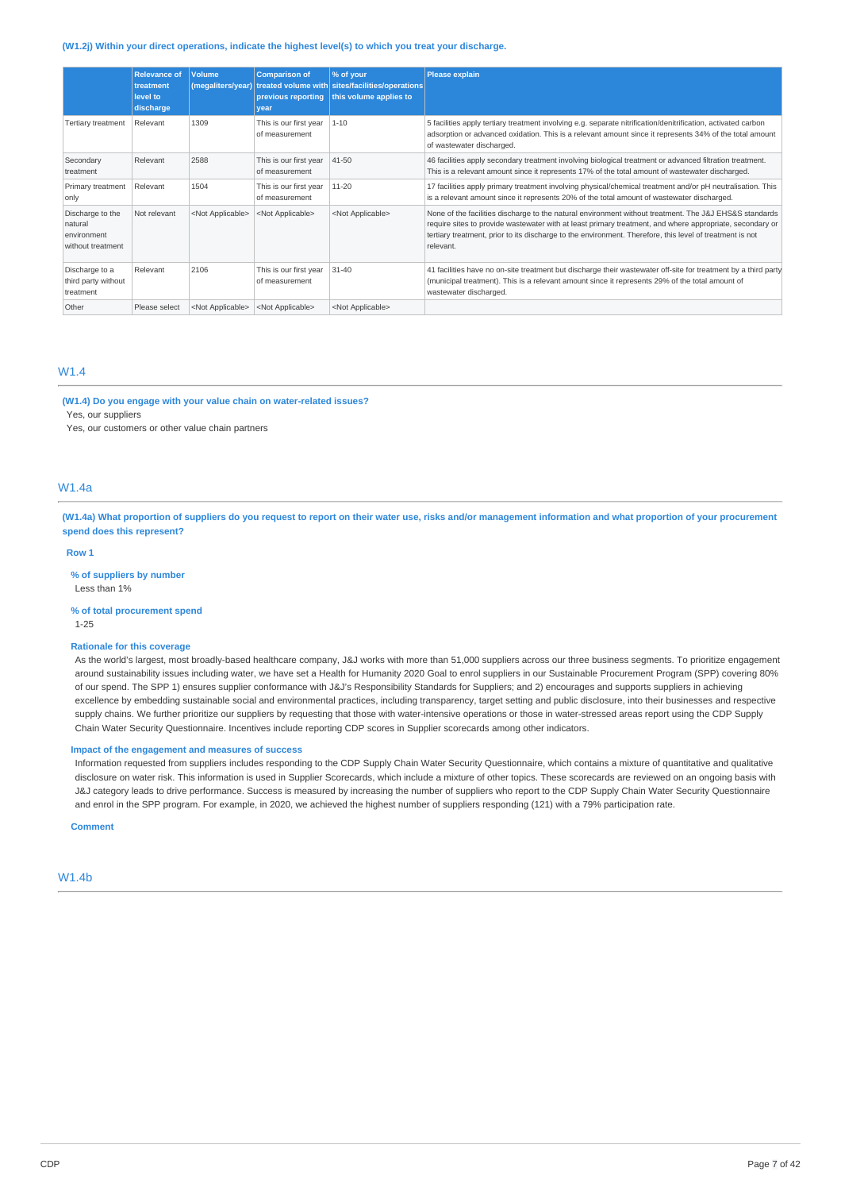**(W1.2j) Within your direct operations, indicate the highest level(s) to which you treat your discharge.**

| | Relevance of treatment level to discharge | Volume (megaliters/year) | Comparison of treated volume with previous reporting year | % of your sites/facilities/operations this volume applies to | Please explain |
|---|---|---|---|---|---|
| Tertiary treatment | Relevant | 1309 | This is our first year of measurement | 1-10 | 5 facilities apply tertiary treatment involving e.g. separate nitrification/denitrification, activated carbon adsorption or advanced oxidation. This is a relevant amount since it represents 34% of the total amount of wastewater discharged. |
| Secondary treatment | Relevant | 2588 | This is our first year of measurement | 41-50 | 46 facilities apply secondary treatment involving biological treatment or advanced filtration treatment. This is a relevant amount since it represents 17% of the total amount of wastewater discharged. |
| Primary treatment only | Relevant | 1504 | This is our first year of measurement | 11-20 | 17 facilities apply primary treatment involving physical/chemical treatment and/or pH neutralisation. This is a relevant amount since it represents 20% of the total amount of wastewater discharged. |
| Discharge to the natural environment without treatment | Not relevant | <Not Applicable> | <Not Applicable> | <Not Applicable> | None of the facilities discharge to the natural environment without treatment. The J&J EHS&S standards require sites to provide wastewater with at least primary treatment, and where appropriate, secondary or tertiary treatment, prior to its discharge to the environment. Therefore, this level of treatment is not relevant. |
| Discharge to a third party without treatment | Relevant | 2106 | This is our first year of measurement | 31-40 | 41 facilities have no on-site treatment but discharge their wastewater off-site for treatment by a third party (municipal treatment). This is a relevant amount since it represents 29% of the total amount of wastewater discharged. |
| Other | Please select | <Not Applicable> | <Not Applicable> | <Not Applicable> | |

## W1.4

**(W1.4) Do you engage with your value chain on water-related issues?**

Yes, our suppliers

Yes, our customers or other value chain partners

## W1.4a

**(W1.4a) What proportion of suppliers do you request to report on their water use, risks and/or management information and what proportion of your procurement spend does this represent?**

**Row 1**

**% of suppliers by number**

Less than 1%

**% of total procurement spend**

1-25

**Rationale for this coverage**

As the world's largest, most broadly-based healthcare company, J&J works with more than 51,000 suppliers across our three business segments. To prioritize engagement around sustainability issues including water, we have set a Health for Humanity 2020 Goal to enrol suppliers in our Sustainable Procurement Program (SPP) covering 80% of our spend. The SPP 1) ensures supplier conformance with J&J's Responsibility Standards for Suppliers; and 2) encourages and supports suppliers in achieving excellence by embedding sustainable social and environmental practices, including transparency, target setting and public disclosure, into their businesses and respective supply chains. We further prioritize our suppliers by requesting that those with water-intensive operations or those in water-stressed areas report using the CDP Supply Chain Water Security Questionnaire. Incentives include reporting CDP scores in Supplier scorecards among other indicators.

**Impact of the engagement and measures of success**

Information requested from suppliers includes responding to the CDP Supply Chain Water Security Questionnaire, which contains a mixture of quantitative and qualitative disclosure on water risk. This information is used in Supplier Scorecards, which include a mixture of other topics. These scorecards are reviewed on an ongoing basis with J&J category leads to drive performance. Success is measured by increasing the number of suppliers who report to the CDP Supply Chain Water Security Questionnaire and enrol in the SPP program. For example, in 2020, we achieved the highest number of suppliers responding (121) with a 79% participation rate.

**Comment**

## W1.4b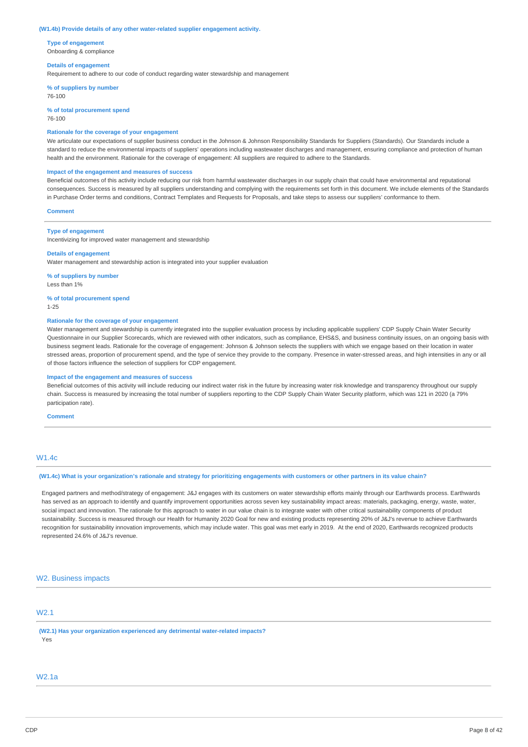**(W1.4b) Provide details of any other water-related supplier engagement activity.**

**Type of engagement**
Onboarding & compliance

**Details of engagement**
Requirement to adhere to our code of conduct regarding water stewardship and management

**% of suppliers by number**
76-100

**% of total procurement spend**
76-100

**Rationale for the coverage of your engagement**
We articulate our expectations of supplier business conduct in the Johnson & Johnson Responsibility Standards for Suppliers (Standards). Our Standards include a standard to reduce the environmental impacts of suppliers' operations including wastewater discharges and management, ensuring compliance and protection of human health and the environment. Rationale for the coverage of engagement: All suppliers are required to adhere to the Standards.

**Impact of the engagement and measures of success**
Beneficial outcomes of this activity include reducing our risk from harmful wastewater discharges in our supply chain that could have environmental and reputational consequences. Success is measured by all suppliers understanding and complying with the requirements set forth in this document. We include elements of the Standards in Purchase Order terms and conditions, Contract Templates and Requests for Proposals, and take steps to assess our suppliers' conformance to them.

**Comment**

---

**Type of engagement**
Incentivizing for improved water management and stewardship

**Details of engagement**
Water management and stewardship action is integrated into your supplier evaluation

**% of suppliers by number**
Less than 1%

**% of total procurement spend**
1-25

**Rationale for the coverage of your engagement**
Water management and stewardship is currently integrated into the supplier evaluation process by including applicable suppliers' CDP Supply Chain Water Security Questionnaire in our Supplier Scorecards, which are reviewed with other indicators, such as compliance, EHS&S, and business continuity issues, on an ongoing basis with business segment leads. Rationale for the coverage of engagement: Johnson & Johnson selects the suppliers with which we engage based on their location in water stressed areas, proportion of procurement spend, and the type of service they provide to the company. Presence in water-stressed areas, and high intensities in any or all of those factors influence the selection of suppliers for CDP engagement.

**Impact of the engagement and measures of success**
Beneficial outcomes of this activity will include reducing our indirect water risk in the future by increasing water risk knowledge and transparency throughout our supply chain. Success is measured by increasing the total number of suppliers reporting to the CDP Supply Chain Water Security platform, which was 121 in 2020 (a 79% participation rate).

**Comment**

---

## W1.4c

**(W1.4c) What is your organization's rationale and strategy for prioritizing engagements with customers or other partners in its value chain?**

Engaged partners and method/strategy of engagement: J&J engages with its customers on water stewardship efforts mainly through our Earthwards process. Earthwards has served as an approach to identify and quantify improvement opportunities across seven key sustainability impact areas: materials, packaging, energy, waste, water, social impact and innovation. The rationale for this approach to water in our value chain is to integrate water with other critical sustainability components of product sustainability. Success is measured through our Health for Humanity 2020 Goal for new and existing products representing 20% of J&J's revenue to achieve Earthwards recognition for sustainability innovation improvements, which may include water. This goal was met early in 2019. At the end of 2020, Earthwards recognized products represented 24.6% of J&J's revenue.

# W2. Business impacts

## W2.1

**(W2.1) Has your organization experienced any detrimental water-related impacts?**
Yes

## W2.1a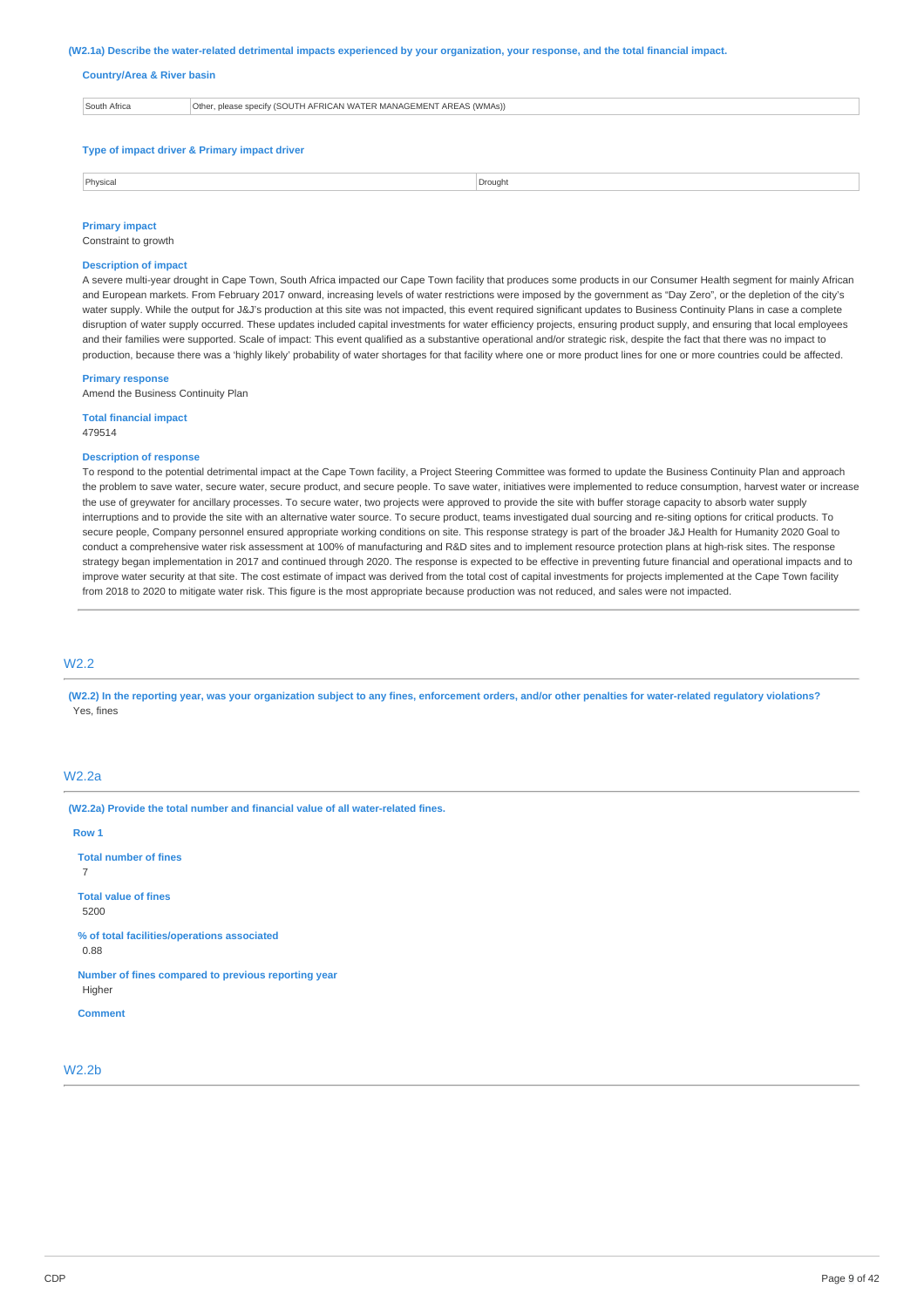**(W2.1a) Describe the water-related detrimental impacts experienced by your organization, your response, and the total financial impact.**

**Country/Area & River basin**

| South Africa | Other, please specify (SOUTH AFRICAN WATER MANAGEMENT AREAS (WMAs)) |
|---|---|

**Type of impact driver & Primary impact driver**

| Physical | Drought |
|---|---|

**Primary impact**

Constraint to growth

**Description of impact**

A severe multi-year drought in Cape Town, South Africa impacted our Cape Town facility that produces some products in our Consumer Health segment for mainly African and European markets. From February 2017 onward, increasing levels of water restrictions were imposed by the government as "Day Zero", or the depletion of the city's water supply. While the output for J&J's production at this site was not impacted, this event required significant updates to Business Continuity Plans in case a complete disruption of water supply occurred. These updates included capital investments for water efficiency projects, ensuring product supply, and ensuring that local employees and their families were supported. Scale of impact: This event qualified as a substantive operational and/or strategic risk, despite the fact that there was no impact to production, because there was a 'highly likely' probability of water shortages for that facility where one or more product lines for one or more countries could be affected.

**Primary response**

Amend the Business Continuity Plan

**Total financial impact**

479514

**Description of response**

To respond to the potential detrimental impact at the Cape Town facility, a Project Steering Committee was formed to update the Business Continuity Plan and approach the problem to save water, secure water, secure product, and secure people. To save water, initiatives were implemented to reduce consumption, harvest water or increase the use of greywater for ancillary processes. To secure water, two projects were approved to provide the site with buffer storage capacity to absorb water supply interruptions and to provide the site with an alternative water source. To secure product, teams investigated dual sourcing and re-siting options for critical products. To secure people, Company personnel ensured appropriate working conditions on site. This response strategy is part of the broader J&J Health for Humanity 2020 Goal to conduct a comprehensive water risk assessment at 100% of manufacturing and R&D sites and to implement resource protection plans at high-risk sites. The response strategy began implementation in 2017 and continued through 2020. The response is expected to be effective in preventing future financial and operational impacts and to improve water security at that site. The cost estimate of impact was derived from the total cost of capital investments for projects implemented at the Cape Town facility from 2018 to 2020 to mitigate water risk. This figure is the most appropriate because production was not reduced, and sales were not impacted.

## W2.2

**(W2.2) In the reporting year, was your organization subject to any fines, enforcement orders, and/or other penalties for water-related regulatory violations?**

Yes, fines

## W2.2a

**(W2.2a) Provide the total number and financial value of all water-related fines.**

**Row 1**

**Total number of fines**

7

**Total value of fines**

5200

**% of total facilities/operations associated**

0.88

**Number of fines compared to previous reporting year**

Higher

**Comment**

## W2.2b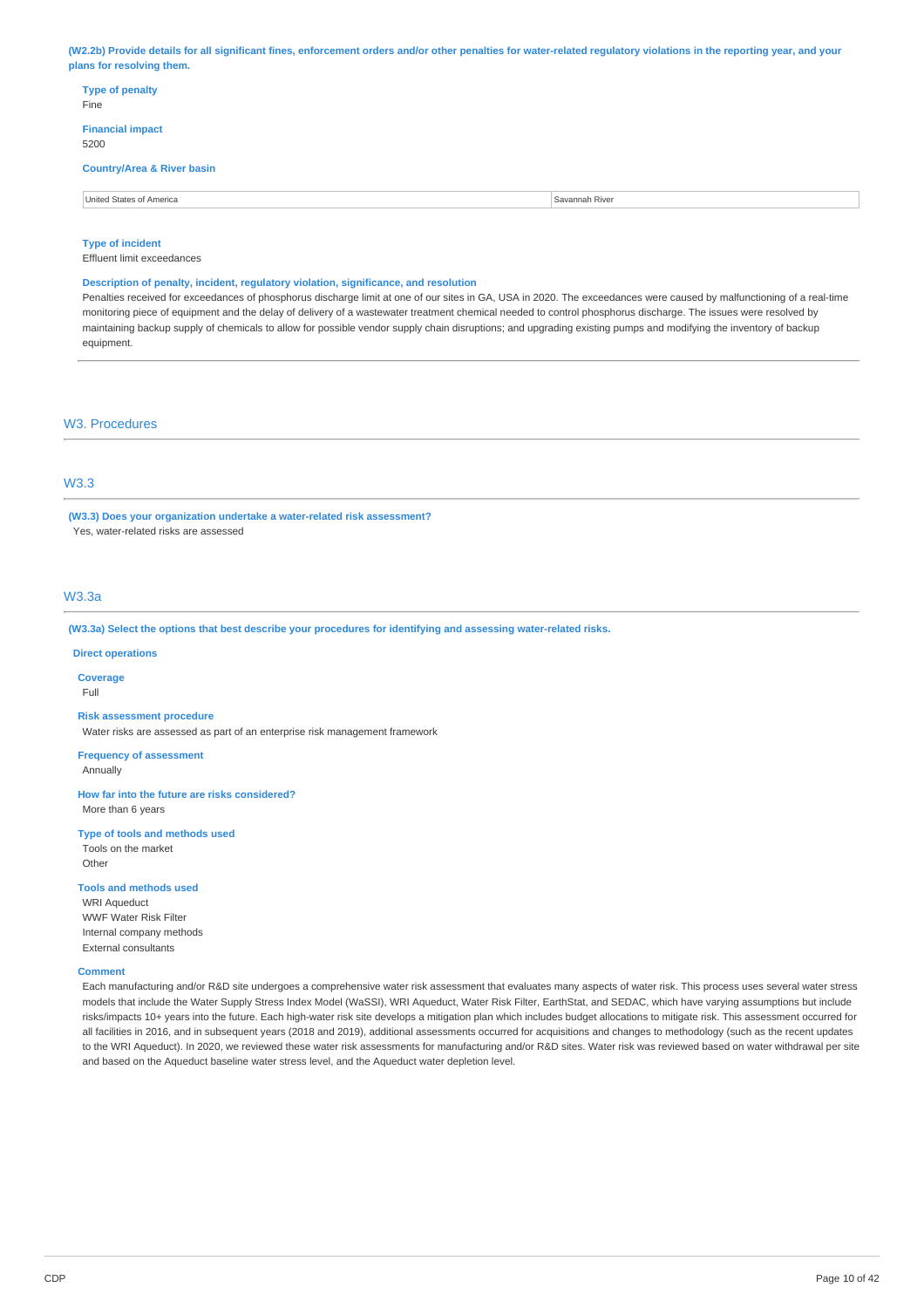**(W2.2b) Provide details for all significant fines, enforcement orders and/or other penalties for water-related regulatory violations in the reporting year, and your plans for resolving them.**

**Type of penalty**
Fine

**Financial impact**
5200

**Country/Area & River basin**

| United States of America | Savannah River |
|---|---|

**Type of incident**
Effluent limit exceedances

**Description of penalty, incident, regulatory violation, significance, and resolution**
Penalties received for exceedances of phosphorus discharge limit at one of our sites in GA, USA in 2020. The exceedances were caused by malfunctioning of a real-time monitoring piece of equipment and the delay of delivery of a wastewater treatment chemical needed to control phosphorus discharge. The issues were resolved by maintaining backup supply of chemicals to allow for possible vendor supply chain disruptions; and upgrading existing pumps and modifying the inventory of backup equipment.

## W3. Procedures

## W3.3

**(W3.3) Does your organization undertake a water-related risk assessment?**
Yes, water-related risks are assessed

## W3.3a

**(W3.3a) Select the options that best describe your procedures for identifying and assessing water-related risks.**

**Direct operations**

**Coverage**
Full

**Risk assessment procedure**
Water risks are assessed as part of an enterprise risk management framework

**Frequency of assessment**
Annually

**How far into the future are risks considered?**
More than 6 years

**Type of tools and methods used**
Tools on the market
Other

**Tools and methods used**
WRI Aqueduct
WWF Water Risk Filter
Internal company methods
External consultants

**Comment**
Each manufacturing and/or R&D site undergoes a comprehensive water risk assessment that evaluates many aspects of water risk. This process uses several water stress models that include the Water Supply Stress Index Model (WaSSI), WRI Aqueduct, Water Risk Filter, EarthStat, and SEDAC, which have varying assumptions but include risks/impacts 10+ years into the future. Each high-water risk site develops a mitigation plan which includes budget allocations to mitigate risk. This assessment occurred for all facilities in 2016, and in subsequent years (2018 and 2019), additional assessments occurred for acquisitions and changes to methodology (such as the recent updates to the WRI Aqueduct). In 2020, we reviewed these water risk assessments for manufacturing and/or R&D sites. Water risk was reviewed based on water withdrawal per site and based on the Aqueduct baseline water stress level, and the Aqueduct water depletion level.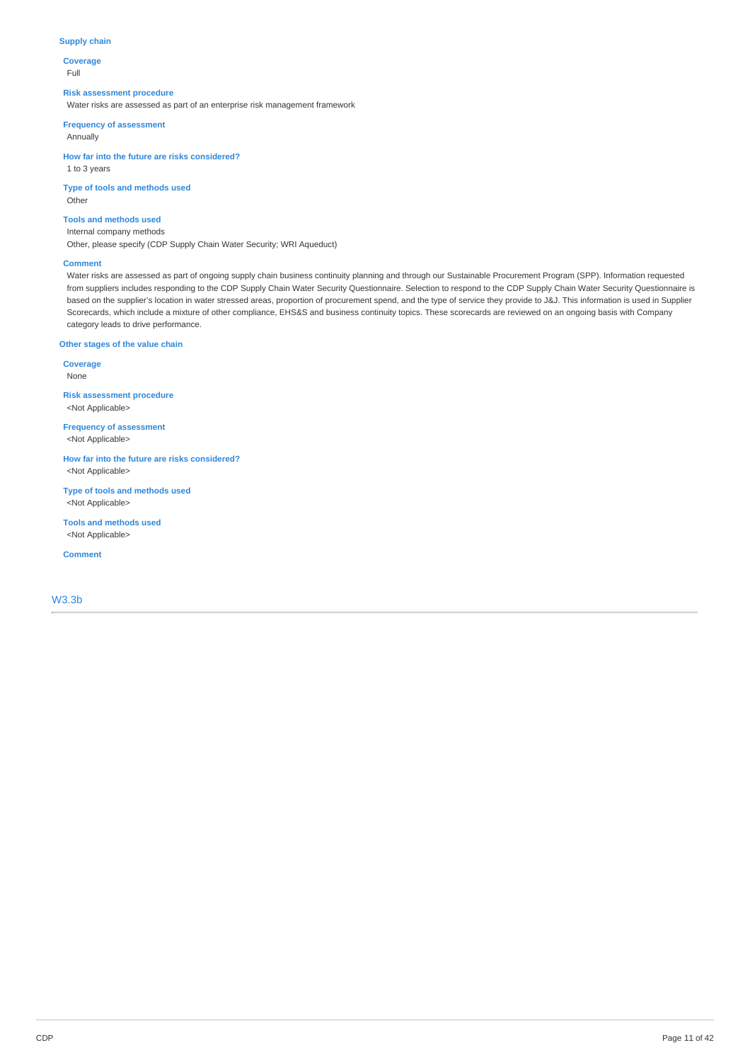### Supply chain

**Coverage**
Full

**Risk assessment procedure**
Water risks are assessed as part of an enterprise risk management framework

**Frequency of assessment**
Annually

**How far into the future are risks considered?**
1 to 3 years

**Type of tools and methods used**
Other

**Tools and methods used**
Internal company methods
Other, please specify (CDP Supply Chain Water Security; WRI Aqueduct)

**Comment**
Water risks are assessed as part of ongoing supply chain business continuity planning and through our Sustainable Procurement Program (SPP). Information requested from suppliers includes responding to the CDP Supply Chain Water Security Questionnaire. Selection to respond to the CDP Supply Chain Water Security Questionnaire is based on the supplier's location in water stressed areas, proportion of procurement spend, and the type of service they provide to J&J. This information is used in Supplier Scorecards, which include a mixture of other compliance, EHS&S and business continuity topics. These scorecards are reviewed on an ongoing basis with Company category leads to drive performance.

### Other stages of the value chain

**Coverage**
None

**Risk assessment procedure**
<Not Applicable>

**Frequency of assessment**
<Not Applicable>

**How far into the future are risks considered?**
<Not Applicable>

**Type of tools and methods used**
<Not Applicable>

**Tools and methods used**
<Not Applicable>

**Comment**

## W3.3b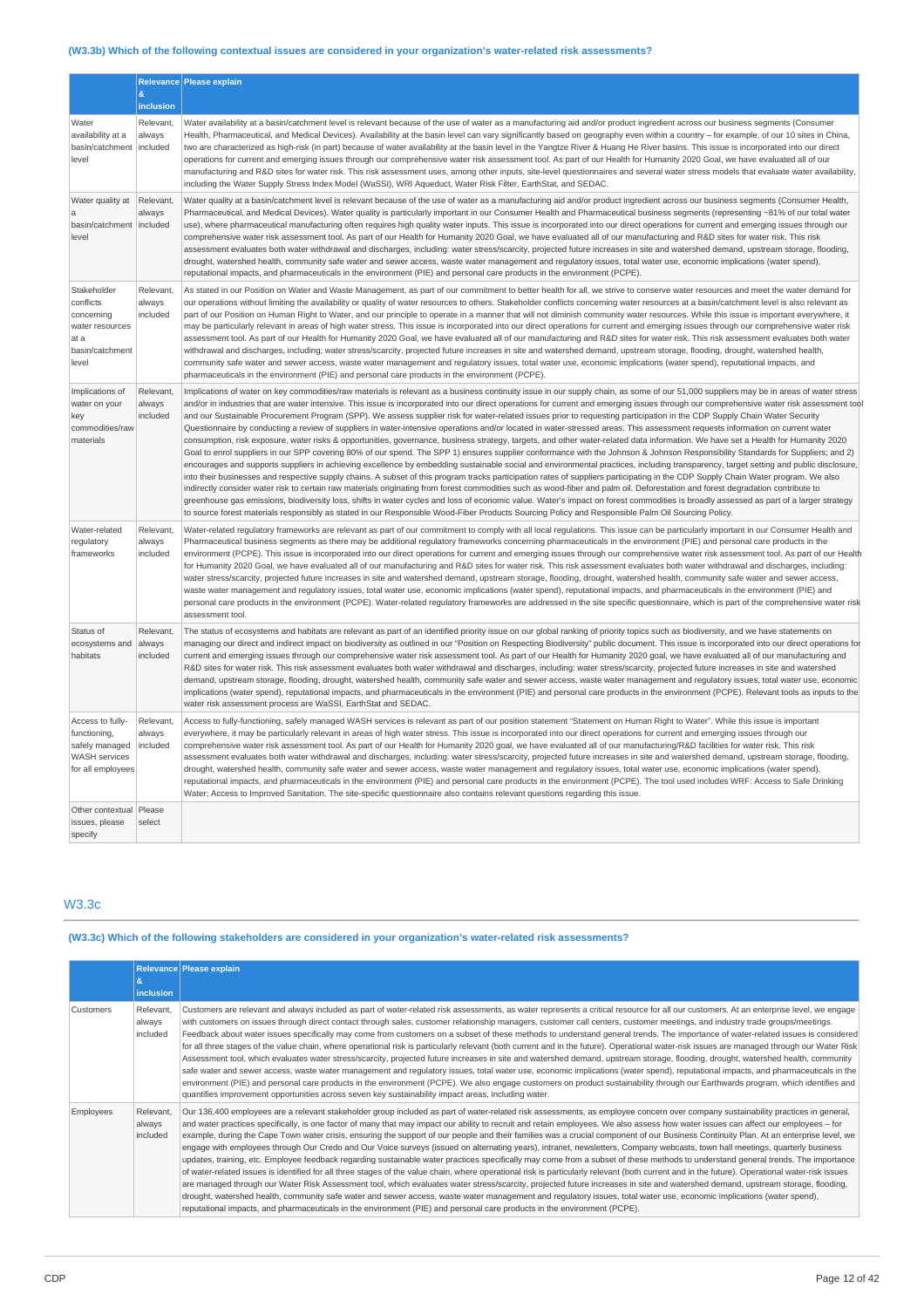### (W3.3b) Which of the following contextual issues are considered in your organization's water-related risk assessments?

| | Relevance & inclusion | Please explain |
|---|---|---|
| Water availability at a basin/catchment level | Relevant, always included | Water availability at a basin/catchment level is relevant because of the use of water as a manufacturing aid and/or product ingredient across our business segments (Consumer Health, Pharmaceutical, and Medical Devices). Availability at the basin level can vary significantly based on geography even within a country – for example, of our 10 sites in China, two are characterized as high-risk (in part) because of water availability at the basin level in the Yangtze River & Huang He River basins. This issue is incorporated into our direct operations for current and emerging issues through our comprehensive water risk assessment tool. As part of our Health for Humanity 2020 Goal, we have evaluated all of our manufacturing and R&D sites for water risk. This risk assessment uses, among other inputs, site-level questionnaires and several water stress models that evaluate water availability, including the Water Supply Stress Index Model (WaSSI), WRI Aqueduct, Water Risk Filter, EarthStat, and SEDAC. |
| Water quality at a basin/catchment level | Relevant, always included | Water quality at a basin/catchment level is relevant because of the use of water as a manufacturing aid and/or product ingredient across our business segments (Consumer Health, Pharmaceutical, and Medical Devices). Water quality is particularly important in our Consumer Health and Pharmaceutical business segments (representing ~81% of our total water use), where pharmaceutical manufacturing often requires high quality water inputs. This issue is incorporated into our direct operations for current and emerging issues through our comprehensive water risk assessment tool. As part of our Health for Humanity 2020 Goal, we have evaluated all of our manufacturing and R&D sites for water risk. This risk assessment evaluates both water withdrawal and discharges, including: water stress/scarcity, projected future increases in site and watershed demand, upstream storage, flooding, drought, watershed health, community safe water and sewer access, waste water management and regulatory issues, total water use, economic implications (water spend), reputational impacts, and pharmaceuticals in the environment (PIE) and personal care products in the environment (PCPE). |
| Stakeholder conflicts concerning water resources at a basin/catchment level | Relevant, always included | As stated in our Position on Water and Waste Management, as part of our commitment to better health for all, we strive to conserve water resources and meet the water demand for our operations without limiting the availability or quality of water resources to others. Stakeholder conflicts concerning water resources at a basin/catchment level is also relevant as part of our Position on Human Right to Water, and our principle to operate in a manner that will not diminish community water resources. While this issue is important everywhere, it may be particularly relevant in areas of high water stress. This issue is incorporated into our direct operations for current and emerging issues through our comprehensive water risk assessment tool. As part of our Health for Humanity 2020 Goal, we have evaluated all of our manufacturing and R&D sites for water risk. This risk assessment evaluates both water withdrawal and discharges, including: water stress/scarcity, projected future increases in site and watershed demand, upstream storage, flooding, drought, watershed health, community safe water and sewer access, waste water management and regulatory issues, total water use, economic implications (water spend), reputational impacts, and pharmaceuticals in the environment (PIE) and personal care products in the environment (PCPE). |
| Implications of water on your key commodities/raw materials | Relevant, always included | Implications of water on key commodities/raw materials is relevant as a business continuity issue in our supply chain, as some of our 51,000 suppliers may be in areas of water stress and/or in industries that are water intensive. This issue is incorporated into our direct operations for current and emerging issues through our comprehensive water risk assessment tool and our Sustainable Procurement Program (SPP). We assess supplier risk for water-related issues prior to requesting participation in the CDP Supply Chain Water Security Questionnaire by conducting a review of suppliers in water-intensive operations and/or located in water-stressed areas. This assessment requests information on current water consumption, risk exposure, water risks & opportunities, governance, business strategy, targets, and other water-related data information. We have set a Health for Humanity 2020 Goal to enrol suppliers in our SPP covering 80% of our spend. The SPP 1) ensures supplier conformance with the Johnson & Johnson Responsibility Standards for Suppliers; and 2) encourages and supports suppliers in achieving excellence by embedding sustainable social and environmental practices, including transparency, target setting and public disclosure, into their businesses and respective supply chains. A subset of this program tracks participation rates of suppliers participating in the CDP Supply Chain Water program. We also indirectly consider water risk to certain raw materials originating from forest commodities such as wood-fiber and palm oil. Deforestation and forest degradation contribute to greenhouse gas emissions, biodiversity loss, shifts in water cycles and loss of economic value. Water's impact on forest commodities is broadly assessed as part of a larger strategy to source forest materials responsibly as stated in our Responsible Wood-Fiber Products Sourcing Policy and Responsible Palm Oil Sourcing Policy. |
| Water-related regulatory frameworks | Relevant, always included | Water-related regulatory frameworks are relevant as part of our commitment to comply with all local regulations. This issue can be particularly important in our Consumer Health and Pharmaceutical business segments as there may be additional regulatory frameworks concerning pharmaceuticals in the environment (PIE) and personal care products in the environment (PCPE). This issue is incorporated into our direct operations for current and emerging issues through our comprehensive water risk assessment tool. As part of our Health for Humanity 2020 Goal, we have evaluated all of our manufacturing and R&D sites for water risk. This risk assessment evaluates both water withdrawal and discharges, including: water stress/scarcity, projected future increases in site and watershed demand, upstream storage, flooding, drought, watershed health, community safe water and sewer access, waste water management and regulatory issues, total water use, economic implications (water spend), reputational impacts, and pharmaceuticals in the environment (PIE) and personal care products in the environment (PCPE). Water-related regulatory frameworks are addressed in the site specific questionnaire, which is part of the comprehensive water risk assessment tool. |
| Status of ecosystems and habitats | Relevant, always included | The status of ecosystems and habitats are relevant as part of an identified priority issue on our global ranking of priority topics such as biodiversity, and we have statements on managing our direct and indirect impact on biodiversity as outlined in our "Position on Respecting Biodiversity" public document. This issue is incorporated into our direct operations for current and emerging issues through our comprehensive water risk assessment tool. As part of our Health for Humanity 2020 goal, we have evaluated all of our manufacturing and R&D sites for water risk. This risk assessment evaluates both water withdrawal and discharges, including: water stress/scarcity, projected future increases in site and watershed demand, upstream storage, flooding, drought, watershed health, community safe water and sewer access, waste water management and regulatory issues, total water use, economic implications (water spend), reputational impacts, and pharmaceuticals in the environment (PIE) and personal care products in the environment (PCPE). Relevant tools as inputs to the water risk assessment process are WaSSI, EarthStat and SEDAC. |
| Access to fully-functioning, safely managed WASH services for all employees | Relevant, always included | Access to fully-functioning, safely managed WASH services is relevant as part of our position statement "Statement on Human Right to Water". While this issue is important everywhere, it may be particularly relevant in areas of high water stress. This issue is incorporated into our direct operations for current and emerging issues through our comprehensive water risk assessment tool. As part of our Health for Humanity 2020 goal, we have evaluated all of our manufacturing/R&D facilities for water risk. This risk assessment evaluates both water withdrawal and discharges, including: water stress/scarcity, projected future increases in site and watershed demand, upstream storage, flooding, drought, watershed health, community safe water and sewer access, waste water management and regulatory issues, total water use, economic implications (water spend), reputational impacts, and pharmaceuticals in the environment (PIE) and personal care products in the environment (PCPE). The tool used includes WRF: Access to Safe Drinking Water; Access to Improved Sanitation. The site-specific questionnaire also contains relevant questions regarding this issue. |
| Other contextual issues, please specify | Please select | |

## W3.3c

### (W3.3c) Which of the following stakeholders are considered in your organization's water-related risk assessments?

| | Relevance & inclusion | Please explain |
|---|---|---|
| Customers | Relevant, always included | Customers are relevant and always included as part of water-related risk assessments, as water represents a critical resource for all our customers. At an enterprise level, we engage with customers on issues through direct contact through sales, customer relationship managers, customer call centers, customer meetings, and industry trade groups/meetings. Feedback about water issues specifically may come from customers on a subset of these methods to understand general trends. The importance of water-related issues is considered for all three stages of the value chain, where operational risk is particularly relevant (both current and in the future). Operational water-risk issues are managed through our Water Risk Assessment tool, which evaluates water stress/scarcity, projected future increases in site and watershed demand, upstream storage, flooding, drought, watershed health, community safe water and sewer access, waste water management and regulatory issues, total water use, economic implications (water spend), reputational impacts, and pharmaceuticals in the environment (PIE) and personal care products in the environment (PCPE). We also engage customers on product sustainability through our Earthwards program, which identifies and quantifies improvement opportunities across seven key sustainability impact areas, including water. |
| Employees | Relevant, always included | Our 136,400 employees are a relevant stakeholder group included as part of water-related risk assessments, as employee concern over company sustainability practices in general, and water practices specifically, is one factor of many that may impact our ability to recruit and retain employees. We also assess how water issues can affect our employees – for example, during the Cape Town water crisis, ensuring the support of our people and their families was a crucial component of our Business Continuity Plan. At an enterprise level, we engage with employees through Our Credo and Our Voice surveys (issued on alternating years), intranet, newsletters, Company webcasts, town hall meetings, quarterly business updates, training, etc. Employee feedback regarding sustainable water practices specifically may come from a subset of these methods to understand general trends. The importance of water-related issues is identified for all three stages of the value chain, where operational risk is particularly relevant (both current and in the future). Operational water-risk issues are managed through our Water Risk Assessment tool, which evaluates water stress/scarcity, projected future increases in site and watershed demand, upstream storage, flooding, drought, watershed health, community safe water and sewer access, waste water management and regulatory issues, total water use, economic implications (water spend), reputational impacts, and pharmaceuticals in the environment (PIE) and personal care products in the environment (PCPE). |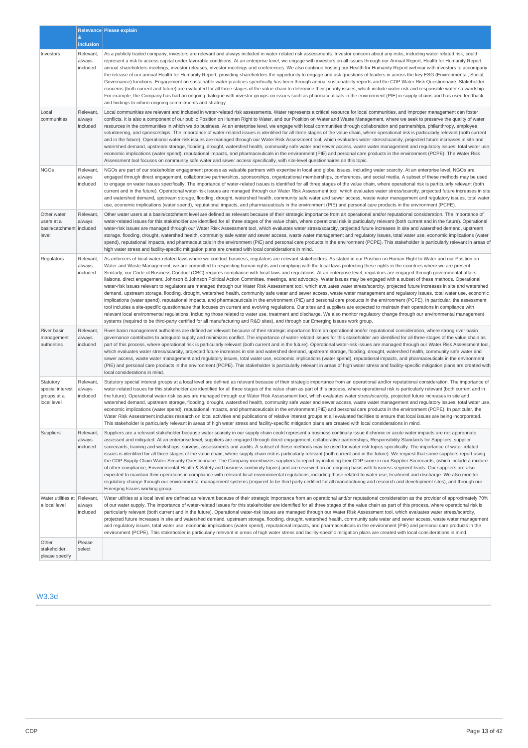| | Relevance & inclusion | Please explain |
|---|---|---|
| Investors | Relevant, always included | As a publicly traded company, investors are relevant and always included in water-related risk assessments. Investor concern about any risks, including water-related risk, could represent a risk to access capital under favorable conditions. At an enterprise level, we engage with investors on all issues through our Annual Report, Health for Humanity Report, annual shareholders meetings, investor releases, investor meetings and conferences. We also continue hosting our Health for Humanity Report webinar with investors to accompany the release of our annual Health for Humanity Report, providing shareholders the opportunity to engage and ask questions of leaders in across the key ESG (Environmental, Social, Governance) functions. Engagement on sustainable water practices specifically has been through annual sustainability reports and the CDP Water Risk Questionnaire. Stakeholder concerns (both current and future) are evaluated for all three stages of the value chain to determine their priority issues, which include water risk and responsible water stewardship. For example, the Company has had an ongoing dialogue with investor groups on issues such as pharmaceuticals in the environment (PIE) in supply chains and has used feedback and findings to inform ongoing commitments and strategy. |
| Local communities | Relevant, always included | Local communities are relevant and included in water-related risk assessments. Water represents a critical resource for local communities, and improper management can foster conflicts. It is also a component of our public Position on Human Right to Water, and our Position on Water and Waste Management, where we seek to preserve the quality of water resources in the communities in which we do business. At an enterprise level, we engage with local communities through collaboration and partnerships, philanthropy, employee volunteering, and sponsorships. The importance of water-related issues is identified for all three stages of the value chain, where operational risk is particularly relevant (both current and in the future). Operational water-risk issues are managed through our Water Risk Assessment tool, which evaluates water stress/scarcity, projected future increases in site and watershed demand, upstream storage, flooding, drought, watershed health, community safe water and sewer access, waste water management and regulatory issues, total water use, economic implications (water spend), reputational impacts, and pharmaceuticals in the environment (PIE) and personal care products in the environment (PCPE). The Water Risk Assessment tool focuses on community safe water and sewer access specifically, with site-level questionnaires on this topic. |
| NGOs | Relevant, always included | NGOs are part of our stakeholder engagement process as valuable partners with expertise in local and global issues, including water scarcity. At an enterprise level, NGOs are engaged through direct engagement, collaborative partnerships, sponsorships, organizational memberships, conferences, and social media. A subset of these methods may be used to engage on water issues specifically. The importance of water-related issues is identified for all three stages of the value chain, where operational risk is particularly relevant (both current and in the future). Operational water-risk issues are managed through our Water Risk Assessment tool, which evaluates water stress/scarcity, projected future increases in site and watershed demand, upstream storage, flooding, drought, watershed health, community safe water and sewer access, waste water management and regulatory issues, total water use, economic implications (water spend), reputational impacts, and pharmaceuticals in the environment (PIE) and personal care products in the environment (PCPE). |
| Other water users at a basin/catchment level | Relevant, always included | Other water users at a basin/catchment level are defined as relevant because of their strategic importance from an operational and/or reputational consideration. The importance of water-related issues for this stakeholder are identified for all three stages of the value chain, where operational risk is particularly relevant (both current and in the future). Operational water-risk issues are managed through our Water Risk Assessment tool, which evaluates water stress/scarcity, projected future increases in site and watershed demand, upstream storage, flooding, drought, watershed health, community safe water and sewer access, waste water management and regulatory issues, total water use, economic implications (water spend), reputational impacts, and pharmaceuticals in the environment (PIE) and personal care products in the environment (PCPE). This stakeholder is particularly relevant in areas of high water stress and facility-specific mitigation plans are created with local considerations in mind. |
| Regulators | Relevant, always included | As enforcers of local water-related laws where we conduct business, regulators are relevant stakeholders. As stated in our Position on Human Right to Water and our Position on Water and Waste Management, we are committed to respecting human rights and complying with the local laws protecting these rights in the countries where we are present. Similarly, our Code of Business Conduct (CBC) requires compliance with local laws and regulations. At an enterprise level, regulators are engaged through governmental affairs liaisons, direct engagement, Johnson & Johnson Political Action Committee, meetings, and advocacy. Water issues may be engaged with a subset of these methods. Operational water-risk issues relevant to regulators are managed through our Water Risk Assessment tool, which evaluates water stress/scarcity, projected future increases in site and watershed demand, upstream storage, flooding, drought, watershed health, community safe water and sewer access, waste water management and regulatory issues, total water use, economic implications (water spend), reputational impacts, and pharmaceuticals in the environment (PIE) and personal care products in the environment (PCPE). In particular, the assessment tool includes a site-specific questionnaire that focuses on current and evolving regulations. Our sites and suppliers are expected to maintain their operations in compliance with relevant local environmental regulations, including those related to water use, treatment and discharge. We also monitor regulatory change through our environmental management systems (required to be third-party certified for all manufacturing and R&D sites), and through our Emerging Issues work group. |
| River basin management authorities | Relevant, always included | River basin management authorities are defined as relevant because of their strategic importance from an operational and/or reputational consideration, where strong river basin governance contributes to adequate supply and minimizes conflict. The importance of water-related issues for this stakeholder are identified for all three stages of the value chain as part of this process, where operational risk is particularly relevant (both current and in the future). Operational water-risk issues are managed through our Water Risk Assessment tool, which evaluates water stress/scarcity, projected future increases in site and watershed demand, upstream storage, flooding, drought, watershed health, community safe water and sewer access, waste water management and regulatory issues, total water use, economic implications (water spend), reputational impacts, and pharmaceuticals in the environment (PIE) and personal care products in the environment (PCPE). This stakeholder is particularly relevant in areas of high water stress and facility-specific mitigation plans are created with local considerations in mind. |
| Statutory special interest groups at a local level | Relevant, always included | Statutory special interest groups at a local level are defined as relevant because of their strategic importance from an operational and/or reputational consideration. The importance of water-related issues for this stakeholder are identified for all three stages of the value chain as part of this process, where operational risk is particularly relevant (both current and in the future). Operational water-risk issues are managed through our Water Risk Assessment tool, which evaluates water stress/scarcity, projected future increases in site and watershed demand, upstream storage, flooding, drought, watershed health, community safe water and sewer access, waste water management and regulatory issues, total water use, economic implications (water spend), reputational impacts, and pharmaceuticals in the environment (PIE) and personal care products in the environment (PCPE). In particular, the Water Risk Assessment includes research on local activities and publications of relative interest groups at all evaluated facilities to ensure that local issues are being incorporated. This stakeholder is particularly relevant in areas of high water stress and facility-specific mitigation plans are created with local considerations in mind. |
| Suppliers | Relevant, always included | Suppliers are a relevant stakeholder because water scarcity in our supply chain could represent a business continuity issue if chronic or acute water impacts are not appropriate assessed and mitigated. At an enterprise level, suppliers are engaged through direct engagement, collaborative partnerships, Responsibility Standards for Suppliers, supplier scorecards, training and workshops, surveys, assessments and audits. A subset of these methods may be used for water risk topics specifically. The importance of water-related issues is identified for all three stages of the value chain, where supply chain risk is particularly relevant (both current and in the future). We request that some suppliers report using the CDP Supply Chain Water Security Questionnaire. The Company incentivizes suppliers to report by including their CDP score in our Supplier Scorecards, (which include a mixture of other compliance, Environmental Health & Safety and business continuity topics) and are reviewed on an ongoing basis with business segment leads. Our suppliers are also expected to maintain their operations in compliance with relevant local environmental regulations, including those related to water use, treatment and discharge. We also monitor regulatory change through our environmental management systems (required to be third party certified for all manufacturing and research and development sites), and through our Emerging Issues working group. |
| Water utilities at a local level | Relevant, always included | Water utilities at a local level are defined as relevant because of their strategic importance from an operational and/or reputational consideration as the provider of approximately 70% of our water supply. The importance of water-related issues for this stakeholder are identified for all three stages of the value chain as part of this process, where operational risk is particularly relevant (both current and in the future). Operational water-risk issues are managed through our Water Risk Assessment tool, which evaluates water stress/scarcity, projected future increases in site and watershed demand, upstream storage, flooding, drought, watershed health, community safe water and sewer access, waste water management and regulatory issues, total water use, economic implications (water spend), reputational impacts, and pharmaceuticals in the environment (PIE) and personal care products in the environment (PCPE). This stakeholder is particularly relevant in areas of high water stress and facility-specific mitigation plans are created with local considerations in mind. |
| Other stakeholder, please specify | Please select | |

## W3.3d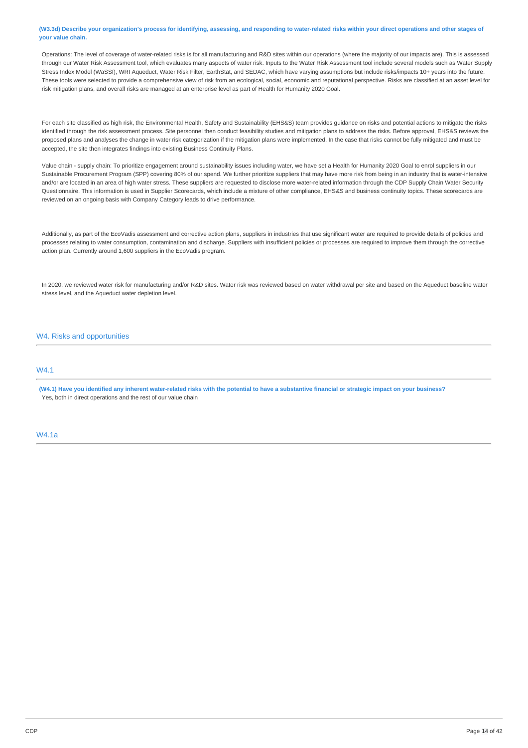**(W3.3d) Describe your organization's process for identifying, assessing, and responding to water-related risks within your direct operations and other stages of your value chain.**

Operations: The level of coverage of water-related risks is for all manufacturing and R&D sites within our operations (where the majority of our impacts are). This is assessed through our Water Risk Assessment tool, which evaluates many aspects of water risk. Inputs to the Water Risk Assessment tool include several models such as Water Supply Stress Index Model (WaSSI), WRI Aqueduct, Water Risk Filter, EarthStat, and SEDAC, which have varying assumptions but include risks/impacts 10+ years into the future. These tools were selected to provide a comprehensive view of risk from an ecological, social, economic and reputational perspective. Risks are classified at an asset level for risk mitigation plans, and overall risks are managed at an enterprise level as part of Health for Humanity 2020 Goal.

For each site classified as high risk, the Environmental Health, Safety and Sustainability (EHS&S) team provides guidance on risks and potential actions to mitigate the risks identified through the risk assessment process. Site personnel then conduct feasibility studies and mitigation plans to address the risks. Before approval, EHS&S reviews the proposed plans and analyses the change in water risk categorization if the mitigation plans were implemented. In the case that risks cannot be fully mitigated and must be accepted, the site then integrates findings into existing Business Continuity Plans.

Value chain - supply chain: To prioritize engagement around sustainability issues including water, we have set a Health for Humanity 2020 Goal to enrol suppliers in our Sustainable Procurement Program (SPP) covering 80% of our spend. We further prioritize suppliers that may have more risk from being in an industry that is water-intensive and/or are located in an area of high water stress. These suppliers are requested to disclose more water-related information through the CDP Supply Chain Water Security Questionnaire. This information is used in Supplier Scorecards, which include a mixture of other compliance, EHS&S and business continuity topics. These scorecards are reviewed on an ongoing basis with Company Category leads to drive performance.

Additionally, as part of the EcoVadis assessment and corrective action plans, suppliers in industries that use significant water are required to provide details of policies and processes relating to water consumption, contamination and discharge. Suppliers with insufficient policies or processes are required to improve them through the corrective action plan. Currently around 1,600 suppliers in the EcoVadis program.

In 2020, we reviewed water risk for manufacturing and/or R&D sites. Water risk was reviewed based on water withdrawal per site and based on the Aqueduct baseline water stress level, and the Aqueduct water depletion level.

## W4. Risks and opportunities

### W4.1

**(W4.1) Have you identified any inherent water-related risks with the potential to have a substantive financial or strategic impact on your business?**

Yes, both in direct operations and the rest of our value chain

### W4.1a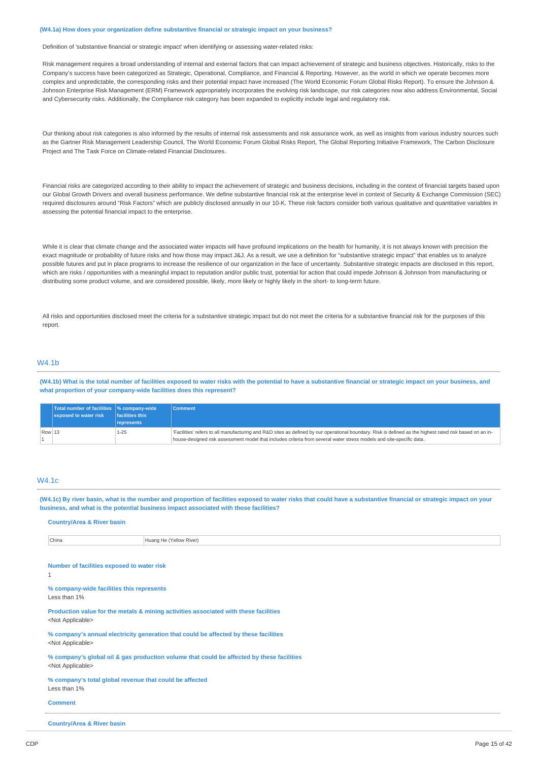**(W4.1a) How does your organization define substantive financial or strategic impact on your business?**

Definition of 'substantive financial or strategic impact' when identifying or assessing water-related risks:

Risk management requires a broad understanding of internal and external factors that can impact achievement of strategic and business objectives. Historically, risks to the Company's success have been categorized as Strategic, Operational, Compliance, and Financial & Reporting. However, as the world in which we operate becomes more complex and unpredictable, the corresponding risks and their potential impact have increased (The World Economic Forum Global Risks Report). To ensure the Johnson & Johnson Enterprise Risk Management (ERM) Framework appropriately incorporates the evolving risk landscape, our risk categories now also address Environmental, Social and Cybersecurity risks. Additionally, the Compliance risk category has been expanded to explicitly include legal and regulatory risk.

Our thinking about risk categories is also informed by the results of internal risk assessments and risk assurance work, as well as insights from various industry sources such as the Gartner Risk Management Leadership Council, The World Economic Forum Global Risks Report, The Global Reporting Initiative Framework, The Carbon Disclosure Project and The Task Force on Climate-related Financial Disclosures.

Financial risks are categorized according to their ability to impact the achievement of strategic and business decisions, including in the context of financial targets based upon our Global Growth Drivers and overall business performance. We define substantive financial risk at the enterprise level in context of Security & Exchange Commission (SEC) required disclosures around "Risk Factors" which are publicly disclosed annually in our 10-K. These risk factors consider both various qualitative and quantitative variables in assessing the potential financial impact to the enterprise.

While it is clear that climate change and the associated water impacts will have profound implications on the health for humanity, it is not always known with precision the exact magnitude or probability of future risks and how those may impact J&J. As a result, we use a definition for "substantive strategic impact" that enables us to analyze possible futures and put in place programs to increase the resilience of our organization in the face of uncertainty. Substantive strategic impacts are disclosed in this report, which are risks / opportunities with a meaningful impact to reputation and/or public trust, potential for action that could impede Johnson & Johnson from manufacturing or distributing some product volume, and are considered possible, likely, more likely or highly likely in the short- to long-term future.

All risks and opportunities disclosed meet the criteria for a substantive strategic impact but do not meet the criteria for a substantive financial risk for the purposes of this report.

## W4.1b

**(W4.1b) What is the total number of facilities exposed to water risks with the potential to have a substantive financial or strategic impact on your business, and what proportion of your company-wide facilities does this represent?**

| | Total number of facilities exposed to water risk | % company-wide facilities this represents | Comment |
|---|---|---|---|
| Row 1 | 13 | 1-25 | 'Facilities' refers to all manufacturing and R&D sites as defined by our operational boundary. Risk is defined as the highest rated risk based on an in-house-designed risk assessment model that includes criteria from several water stress models and site-specific data. |

## W4.1c

**(W4.1c) By river basin, what is the number and proportion of facilities exposed to water risks that could have a substantive financial or strategic impact on your business, and what is the potential business impact associated with those facilities?**

**Country/Area & River basin**

| China | Huang He (Yellow River) |
|---|---|

**Number of facilities exposed to water risk**

1

**% company-wide facilities this represents**

Less than 1%

**Production value for the metals & mining activities associated with these facilities**

<Not Applicable>

**% company's annual electricity generation that could be affected by these facilities**

<Not Applicable>

**% company's global oil & gas production volume that could be affected by these facilities**

<Not Applicable>

**% company's total global revenue that could be affected**

Less than 1%

**Comment**

**Country/Area & River basin**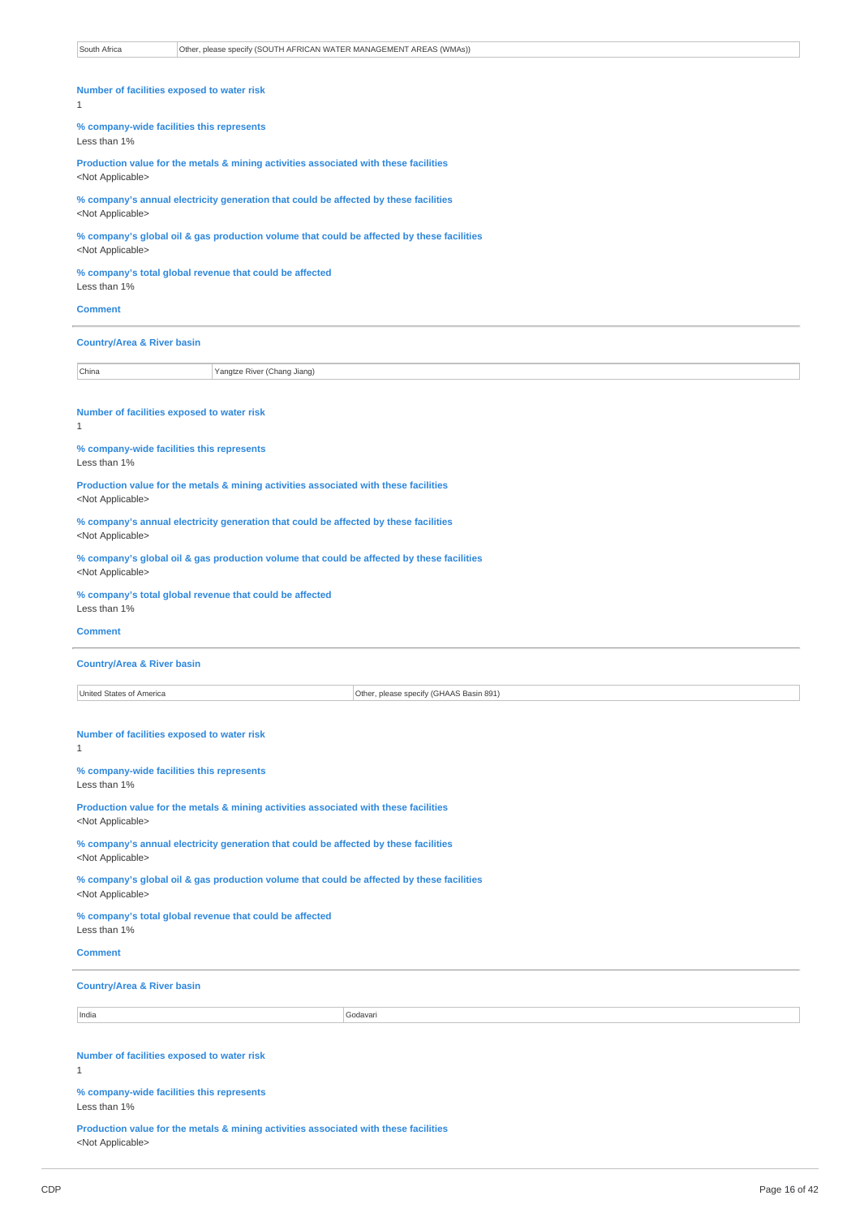| South Africa | Other, please specify (SOUTH AFRICAN WATER MANAGEMENT AREAS (WMAs)) |
|---|---|

**Number of facilities exposed to water risk**
1

**% company-wide facilities this represents**
Less than 1%

**Production value for the metals & mining activities associated with these facilities**
<Not Applicable>

**% company's annual electricity generation that could be affected by these facilities**
<Not Applicable>

**% company's global oil & gas production volume that could be affected by these facilities**
<Not Applicable>

**% company's total global revenue that could be affected**
Less than 1%

**Comment**

---

**Country/Area & River basin**

| China | Yangtze River (Chang Jiang) |
|---|---|

**Number of facilities exposed to water risk**
1

**% company-wide facilities this represents**
Less than 1%

**Production value for the metals & mining activities associated with these facilities**
<Not Applicable>

**% company's annual electricity generation that could be affected by these facilities**
<Not Applicable>

**% company's global oil & gas production volume that could be affected by these facilities**
<Not Applicable>

**% company's total global revenue that could be affected**
Less than 1%

**Comment**

---

**Country/Area & River basin**

| United States of America | Other, please specify (GHAAS Basin 891) |
|---|---|

**Number of facilities exposed to water risk**
1

**% company-wide facilities this represents**
Less than 1%

**Production value for the metals & mining activities associated with these facilities**
<Not Applicable>

**% company's annual electricity generation that could be affected by these facilities**
<Not Applicable>

**% company's global oil & gas production volume that could be affected by these facilities**
<Not Applicable>

**% company's total global revenue that could be affected**
Less than 1%

**Comment**

---

**Country/Area & River basin**

| India | Godavari |
|---|---|

**Number of facilities exposed to water risk**
1

**% company-wide facilities this represents**
Less than 1%

**Production value for the metals & mining activities associated with these facilities**
<Not Applicable>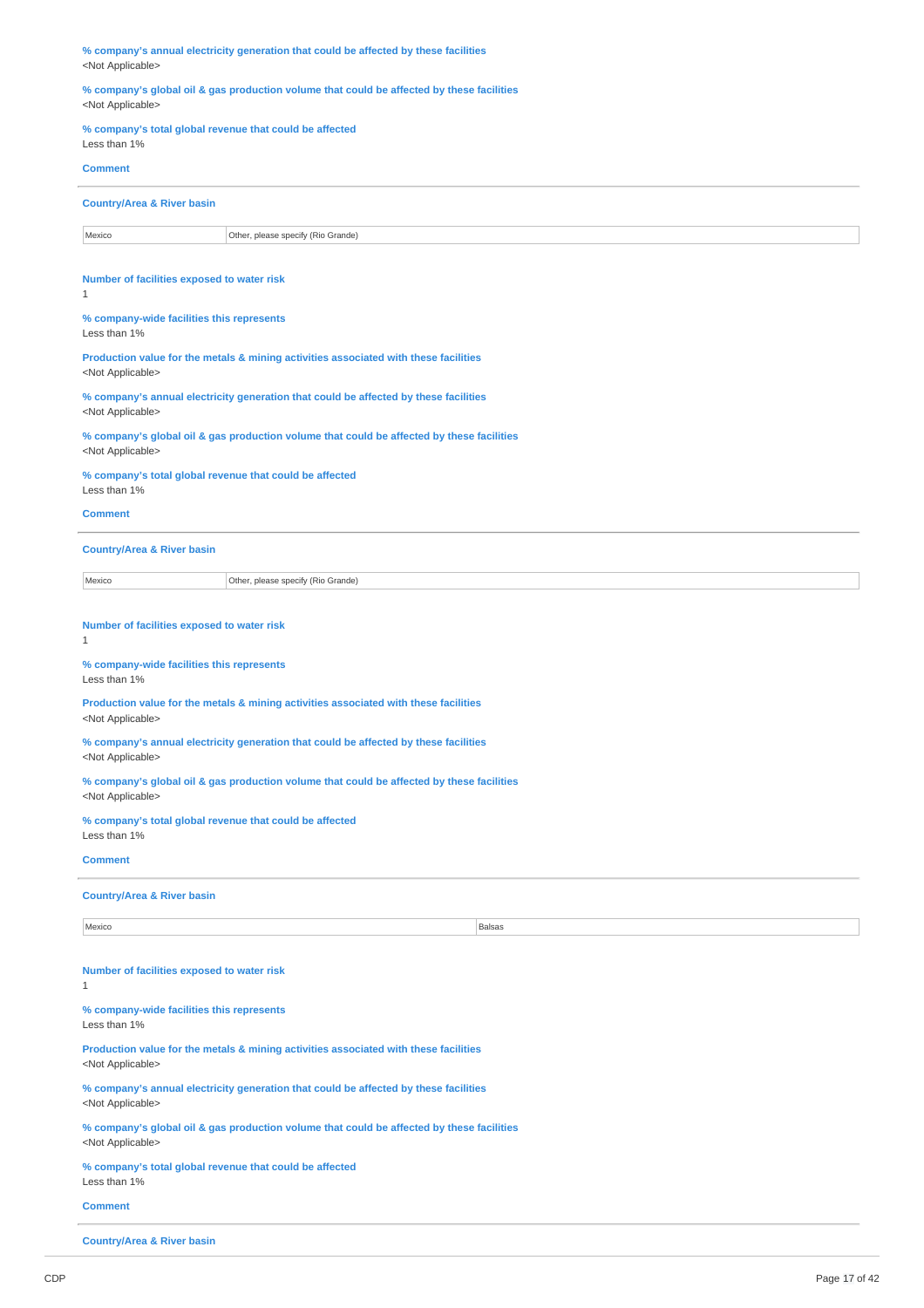**% company's annual electricity generation that could be affected by these facilities**
<Not Applicable>

**% company's global oil & gas production volume that could be affected by these facilities**
<Not Applicable>

**% company's total global revenue that could be affected**
Less than 1%

**Comment**

---

**Country/Area & River basin**

| Mexico | Other, please specify (Rio Grande) |
|---|---|

**Number of facilities exposed to water risk**
1

**% company-wide facilities this represents**
Less than 1%

**Production value for the metals & mining activities associated with these facilities**
<Not Applicable>

**% company's annual electricity generation that could be affected by these facilities**
<Not Applicable>

**% company's global oil & gas production volume that could be affected by these facilities**
<Not Applicable>

**% company's total global revenue that could be affected**
Less than 1%

**Comment**

---

**Country/Area & River basin**

| Mexico | Other, please specify (Rio Grande) |
|---|---|

**Number of facilities exposed to water risk**
1

**% company-wide facilities this represents**
Less than 1%

**Production value for the metals & mining activities associated with these facilities**
<Not Applicable>

**% company's annual electricity generation that could be affected by these facilities**
<Not Applicable>

**% company's global oil & gas production volume that could be affected by these facilities**
<Not Applicable>

**% company's total global revenue that could be affected**
Less than 1%

**Comment**

---

**Country/Area & River basin**

| Mexico | Balsas |
|---|---|

**Number of facilities exposed to water risk**
1

**% company-wide facilities this represents**
Less than 1%

**Production value for the metals & mining activities associated with these facilities**
<Not Applicable>

**% company's annual electricity generation that could be affected by these facilities**
<Not Applicable>

**% company's global oil & gas production volume that could be affected by these facilities**
<Not Applicable>

**% company's total global revenue that could be affected**
Less than 1%

**Comment**

---

**Country/Area & River basin**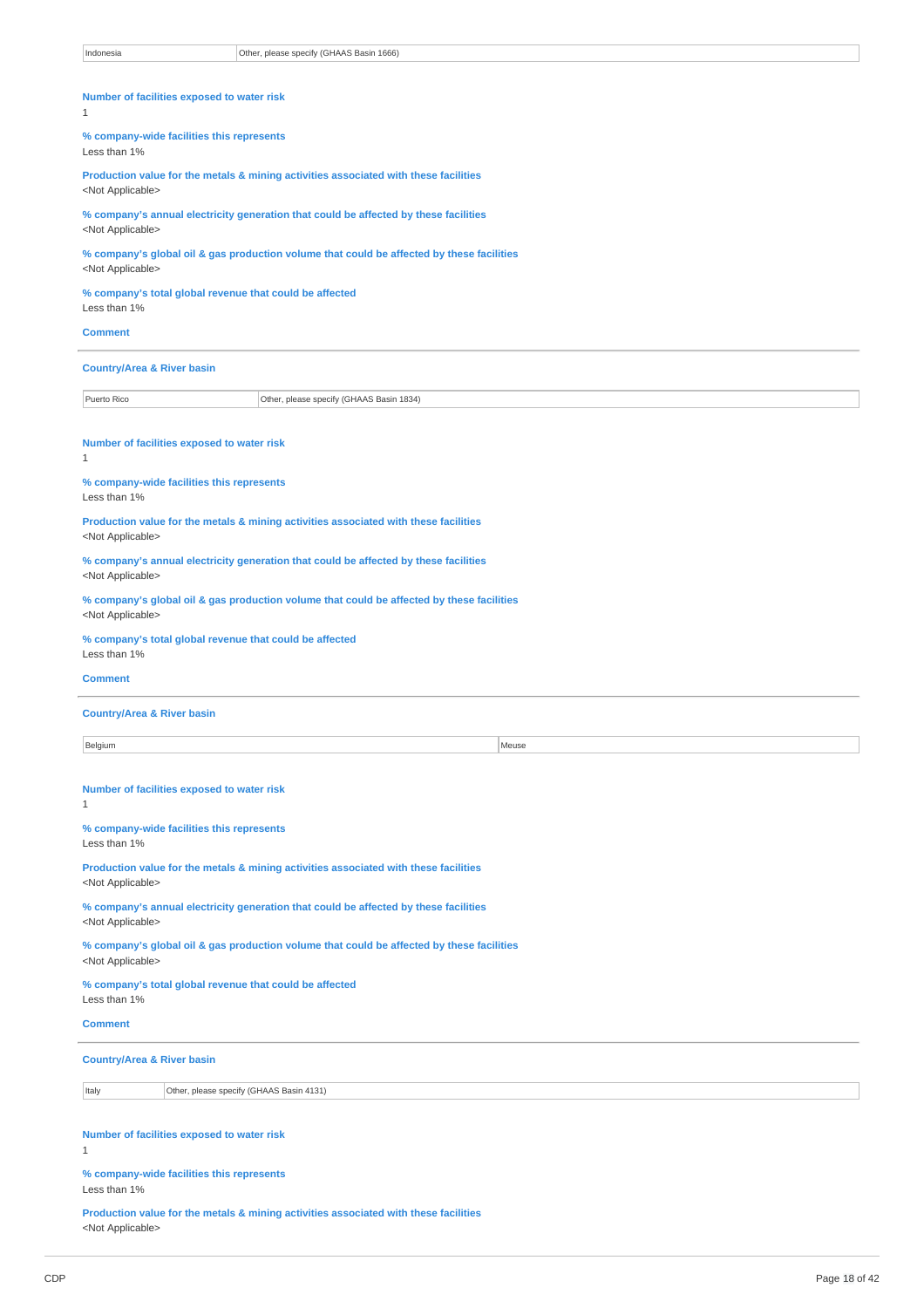| Indonesia | Other, please specify (GHAAS Basin 1666) |
|---|---|

**Number of facilities exposed to water risk**
1

**% company-wide facilities this represents**
Less than 1%

**Production value for the metals & mining activities associated with these facilities**
<Not Applicable>

**% company's annual electricity generation that could be affected by these facilities**
<Not Applicable>

**% company's global oil & gas production volume that could be affected by these facilities**
<Not Applicable>

**% company's total global revenue that could be affected**
Less than 1%

**Comment**

---

**Country/Area & River basin**

| Puerto Rico | Other, please specify (GHAAS Basin 1834) |
|---|---|

**Number of facilities exposed to water risk**
1

**% company-wide facilities this represents**
Less than 1%

**Production value for the metals & mining activities associated with these facilities**
<Not Applicable>

**% company's annual electricity generation that could be affected by these facilities**
<Not Applicable>

**% company's global oil & gas production volume that could be affected by these facilities**
<Not Applicable>

**% company's total global revenue that could be affected**
Less than 1%

**Comment**

---

**Country/Area & River basin**

| Belgium | Meuse |
|---|---|

**Number of facilities exposed to water risk**
1

**% company-wide facilities this represents**
Less than 1%

**Production value for the metals & mining activities associated with these facilities**
<Not Applicable>

**% company's annual electricity generation that could be affected by these facilities**
<Not Applicable>

**% company's global oil & gas production volume that could be affected by these facilities**
<Not Applicable>

**% company's total global revenue that could be affected**
Less than 1%

**Comment**

---

**Country/Area & River basin**

| Italy | Other, please specify (GHAAS Basin 4131) |
|---|---|

**Number of facilities exposed to water risk**
1

**% company-wide facilities this represents**
Less than 1%

**Production value for the metals & mining activities associated with these facilities**
<Not Applicable>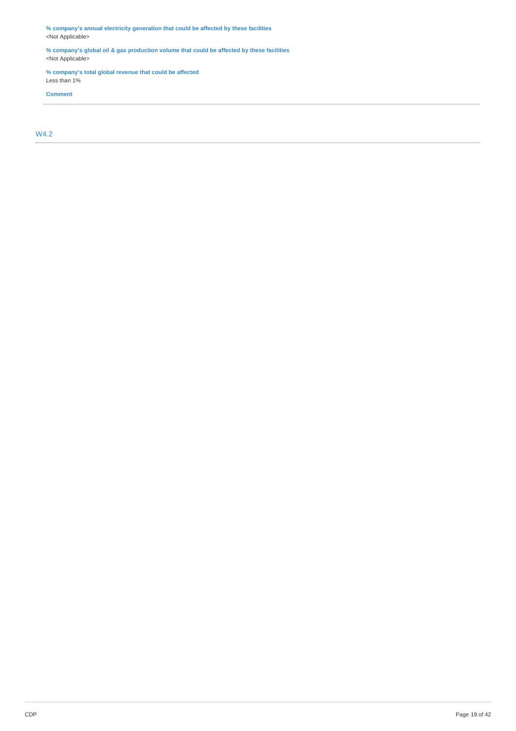**% company's annual electricity generation that could be affected by these facilities**
<Not Applicable>

**% company's global oil & gas production volume that could be affected by these facilities**
<Not Applicable>

**% company's total global revenue that could be affected**
Less than 1%

**Comment**

---

## W4.2

---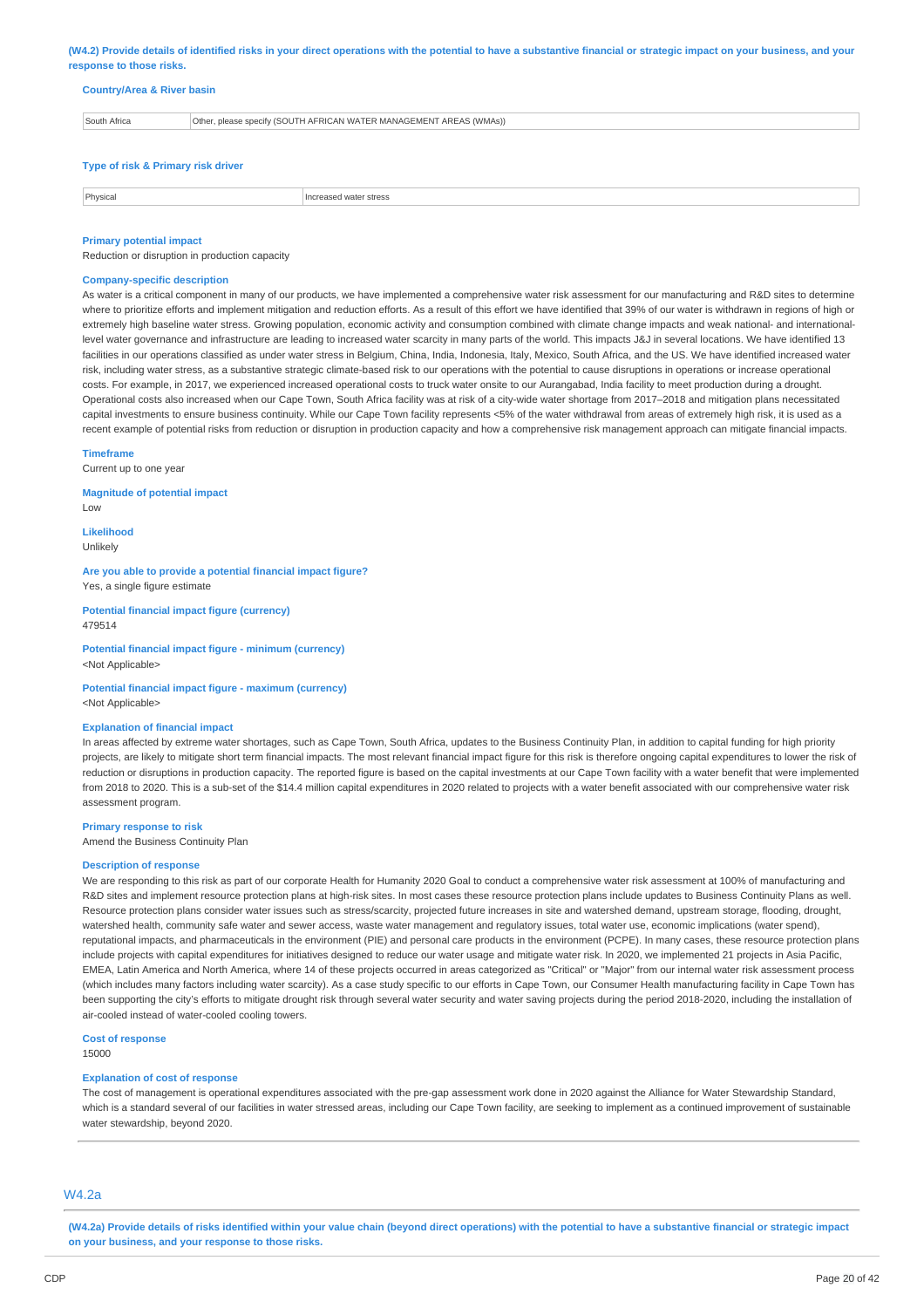**(W4.2) Provide details of identified risks in your direct operations with the potential to have a substantive financial or strategic impact on your business, and your response to those risks.**

**Country/Area & River basin**

| South Africa | Other, please specify (SOUTH AFRICAN WATER MANAGEMENT AREAS (WMAs)) |
|---|---|

**Type of risk & Primary risk driver**

| Physical | Increased water stress |
|---|---|

**Primary potential impact**

Reduction or disruption in production capacity

**Company-specific description**

As water is a critical component in many of our products, we have implemented a comprehensive water risk assessment for our manufacturing and R&D sites to determine where to prioritize efforts and implement mitigation and reduction efforts. As a result of this effort we have identified that 39% of our water is withdrawn in regions of high or extremely high baseline water stress. Growing population, economic activity and consumption combined with climate change impacts and weak national- and international-level water governance and infrastructure are leading to increased water scarcity in many parts of the world. This impacts J&J in several locations. We have identified 13 facilities in our operations classified as under water stress in Belgium, China, India, Indonesia, Italy, Mexico, South Africa, and the US. We have identified increased water risk, including water stress, as a substantive strategic climate-based risk to our operations with the potential to cause disruptions in operations or increase operational costs. For example, in 2017, we experienced increased operational costs to truck water onsite to our Aurangabad, India facility to meet production during a drought. Operational costs also increased when our Cape Town, South Africa facility was at risk of a city-wide water shortage from 2017–2018 and mitigation plans necessitated capital investments to ensure business continuity. While our Cape Town facility represents <5% of the water withdrawal from areas of extremely high risk, it is used as a recent example of potential risks from reduction or disruption in production capacity and how a comprehensive risk management approach can mitigate financial impacts.

**Timeframe**

Current up to one year

**Magnitude of potential impact**

Low

**Likelihood**

Unlikely

**Are you able to provide a potential financial impact figure?**

Yes, a single figure estimate

**Potential financial impact figure (currency)**

479514

**Potential financial impact figure - minimum (currency)**

<Not Applicable>

**Potential financial impact figure - maximum (currency)**

<Not Applicable>

**Explanation of financial impact**

In areas affected by extreme water shortages, such as Cape Town, South Africa, updates to the Business Continuity Plan, in addition to capital funding for high priority projects, are likely to mitigate short term financial impacts. The most relevant financial impact figure for this risk is therefore ongoing capital expenditures to lower the risk of reduction or disruptions in production capacity. The reported figure is based on the capital investments at our Cape Town facility with a water benefit that were implemented from 2018 to 2020. This is a sub-set of the $14.4 million capital expenditures in 2020 related to projects with a water benefit associated with our comprehensive water risk assessment program.

**Primary response to risk**

Amend the Business Continuity Plan

**Description of response**

We are responding to this risk as part of our corporate Health for Humanity 2020 Goal to conduct a comprehensive water risk assessment at 100% of manufacturing and R&D sites and implement resource protection plans at high-risk sites. In most cases these resource protection plans include updates to Business Continuity Plans as well. Resource protection plans consider water issues such as stress/scarcity, projected future increases in site and watershed demand, upstream storage, flooding, drought, watershed health, community safe water and sewer access, waste water management and regulatory issues, total water use, economic implications (water spend), reputational impacts, and pharmaceuticals in the environment (PIE) and personal care products in the environment (PCPE). In many cases, these resource protection plans include projects with capital expenditures for initiatives designed to reduce our water usage and mitigate water risk. In 2020, we implemented 21 projects in Asia Pacific, EMEA, Latin America and North America, where 14 of these projects occurred in areas categorized as "Critical" or "Major" from our internal water risk assessment process (which includes many factors including water scarcity). As a case study specific to our efforts in Cape Town, our Consumer Health manufacturing facility in Cape Town has been supporting the city's efforts to mitigate drought risk through several water security and water saving projects during the period 2018-2020, including the installation of air-cooled instead of water-cooled cooling towers.

**Cost of response**

15000

**Explanation of cost of response**

The cost of management is operational expenditures associated with the pre-gap assessment work done in 2020 against the Alliance for Water Stewardship Standard, which is a standard several of our facilities in water stressed areas, including our Cape Town facility, are seeking to implement as a continued improvement of sustainable water stewardship, beyond 2020.

## W4.2a

**(W4.2a) Provide details of risks identified within your value chain (beyond direct operations) with the potential to have a substantive financial or strategic impact on your business, and your response to those risks.**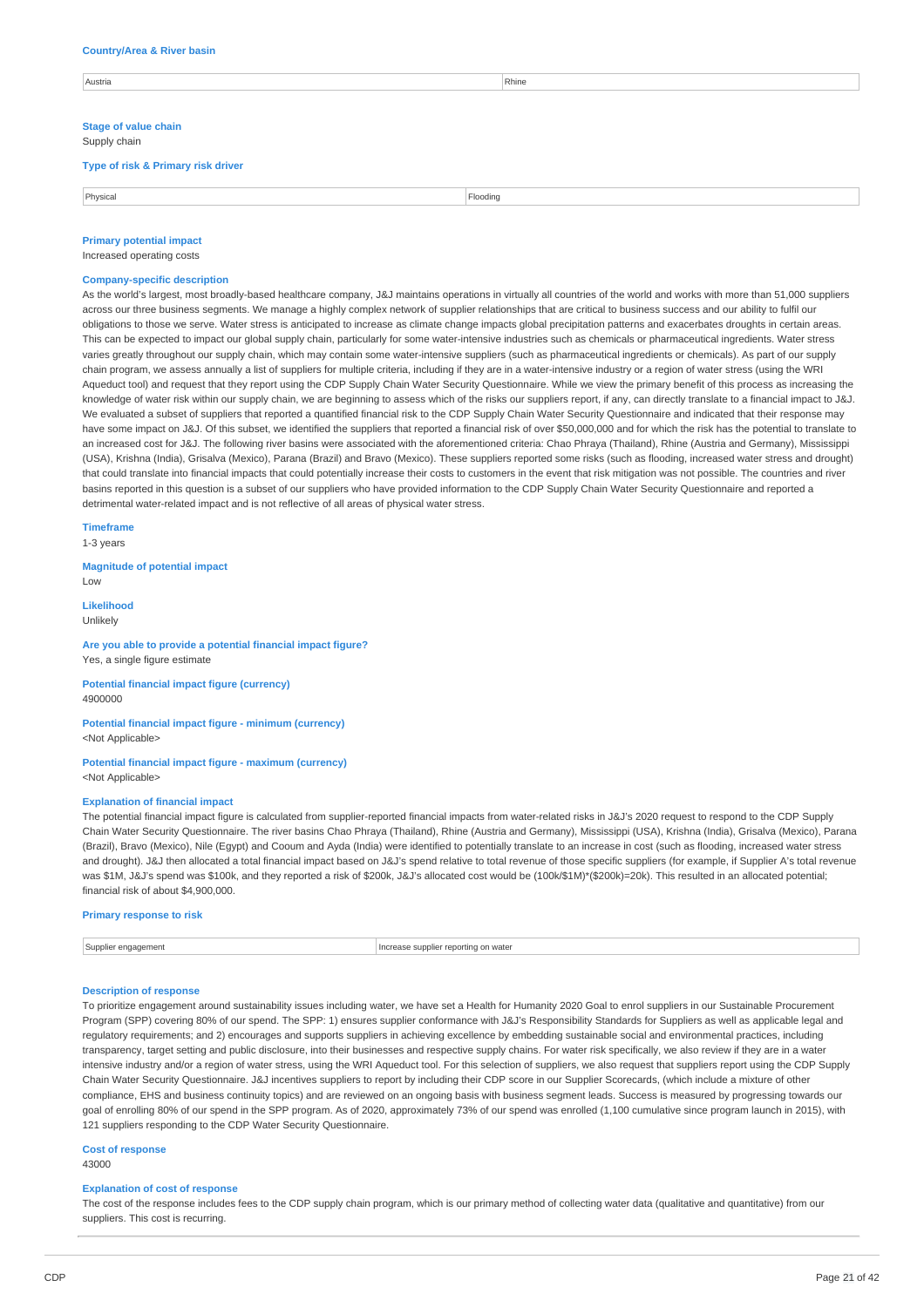**Country/Area & River basin**

| Austria | Rhine |
|---|---|

**Stage of value chain**

Supply chain

**Type of risk & Primary risk driver**

| Physical | Flooding |
|---|---|

**Primary potential impact**

Increased operating costs

**Company-specific description**

As the world's largest, most broadly-based healthcare company, J&J maintains operations in virtually all countries of the world and works with more than 51,000 suppliers across our three business segments. We manage a highly complex network of supplier relationships that are critical to business success and our ability to fulfil our obligations to those we serve. Water stress is anticipated to increase as climate change impacts global precipitation patterns and exacerbates droughts in certain areas. This can be expected to impact our global supply chain, particularly for some water-intensive industries such as chemicals or pharmaceutical ingredients. Water stress varies greatly throughout our supply chain, which may contain some water-intensive suppliers (such as pharmaceutical ingredients or chemicals). As part of our supply chain program, we assess annually a list of suppliers for multiple criteria, including if they are in a water-intensive industry or a region of water stress (using the WRI Aqueduct tool) and request that they report using the CDP Supply Chain Water Security Questionnaire. While we view the primary benefit of this process as increasing the knowledge of water risk within our supply chain, we are beginning to assess which of the risks our suppliers report, if any, can directly translate to a financial impact to J&J. We evaluated a subset of suppliers that reported a quantified financial risk to the CDP Supply Chain Water Security Questionnaire and indicated that their response may have some impact on J&J. Of this subset, we identified the suppliers that reported a financial risk of over $50,000,000 and for which the risk has the potential to translate to an increased cost for J&J. The following river basins were associated with the aforementioned criteria: Chao Phraya (Thailand), Rhine (Austria and Germany), Mississippi (USA), Krishna (India), Grisalva (Mexico), Parana (Brazil) and Bravo (Mexico). These suppliers reported some risks (such as flooding, increased water stress and drought) that could translate into financial impacts that could potentially increase their costs to customers in the event that risk mitigation was not possible. The countries and river basins reported in this question is a subset of our suppliers who have provided information to the CDP Supply Chain Water Security Questionnaire and reported a detrimental water-related impact and is not reflective of all areas of physical water stress.

**Timeframe**

1-3 years

**Magnitude of potential impact**

Low

**Likelihood**

Unlikely

**Are you able to provide a potential financial impact figure?**

Yes, a single figure estimate

**Potential financial impact figure (currency)**

4900000

**Potential financial impact figure - minimum (currency)**

<Not Applicable>

**Potential financial impact figure - maximum (currency)**

<Not Applicable>

**Explanation of financial impact**

The potential financial impact figure is calculated from supplier-reported financial impacts from water-related risks in J&J's 2020 request to respond to the CDP Supply Chain Water Security Questionnaire. The river basins Chao Phraya (Thailand), Rhine (Austria and Germany), Mississippi (USA), Krishna (India), Grisalva (Mexico), Parana (Brazil), Bravo (Mexico), Nile (Egypt) and Cooum and Ayda (India) were identified to potentially translate to an increase in cost (such as flooding, increased water stress and drought). J&J then allocated a total financial impact based on J&J's spend relative to total revenue of those specific suppliers (for example, if Supplier A's total revenue was $1M, J&J's spend was $100k, and they reported a risk of $200k, J&J's allocated cost would be (100k/$1M)*($200k)=20k). This resulted in an allocated potential; financial risk of about $4,900,000.

**Primary response to risk**

| Supplier engagement | Increase supplier reporting on water |
|---|---|

**Description of response**

To prioritize engagement around sustainability issues including water, we have set a Health for Humanity 2020 Goal to enrol suppliers in our Sustainable Procurement Program (SPP) covering 80% of our spend. The SPP: 1) ensures supplier conformance with J&J's Responsibility Standards for Suppliers as well as applicable legal and regulatory requirements; and 2) encourages and supports suppliers in achieving excellence by embedding sustainable social and environmental practices, including transparency, target setting and public disclosure, into their businesses and respective supply chains. For water risk specifically, we also review if they are in a water intensive industry and/or a region of water stress, using the WRI Aqueduct tool. For this selection of suppliers, we also request that suppliers report using the CDP Supply Chain Water Security Questionnaire. J&J incentives suppliers to report by including their CDP score in our Supplier Scorecards, (which include a mixture of other compliance, EHS and business continuity topics) and are reviewed on an ongoing basis with business segment leads. Success is measured by progressing towards our goal of enrolling 80% of our spend in the SPP program. As of 2020, approximately 73% of our spend was enrolled (1,100 cumulative since program launch in 2015), with 121 suppliers responding to the CDP Water Security Questionnaire.

**Cost of response**

43000

**Explanation of cost of response**

The cost of the response includes fees to the CDP supply chain program, which is our primary method of collecting water data (qualitative and quantitative) from our suppliers. This cost is recurring.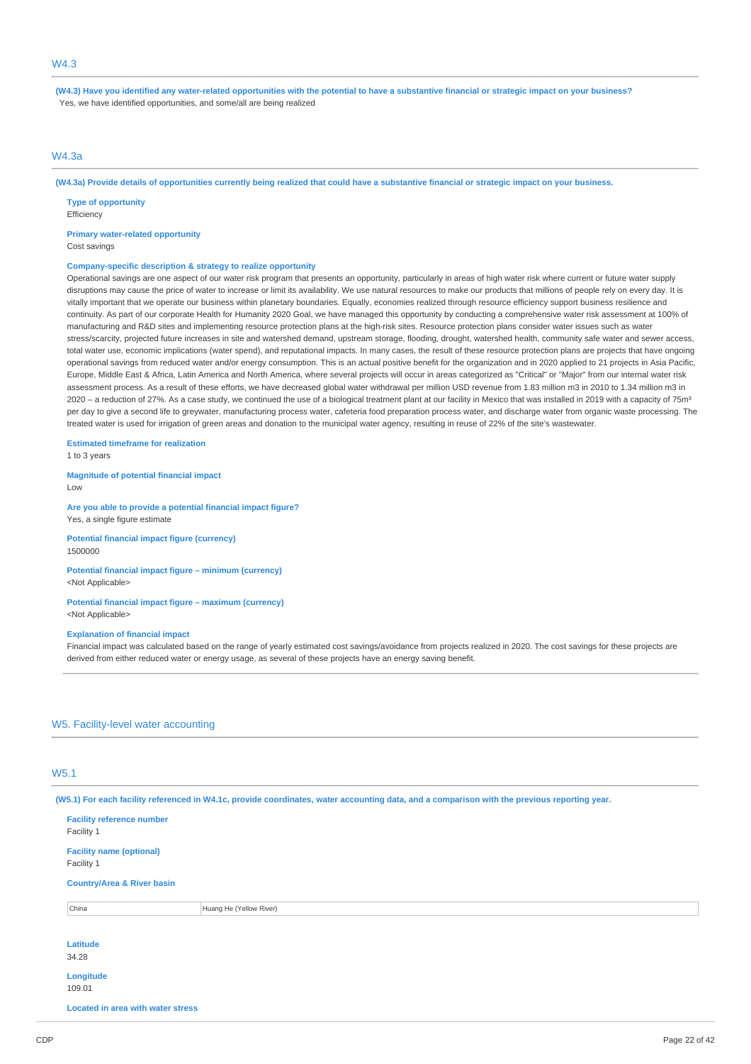## W4.3

**(W4.3) Have you identified any water-related opportunities with the potential to have a substantive financial or strategic impact on your business?**

Yes, we have identified opportunities, and some/all are being realized

## W4.3a

**(W4.3a) Provide details of opportunities currently being realized that could have a substantive financial or strategic impact on your business.**

**Type of opportunity**

Efficiency

**Primary water-related opportunity**

Cost savings

**Company-specific description & strategy to realize opportunity**

Operational savings are one aspect of our water risk program that presents an opportunity, particularly in areas of high water risk where current or future water supply disruptions may cause the price of water to increase or limit its availability. We use natural resources to make our products that millions of people rely on every day. It is vitally important that we operate our business within planetary boundaries. Equally, economies realized through resource efficiency support business resilience and continuity. As part of our corporate Health for Humanity 2020 Goal, we have managed this opportunity by conducting a comprehensive water risk assessment at 100% of manufacturing and R&D sites and implementing resource protection plans at the high-risk sites. Resource protection plans consider water issues such as water stress/scarcity, projected future increases in site and watershed demand, upstream storage, flooding, drought, watershed health, community safe water and sewer access, total water use, economic implications (water spend), and reputational impacts. In many cases, the result of these resource protection plans are projects that have ongoing operational savings from reduced water and/or energy consumption. This is an actual positive benefit for the organization and in 2020 applied to 21 projects in Asia Pacific, Europe, Middle East & Africa, Latin America and North America, where several projects will occur in areas categorized as "Critical" or "Major" from our internal water risk assessment process. As a result of these efforts, we have decreased global water withdrawal per million USD revenue from 1.83 million m3 in 2010 to 1.34 million m3 in 2020 – a reduction of 27%. As a case study, we continued the use of a biological treatment plant at our facility in Mexico that was installed in 2019 with a capacity of 75m³ per day to give a second life to greywater, manufacturing process water, cafeteria food preparation process water, and discharge water from organic waste processing. The treated water is used for irrigation of green areas and donation to the municipal water agency, resulting in reuse of 22% of the site's wastewater.

**Estimated timeframe for realization**

1 to 3 years

**Magnitude of potential financial impact**

Low

**Are you able to provide a potential financial impact figure?**

Yes, a single figure estimate

**Potential financial impact figure (currency)**

1500000

**Potential financial impact figure – minimum (currency)**

<Not Applicable>

**Potential financial impact figure – maximum (currency)**

<Not Applicable>

**Explanation of financial impact**

Financial impact was calculated based on the range of yearly estimated cost savings/avoidance from projects realized in 2020. The cost savings for these projects are derived from either reduced water or energy usage, as several of these projects have an energy saving benefit.

# W5. Facility-level water accounting

## W5.1

**(W5.1) For each facility referenced in W4.1c, provide coordinates, water accounting data, and a comparison with the previous reporting year.**

**Facility reference number**

Facility 1

**Facility name (optional)**

Facility 1

**Country/Area & River basin**

| China | Huang He (Yellow River) |
|---|---|

**Latitude**

34.28

**Longitude**

109.01

**Located in area with water stress**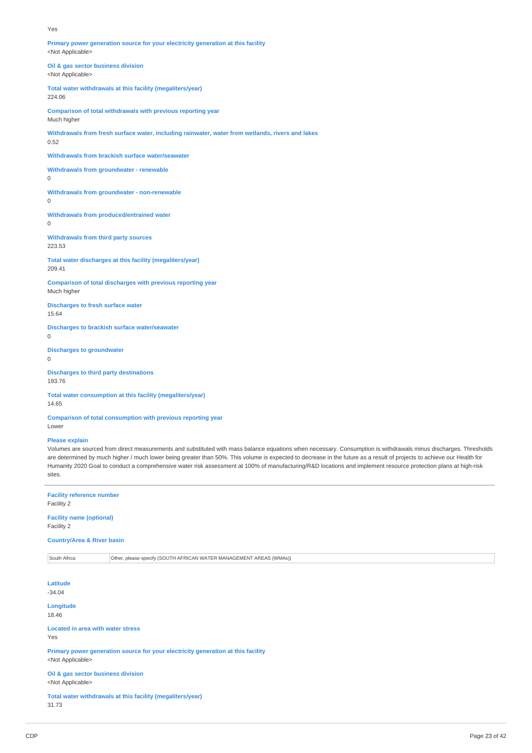Yes

**Primary power generation source for your electricity generation at this facility**
<Not Applicable>

**Oil & gas sector business division**
<Not Applicable>

**Total water withdrawals at this facility (megaliters/year)**
224.06

**Comparison of total withdrawals with previous reporting year**
Much higher

**Withdrawals from fresh surface water, including rainwater, water from wetlands, rivers and lakes**
0.52

**Withdrawals from brackish surface water/seawater**

**Withdrawals from groundwater - renewable**
0

**Withdrawals from groundwater - non-renewable**
0

**Withdrawals from produced/entrained water**
0

**Withdrawals from third party sources**
223.53

**Total water discharges at this facility (megaliters/year)**
209.41

**Comparison of total discharges with previous reporting year**
Much higher

**Discharges to fresh surface water**
15.64

**Discharges to brackish surface water/seawater**
0

**Discharges to groundwater**
0

**Discharges to third party destinations**
193.76

**Total water consumption at this facility (megaliters/year)**
14.65

**Comparison of total consumption with previous reporting year**
Lower

**Please explain**
Volumes are sourced from direct measurements and substituted with mass balance equations when necessary. Consumption is withdrawals minus discharges. Thresholds are determined by much higher / much lower being greater than 50%. This volume is expected to decrease in the future as a result of projects to achieve our Health for Humanity 2020 Goal to conduct a comprehensive water risk assessment at 100% of manufacturing/R&D locations and implement resource protection plans at high-risk sites.

---

**Facility reference number**
Facility 2

**Facility name (optional)**
Facility 2

**Country/Area & River basin**

| | |
|---|---|
| South Africa | Other, please specify (SOUTH AFRICAN WATER MANAGEMENT AREAS (WMAs)) |

**Latitude**
-34.04

**Longitude**
18.46

**Located in area with water stress**
Yes

**Primary power generation source for your electricity generation at this facility**
<Not Applicable>

**Oil & gas sector business division**
<Not Applicable>

**Total water withdrawals at this facility (megaliters/year)**
31.73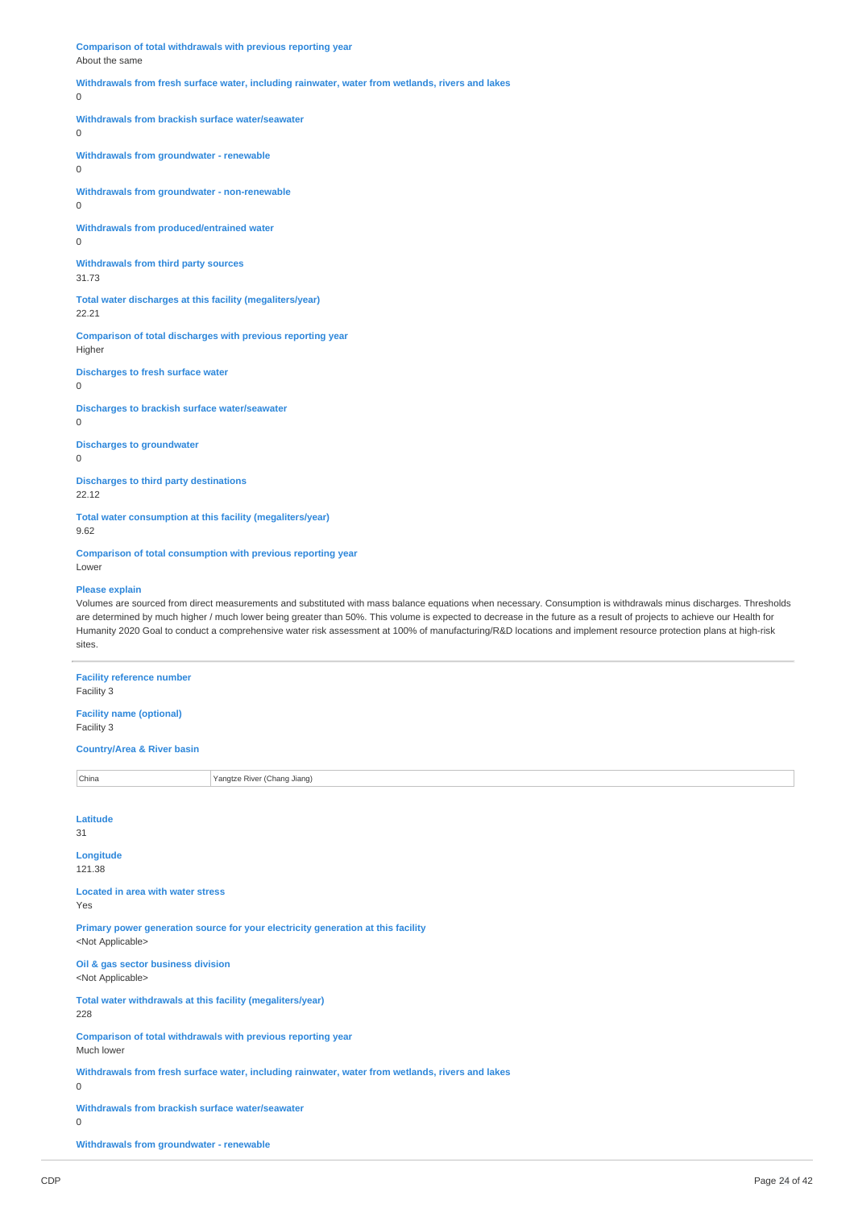**Comparison of total withdrawals with previous reporting year**
About the same

**Withdrawals from fresh surface water, including rainwater, water from wetlands, rivers and lakes**
0

**Withdrawals from brackish surface water/seawater**
0

**Withdrawals from groundwater - renewable**
0

**Withdrawals from groundwater - non-renewable**
0

**Withdrawals from produced/entrained water**
0

**Withdrawals from third party sources**
31.73

**Total water discharges at this facility (megaliters/year)**
22.21

**Comparison of total discharges with previous reporting year**
Higher

**Discharges to fresh surface water**
0

**Discharges to brackish surface water/seawater**
0

**Discharges to groundwater**
0

**Discharges to third party destinations**
22.12

**Total water consumption at this facility (megaliters/year)**
9.62

**Comparison of total consumption with previous reporting year**
Lower

**Please explain**
Volumes are sourced from direct measurements and substituted with mass balance equations when necessary. Consumption is withdrawals minus discharges. Thresholds are determined by much higher / much lower being greater than 50%. This volume is expected to decrease in the future as a result of projects to achieve our Health for Humanity 2020 Goal to conduct a comprehensive water risk assessment at 100% of manufacturing/R&D locations and implement resource protection plans at high-risk sites.

---

**Facility reference number**
Facility 3

**Facility name (optional)**
Facility 3

**Country/Area & River basin**

| China | Yangtze River (Chang Jiang) |
|---|---|

**Latitude**
31

**Longitude**
121.38

**Located in area with water stress**
Yes

**Primary power generation source for your electricity generation at this facility**
<Not Applicable>

**Oil & gas sector business division**
<Not Applicable>

**Total water withdrawals at this facility (megaliters/year)**
228

**Comparison of total withdrawals with previous reporting year**
Much lower

**Withdrawals from fresh surface water, including rainwater, water from wetlands, rivers and lakes**
0

**Withdrawals from brackish surface water/seawater**
0

**Withdrawals from groundwater - renewable**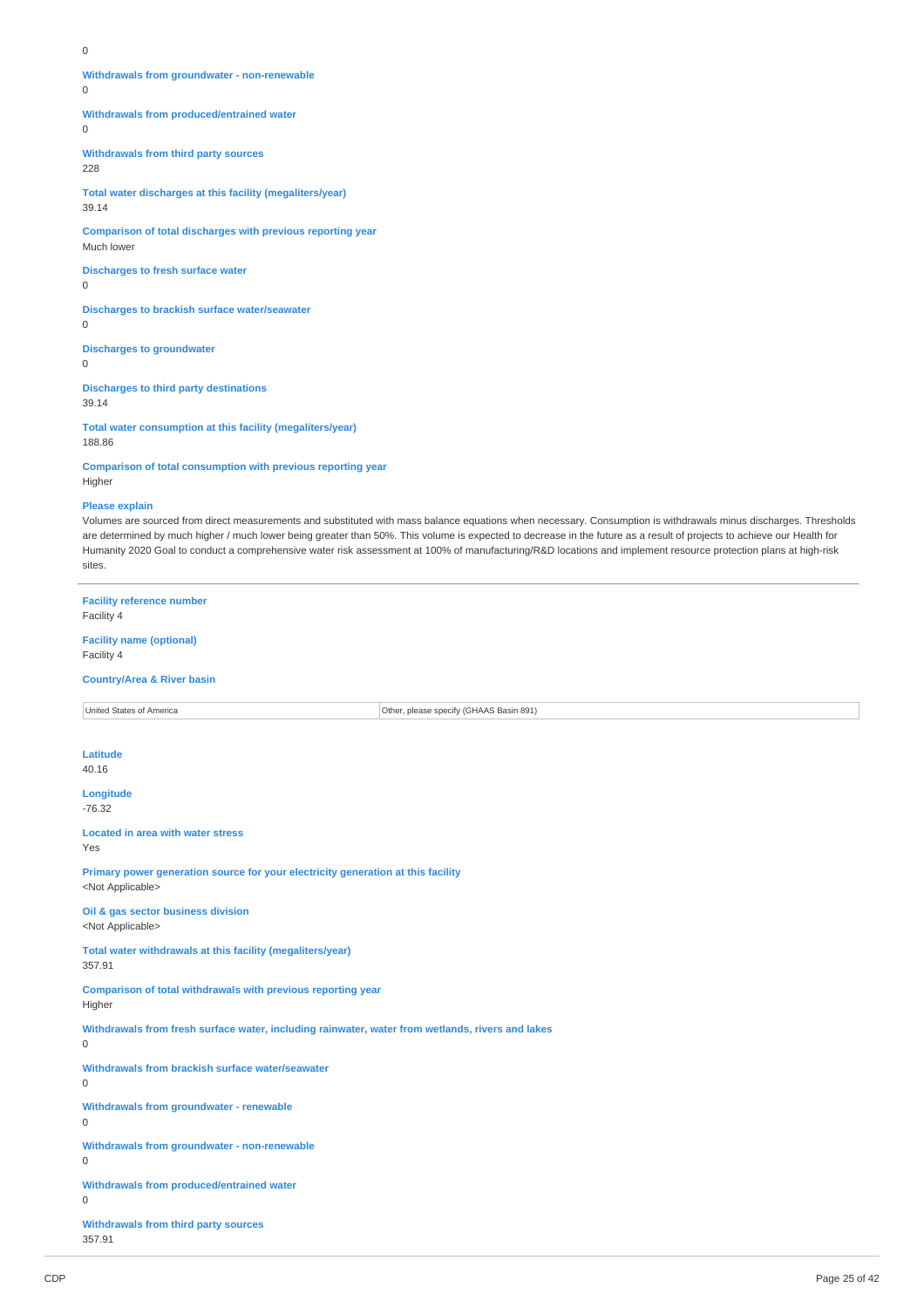0

**Withdrawals from groundwater - non-renewable**
0

**Withdrawals from produced/entrained water**
0

**Withdrawals from third party sources**
228

**Total water discharges at this facility (megaliters/year)**
39.14

**Comparison of total discharges with previous reporting year**
Much lower

**Discharges to fresh surface water**
0

**Discharges to brackish surface water/seawater**
0

**Discharges to groundwater**
0

**Discharges to third party destinations**
39.14

**Total water consumption at this facility (megaliters/year)**
188.86

**Comparison of total consumption with previous reporting year**
Higher

**Please explain**
Volumes are sourced from direct measurements and substituted with mass balance equations when necessary. Consumption is withdrawals minus discharges. Thresholds are determined by much higher / much lower being greater than 50%. This volume is expected to decrease in the future as a result of projects to achieve our Health for Humanity 2020 Goal to conduct a comprehensive water risk assessment at 100% of manufacturing/R&D locations and implement resource protection plans at high-risk sites.

---

**Facility reference number**
Facility 4

**Facility name (optional)**
Facility 4

**Country/Area & River basin**

| | |
|---|---|
| United States of America | Other, please specify (GHAAS Basin 891) |

**Latitude**
40.16

**Longitude**
-76.32

**Located in area with water stress**
Yes

**Primary power generation source for your electricity generation at this facility**
<Not Applicable>

**Oil & gas sector business division**
<Not Applicable>

**Total water withdrawals at this facility (megaliters/year)**
357.91

**Comparison of total withdrawals with previous reporting year**
Higher

**Withdrawals from fresh surface water, including rainwater, water from wetlands, rivers and lakes**
0

**Withdrawals from brackish surface water/seawater**
0

**Withdrawals from groundwater - renewable**
0

**Withdrawals from groundwater - non-renewable**
0

**Withdrawals from produced/entrained water**
0

**Withdrawals from third party sources**
357.91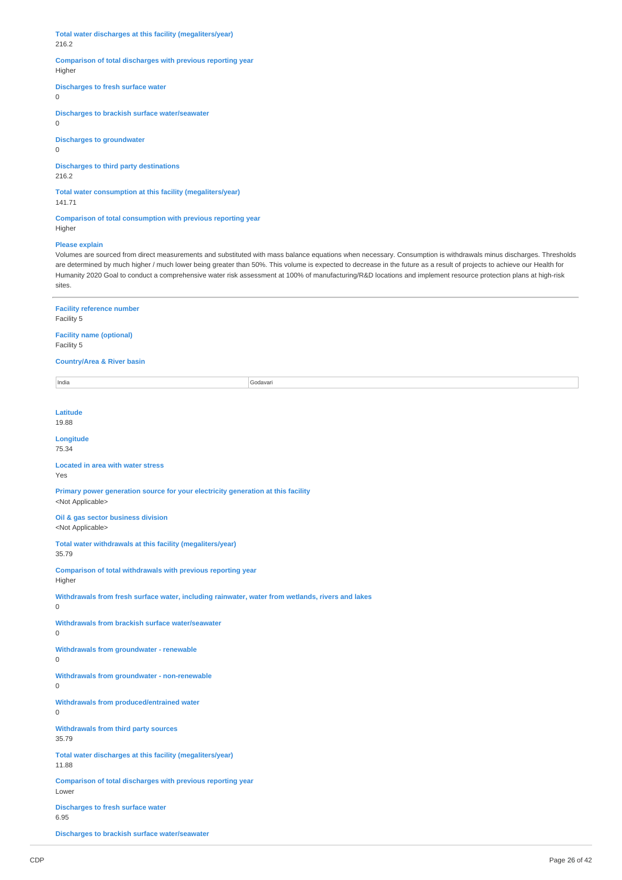**Total water discharges at this facility (megaliters/year)**
216.2

**Comparison of total discharges with previous reporting year**
Higher

**Discharges to fresh surface water**
0

**Discharges to brackish surface water/seawater**
0

**Discharges to groundwater**
0

**Discharges to third party destinations**
216.2

**Total water consumption at this facility (megaliters/year)**
141.71

**Comparison of total consumption with previous reporting year**
Higher

**Please explain**
Volumes are sourced from direct measurements and substituted with mass balance equations when necessary. Consumption is withdrawals minus discharges. Thresholds are determined by much higher / much lower being greater than 50%. This volume is expected to decrease in the future as a result of projects to achieve our Health for Humanity 2020 Goal to conduct a comprehensive water risk assessment at 100% of manufacturing/R&D locations and implement resource protection plans at high-risk sites.

---

**Facility reference number**
Facility 5

**Facility name (optional)**
Facility 5

**Country/Area & River basin**

| India | Godavari |
|---|---|

**Latitude**
19.88

**Longitude**
75.34

**Located in area with water stress**
Yes

**Primary power generation source for your electricity generation at this facility**
<Not Applicable>

**Oil & gas sector business division**
<Not Applicable>

**Total water withdrawals at this facility (megaliters/year)**
35.79

**Comparison of total withdrawals with previous reporting year**
Higher

**Withdrawals from fresh surface water, including rainwater, water from wetlands, rivers and lakes**
0

**Withdrawals from brackish surface water/seawater**
0

**Withdrawals from groundwater - renewable**
0

**Withdrawals from groundwater - non-renewable**
0

**Withdrawals from produced/entrained water**
0

**Withdrawals from third party sources**
35.79

**Total water discharges at this facility (megaliters/year)**
11.88

**Comparison of total discharges with previous reporting year**
Lower

**Discharges to fresh surface water**
6.95

**Discharges to brackish surface water/seawater**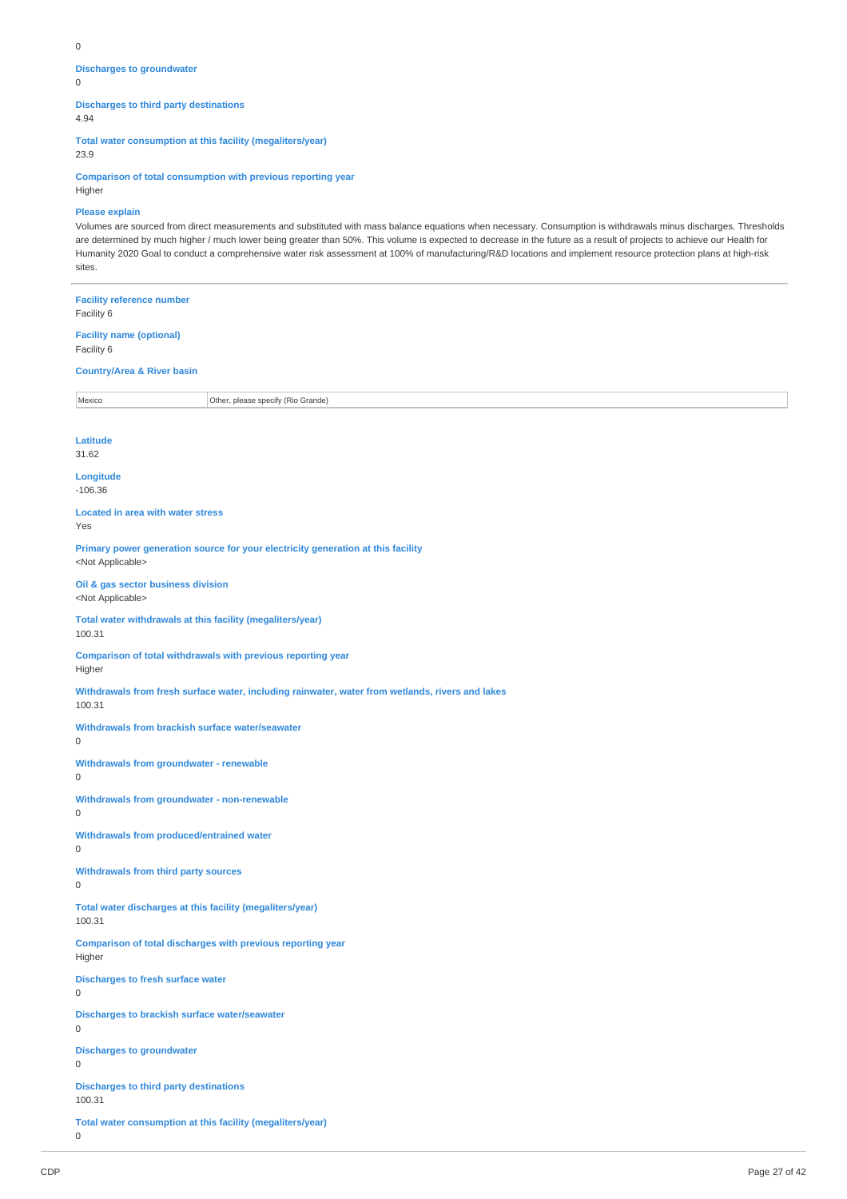0

**Discharges to groundwater**
0

**Discharges to third party destinations**
4.94

**Total water consumption at this facility (megaliters/year)**
23.9

**Comparison of total consumption with previous reporting year**
Higher

**Please explain**
Volumes are sourced from direct measurements and substituted with mass balance equations when necessary. Consumption is withdrawals minus discharges. Thresholds are determined by much higher / much lower being greater than 50%. This volume is expected to decrease in the future as a result of projects to achieve our Health for Humanity 2020 Goal to conduct a comprehensive water risk assessment at 100% of manufacturing/R&D locations and implement resource protection plans at high-risk sites.

---

**Facility reference number**
Facility 6

**Facility name (optional)**
Facility 6

**Country/Area & River basin**

| | |
|---|---|
| Mexico | Other, please specify (Rio Grande) |

**Latitude**
31.62

**Longitude**
-106.36

**Located in area with water stress**
Yes

**Primary power generation source for your electricity generation at this facility**
<Not Applicable>

**Oil & gas sector business division**
<Not Applicable>

**Total water withdrawals at this facility (megaliters/year)**
100.31

**Comparison of total withdrawals with previous reporting year**
Higher

**Withdrawals from fresh surface water, including rainwater, water from wetlands, rivers and lakes**
100.31

**Withdrawals from brackish surface water/seawater**
0

**Withdrawals from groundwater - renewable**
0

**Withdrawals from groundwater - non-renewable**
0

**Withdrawals from produced/entrained water**
0

**Withdrawals from third party sources**
0

**Total water discharges at this facility (megaliters/year)**
100.31

**Comparison of total discharges with previous reporting year**
Higher

**Discharges to fresh surface water**
0

**Discharges to brackish surface water/seawater**
0

**Discharges to groundwater**
0

**Discharges to third party destinations**
100.31

**Total water consumption at this facility (megaliters/year)**
0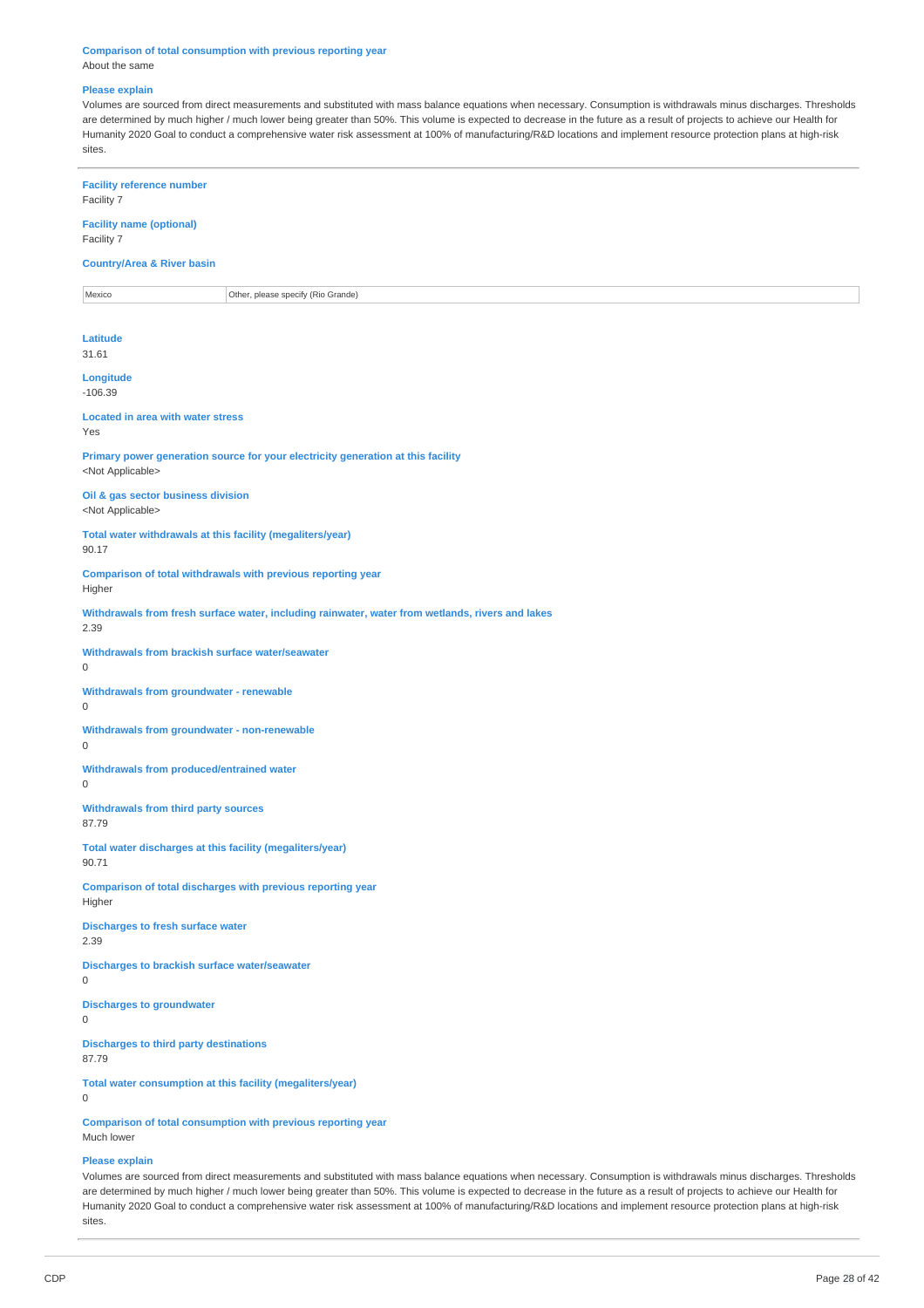**Comparison of total consumption with previous reporting year**
About the same

**Please explain**
Volumes are sourced from direct measurements and substituted with mass balance equations when necessary. Consumption is withdrawals minus discharges. Thresholds are determined by much higher / much lower being greater than 50%. This volume is expected to decrease in the future as a result of projects to achieve our Health for Humanity 2020 Goal to conduct a comprehensive water risk assessment at 100% of manufacturing/R&D locations and implement resource protection plans at high-risk sites.

---

**Facility reference number**
Facility 7

**Facility name (optional)**
Facility 7

**Country/Area & River basin**

| Mexico | Other, please specify (Rio Grande) |
|---|---|

**Latitude**
31.61

**Longitude**
-106.39

**Located in area with water stress**
Yes

**Primary power generation source for your electricity generation at this facility**
<Not Applicable>

**Oil & gas sector business division**
<Not Applicable>

**Total water withdrawals at this facility (megaliters/year)**
90.17

**Comparison of total withdrawals with previous reporting year**
Higher

**Withdrawals from fresh surface water, including rainwater, water from wetlands, rivers and lakes**
2.39

**Withdrawals from brackish surface water/seawater**
0

**Withdrawals from groundwater - renewable**
0

**Withdrawals from groundwater - non-renewable**
0

**Withdrawals from produced/entrained water**
0

**Withdrawals from third party sources**
87.79

**Total water discharges at this facility (megaliters/year)**
90.71

**Comparison of total discharges with previous reporting year**
Higher

**Discharges to fresh surface water**
2.39

**Discharges to brackish surface water/seawater**
0

**Discharges to groundwater**
0

**Discharges to third party destinations**
87.79

**Total water consumption at this facility (megaliters/year)**
0

**Comparison of total consumption with previous reporting year**
Much lower

**Please explain**
Volumes are sourced from direct measurements and substituted with mass balance equations when necessary. Consumption is withdrawals minus discharges. Thresholds are determined by much higher / much lower being greater than 50%. This volume is expected to decrease in the future as a result of projects to achieve our Health for Humanity 2020 Goal to conduct a comprehensive water risk assessment at 100% of manufacturing/R&D locations and implement resource protection plans at high-risk sites.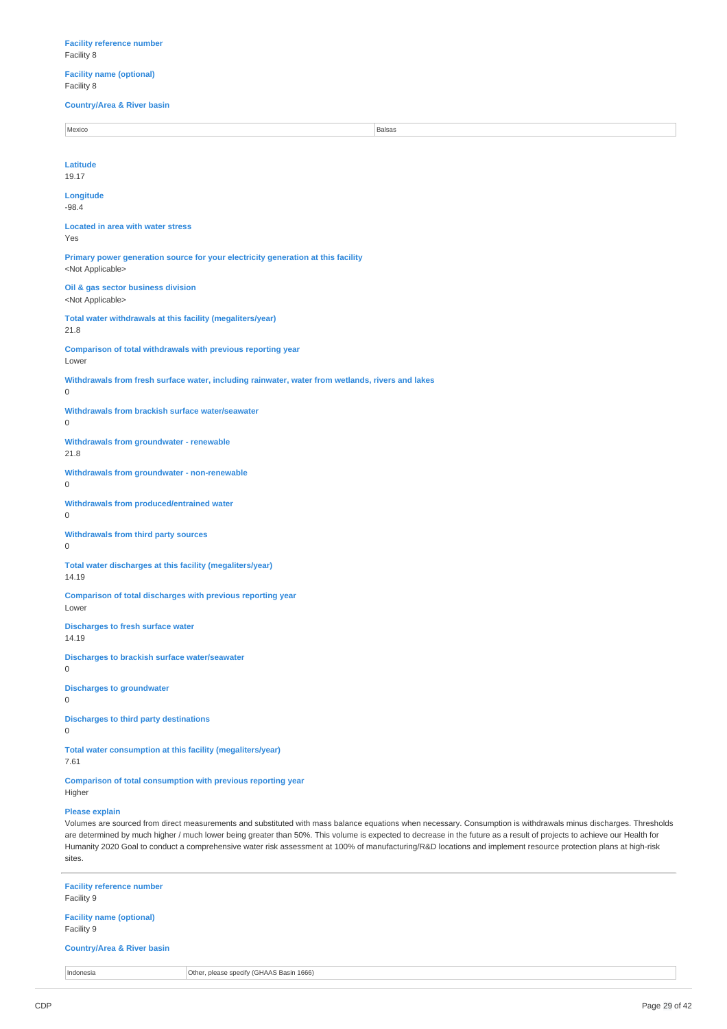**Facility reference number**
Facility 8

**Facility name (optional)**
Facility 8

**Country/Area & River basin**

| Mexico | Balsas |
|---|---|

**Latitude**
19.17

**Longitude**
-98.4

**Located in area with water stress**
Yes

**Primary power generation source for your electricity generation at this facility**
<Not Applicable>

**Oil & gas sector business division**
<Not Applicable>

**Total water withdrawals at this facility (megaliters/year)**
21.8

**Comparison of total withdrawals with previous reporting year**
Lower

**Withdrawals from fresh surface water, including rainwater, water from wetlands, rivers and lakes**
0

**Withdrawals from brackish surface water/seawater**
0

**Withdrawals from groundwater - renewable**
21.8

**Withdrawals from groundwater - non-renewable**
0

**Withdrawals from produced/entrained water**
0

**Withdrawals from third party sources**
0

**Total water discharges at this facility (megaliters/year)**
14.19

**Comparison of total discharges with previous reporting year**
Lower

**Discharges to fresh surface water**
14.19

**Discharges to brackish surface water/seawater**
0

**Discharges to groundwater**
0

**Discharges to third party destinations**
0

**Total water consumption at this facility (megaliters/year)**
7.61

**Comparison of total consumption with previous reporting year**
Higher

**Please explain**
Volumes are sourced from direct measurements and substituted with mass balance equations when necessary. Consumption is withdrawals minus discharges. Thresholds are determined by much higher / much lower being greater than 50%. This volume is expected to decrease in the future as a result of projects to achieve our Health for Humanity 2020 Goal to conduct a comprehensive water risk assessment at 100% of manufacturing/R&D locations and implement resource protection plans at high-risk sites.

---

**Facility reference number**
Facility 9

**Facility name (optional)**
Facility 9

**Country/Area & River basin**

| Indonesia | Other, please specify (GHAAS Basin 1666) |
|---|---|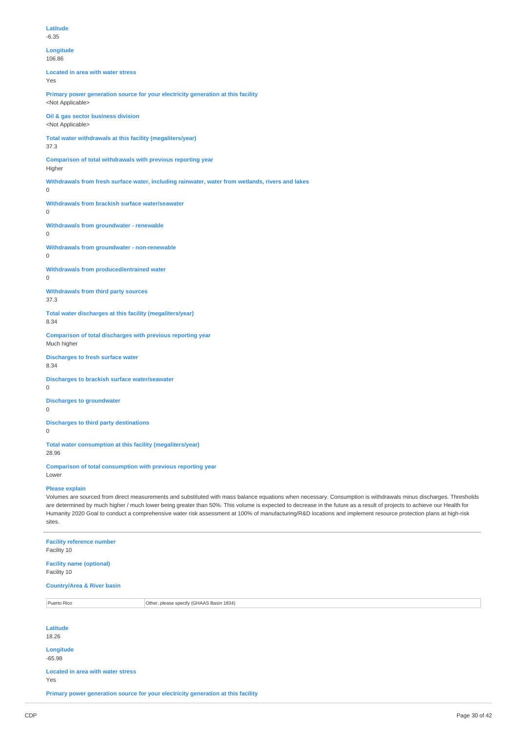**Latitude**
-6.35

**Longitude**
106.86

**Located in area with water stress**
Yes

**Primary power generation source for your electricity generation at this facility**
<Not Applicable>

**Oil & gas sector business division**
<Not Applicable>

**Total water withdrawals at this facility (megaliters/year)**
37.3

**Comparison of total withdrawals with previous reporting year**
Higher

**Withdrawals from fresh surface water, including rainwater, water from wetlands, rivers and lakes**
0

**Withdrawals from brackish surface water/seawater**
0

**Withdrawals from groundwater - renewable**
0

**Withdrawals from groundwater - non-renewable**
0

**Withdrawals from produced/entrained water**
0

**Withdrawals from third party sources**
37.3

**Total water discharges at this facility (megaliters/year)**
8.34

**Comparison of total discharges with previous reporting year**
Much higher

**Discharges to fresh surface water**
8.34

**Discharges to brackish surface water/seawater**
0

**Discharges to groundwater**
0

**Discharges to third party destinations**
0

**Total water consumption at this facility (megaliters/year)**
28.96

**Comparison of total consumption with previous reporting year**
Lower

**Please explain**
Volumes are sourced from direct measurements and substituted with mass balance equations when necessary. Consumption is withdrawals minus discharges. Thresholds are determined by much higher / much lower being greater than 50%. This volume is expected to decrease in the future as a result of projects to achieve our Health for Humanity 2020 Goal to conduct a comprehensive water risk assessment at 100% of manufacturing/R&D locations and implement resource protection plans at high-risk sites.

---

**Facility reference number**
Facility 10

**Facility name (optional)**
Facility 10

**Country/Area & River basin**

| | |
|---|---|
| Puerto Rico | Other, please specify (GHAAS Basin 1834) |

**Latitude**
18.26

**Longitude**
-65.98

**Located in area with water stress**
Yes

**Primary power generation source for your electricity generation at this facility**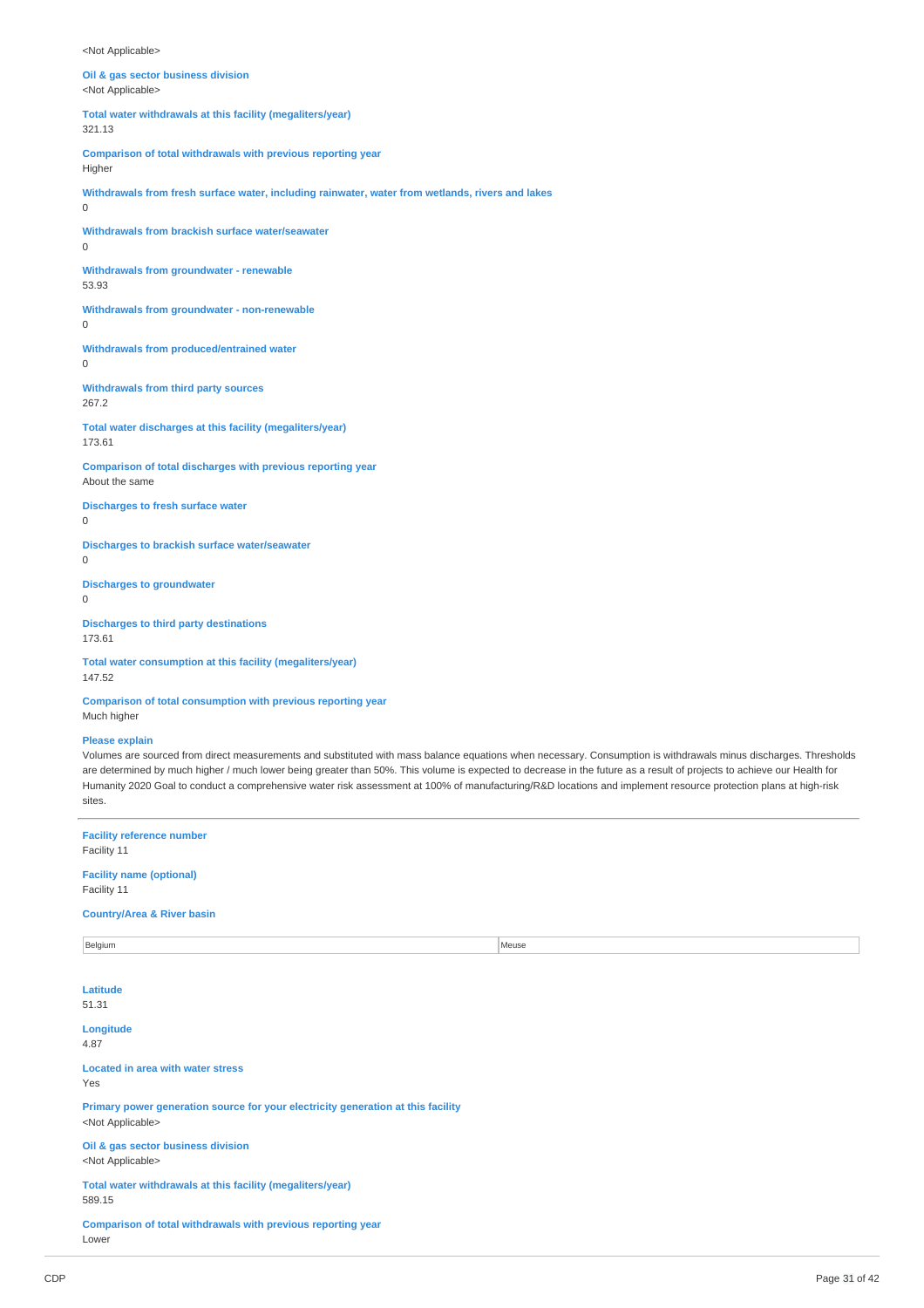<Not Applicable>

**Oil & gas sector business division**
<Not Applicable>

**Total water withdrawals at this facility (megaliters/year)**
321.13

**Comparison of total withdrawals with previous reporting year**
Higher

**Withdrawals from fresh surface water, including rainwater, water from wetlands, rivers and lakes**
0

**Withdrawals from brackish surface water/seawater**
0

**Withdrawals from groundwater - renewable**
53.93

**Withdrawals from groundwater - non-renewable**
0

**Withdrawals from produced/entrained water**
0

**Withdrawals from third party sources**
267.2

**Total water discharges at this facility (megaliters/year)**
173.61

**Comparison of total discharges with previous reporting year**
About the same

**Discharges to fresh surface water**
0

**Discharges to brackish surface water/seawater**
0

**Discharges to groundwater**
0

**Discharges to third party destinations**
173.61

**Total water consumption at this facility (megaliters/year)**
147.52

**Comparison of total consumption with previous reporting year**
Much higher

**Please explain**
Volumes are sourced from direct measurements and substituted with mass balance equations when necessary. Consumption is withdrawals minus discharges. Thresholds are determined by much higher / much lower being greater than 50%. This volume is expected to decrease in the future as a result of projects to achieve our Health for Humanity 2020 Goal to conduct a comprehensive water risk assessment at 100% of manufacturing/R&D locations and implement resource protection plans at high-risk sites.

---

**Facility reference number**
Facility 11

**Facility name (optional)**
Facility 11

**Country/Area & River basin**

| Belgium | Meuse |
|---|---|

**Latitude**
51.31

**Longitude**
4.87

**Located in area with water stress**
Yes

**Primary power generation source for your electricity generation at this facility**
<Not Applicable>

**Oil & gas sector business division**
<Not Applicable>

**Total water withdrawals at this facility (megaliters/year)**
589.15

**Comparison of total withdrawals with previous reporting year**
Lower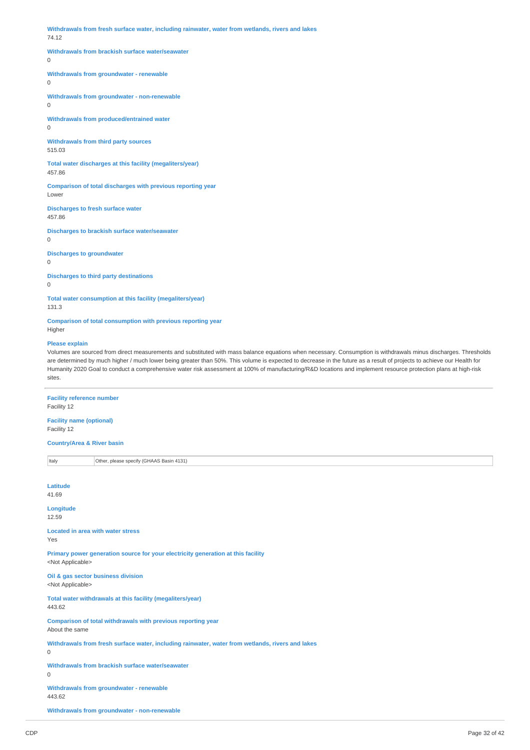**Withdrawals from fresh surface water, including rainwater, water from wetlands, rivers and lakes**
74.12

**Withdrawals from brackish surface water/seawater**
0

**Withdrawals from groundwater - renewable**
0

**Withdrawals from groundwater - non-renewable**
0

**Withdrawals from produced/entrained water**
0

**Withdrawals from third party sources**
515.03

**Total water discharges at this facility (megaliters/year)**
457.86

**Comparison of total discharges with previous reporting year**
Lower

**Discharges to fresh surface water**
457.86

**Discharges to brackish surface water/seawater**
0

**Discharges to groundwater**
0

**Discharges to third party destinations**
0

**Total water consumption at this facility (megaliters/year)**
131.3

**Comparison of total consumption with previous reporting year**
Higher

**Please explain**
Volumes are sourced from direct measurements and substituted with mass balance equations when necessary. Consumption is withdrawals minus discharges. Thresholds are determined by much higher / much lower being greater than 50%. This volume is expected to decrease in the future as a result of projects to achieve our Health for Humanity 2020 Goal to conduct a comprehensive water risk assessment at 100% of manufacturing/R&D locations and implement resource protection plans at high-risk sites.

---

**Facility reference number**
Facility 12

**Facility name (optional)**
Facility 12

**Country/Area & River basin**

| Italy | Other, please specify (GHAAS Basin 4131) |
|---|---|

**Latitude**
41.69

**Longitude**
12.59

**Located in area with water stress**
Yes

**Primary power generation source for your electricity generation at this facility**
<Not Applicable>

**Oil & gas sector business division**
<Not Applicable>

**Total water withdrawals at this facility (megaliters/year)**
443.62

**Comparison of total withdrawals with previous reporting year**
About the same

**Withdrawals from fresh surface water, including rainwater, water from wetlands, rivers and lakes**
0

**Withdrawals from brackish surface water/seawater**
0

**Withdrawals from groundwater - renewable**
443.62

**Withdrawals from groundwater - non-renewable**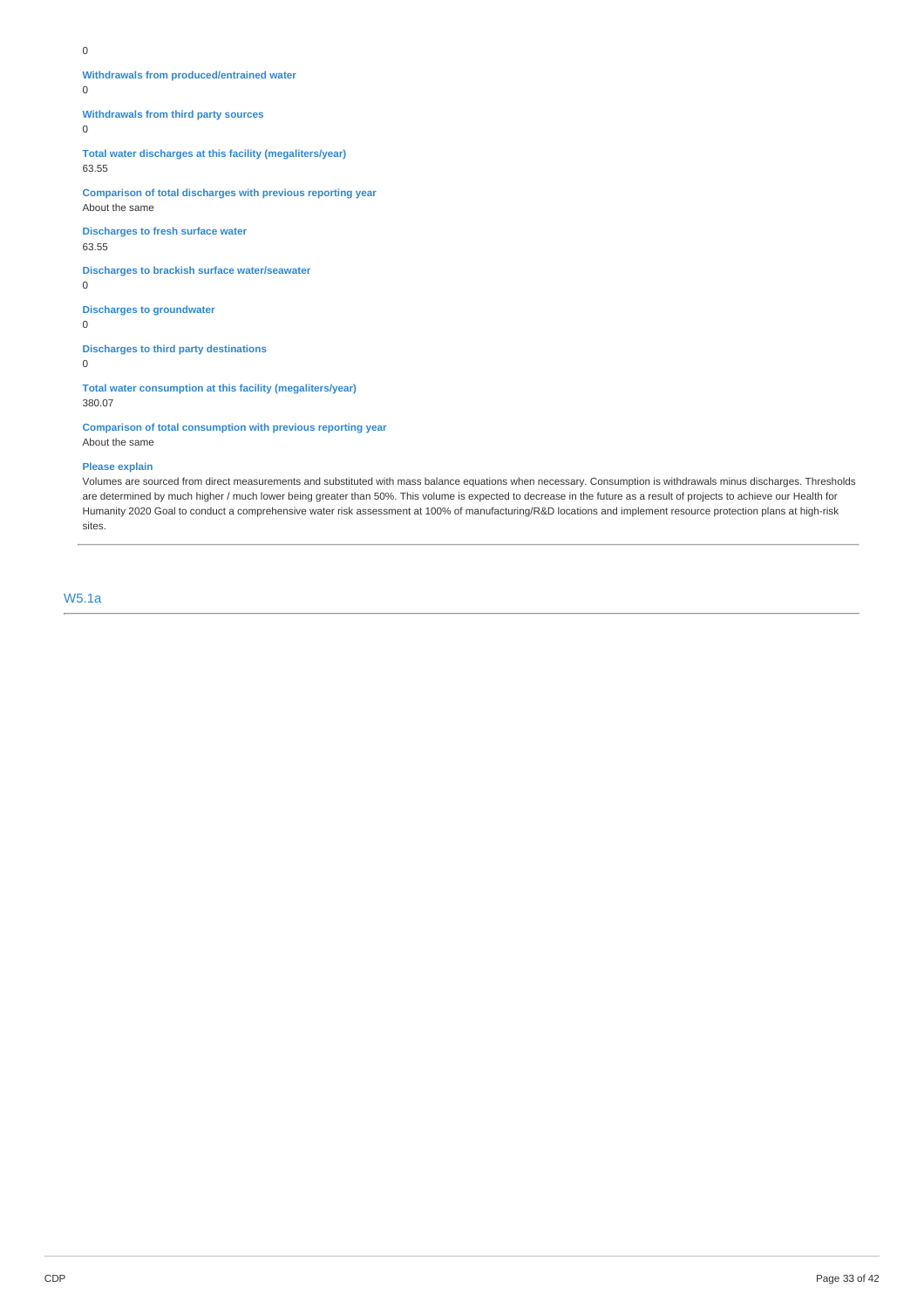0

**Withdrawals from produced/entrained water**
0

**Withdrawals from third party sources**
0

**Total water discharges at this facility (megaliters/year)**
63.55

**Comparison of total discharges with previous reporting year**
About the same

**Discharges to fresh surface water**
63.55

**Discharges to brackish surface water/seawater**
0

**Discharges to groundwater**
0

**Discharges to third party destinations**
0

**Total water consumption at this facility (megaliters/year)**
380.07

**Comparison of total consumption with previous reporting year**
About the same

**Please explain**
Volumes are sourced from direct measurements and substituted with mass balance equations when necessary. Consumption is withdrawals minus discharges. Thresholds are determined by much higher / much lower being greater than 50%. This volume is expected to decrease in the future as a result of projects to achieve our Health for Humanity 2020 Goal to conduct a comprehensive water risk assessment at 100% of manufacturing/R&D locations and implement resource protection plans at high-risk sites.

---

## W5.1a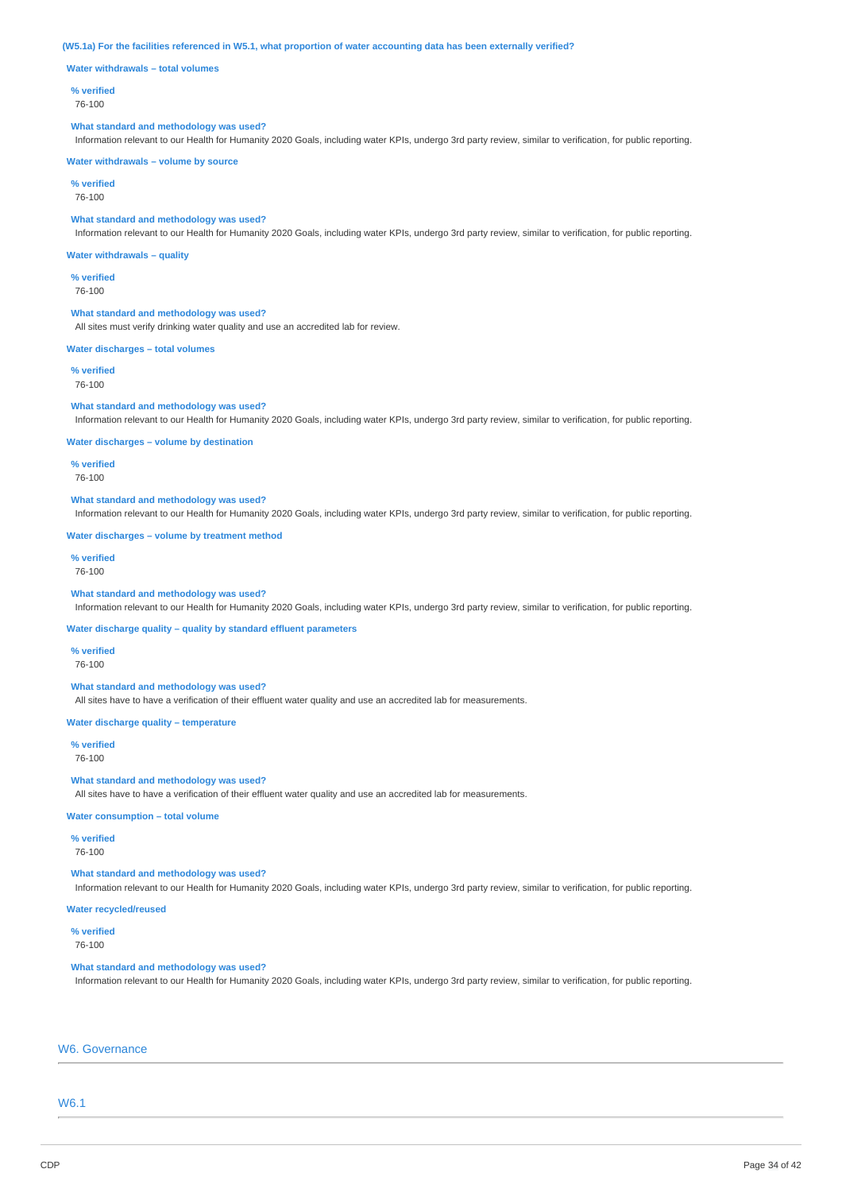**(W5.1a) For the facilities referenced in W5.1, what proportion of water accounting data has been externally verified?**

**Water withdrawals – total volumes**

**% verified**

76-100

**What standard and methodology was used?**

Information relevant to our Health for Humanity 2020 Goals, including water KPIs, undergo 3rd party review, similar to verification, for public reporting.

**Water withdrawals – volume by source**

**% verified**

76-100

**What standard and methodology was used?**

Information relevant to our Health for Humanity 2020 Goals, including water KPIs, undergo 3rd party review, similar to verification, for public reporting.

**Water withdrawals – quality**

**% verified**

76-100

**What standard and methodology was used?**

All sites must verify drinking water quality and use an accredited lab for review.

**Water discharges – total volumes**

**% verified**

76-100

**What standard and methodology was used?**

Information relevant to our Health for Humanity 2020 Goals, including water KPIs, undergo 3rd party review, similar to verification, for public reporting.

**Water discharges – volume by destination**

**% verified**

76-100

**What standard and methodology was used?**

Information relevant to our Health for Humanity 2020 Goals, including water KPIs, undergo 3rd party review, similar to verification, for public reporting.

**Water discharges – volume by treatment method**

**% verified**

76-100

**What standard and methodology was used?**

Information relevant to our Health for Humanity 2020 Goals, including water KPIs, undergo 3rd party review, similar to verification, for public reporting.

**Water discharge quality – quality by standard effluent parameters**

**% verified**

76-100

**What standard and methodology was used?**

All sites have to have a verification of their effluent water quality and use an accredited lab for measurements.

**Water discharge quality – temperature**

**% verified**

76-100

**What standard and methodology was used?**

All sites have to have a verification of their effluent water quality and use an accredited lab for measurements.

**Water consumption – total volume**

**% verified**

76-100

**What standard and methodology was used?**

Information relevant to our Health for Humanity 2020 Goals, including water KPIs, undergo 3rd party review, similar to verification, for public reporting.

**Water recycled/reused**

**% verified**

76-100

**What standard and methodology was used?**

Information relevant to our Health for Humanity 2020 Goals, including water KPIs, undergo 3rd party review, similar to verification, for public reporting.

## W6. Governance

### W6.1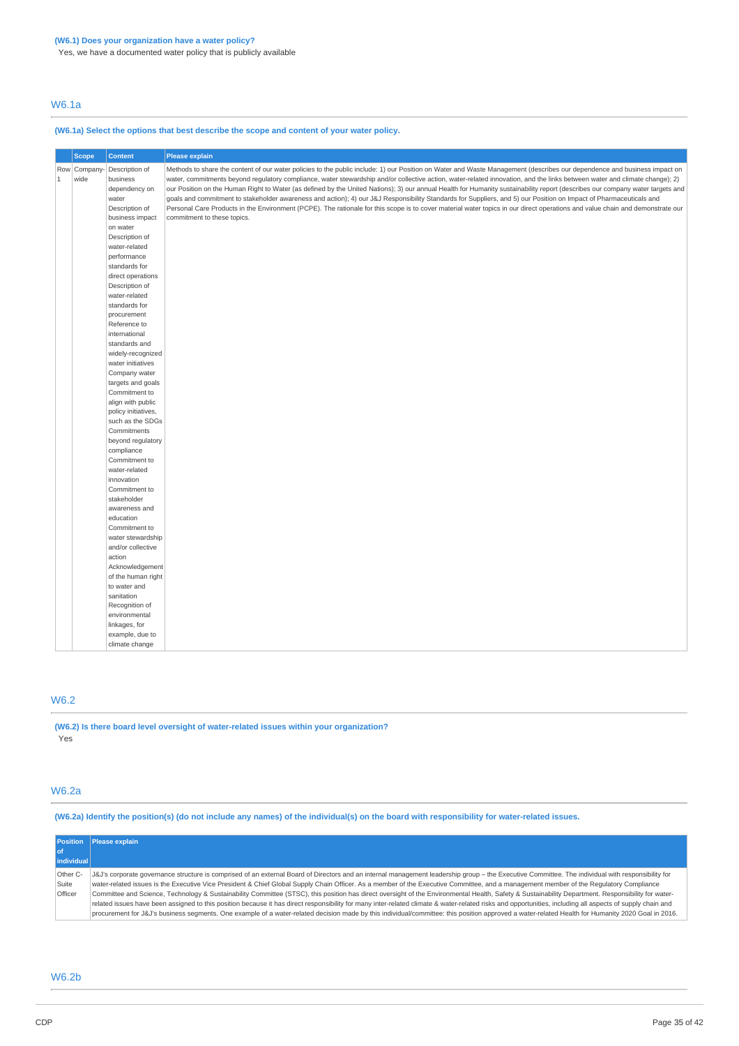**(W6.1) Does your organization have a water policy?**

Yes, we have a documented water policy that is publicly available

## W6.1a

**(W6.1a) Select the options that best describe the scope and content of your water policy.**

| | Scope | Content | Please explain |
|---|---|---|---|
| Row 1 | Company-wide | Description of business dependency on water Description of business impact on water Description of water-related performance standards for direct operations Description of water-related standards for procurement Reference to international standards and widely-recognized water initiatives Company water targets and goals Commitment to align with public policy initiatives, such as the SDGs Commitments beyond regulatory compliance Commitment to water-related innovation Commitment to stakeholder awareness and education Commitment to water stewardship and/or collective action Acknowledgement of the human right to water and sanitation Recognition of environmental linkages, for example, due to climate change | Methods to share the content of our water policies to the public include: 1) our Position on Water and Waste Management (describes our dependence and business impact on water, commitments beyond regulatory compliance, water stewardship and/or collective action, water-related innovation, and the links between water and climate change); 2) our Position on the Human Right to Water (as defined by the United Nations); 3) our annual Health for Humanity sustainability report (describes our company water targets and goals and commitment to stakeholder awareness and action); 4) our J&J Responsibility Standards for Suppliers, and 5) our Position on Impact of Pharmaceuticals and Personal Care Products in the Environment (PCPE). The rationale for this scope is to cover material water topics in our direct operations and value chain and demonstrate our commitment to these topics. |

## W6.2

**(W6.2) Is there board level oversight of water-related issues within your organization?**

Yes

## W6.2a

**(W6.2a) Identify the position(s) (do not include any names) of the individual(s) on the board with responsibility for water-related issues.**

| Position of individual | Please explain |
|---|---|
| Other C-Suite Officer | J&J's corporate governance structure is comprised of an external Board of Directors and an internal management leadership group – the Executive Committee. The individual with responsibility for water-related issues is the Executive Vice President & Chief Global Supply Chain Officer. As a member of the Executive Committee, and a management member of the Regulatory Compliance Committee and Science, Technology & Sustainability Committee (STSC), this position has direct oversight of the Environmental Health, Safety & Sustainability Department. Responsibility for water-related issues have been assigned to this position because it has direct responsibility for many inter-related climate & water-related risks and opportunities, including all aspects of supply chain and procurement for J&J's business segments. One example of a water-related decision made by this individual/committee: this position approved a water-related Health for Humanity 2020 Goal in 2016. |

## W6.2b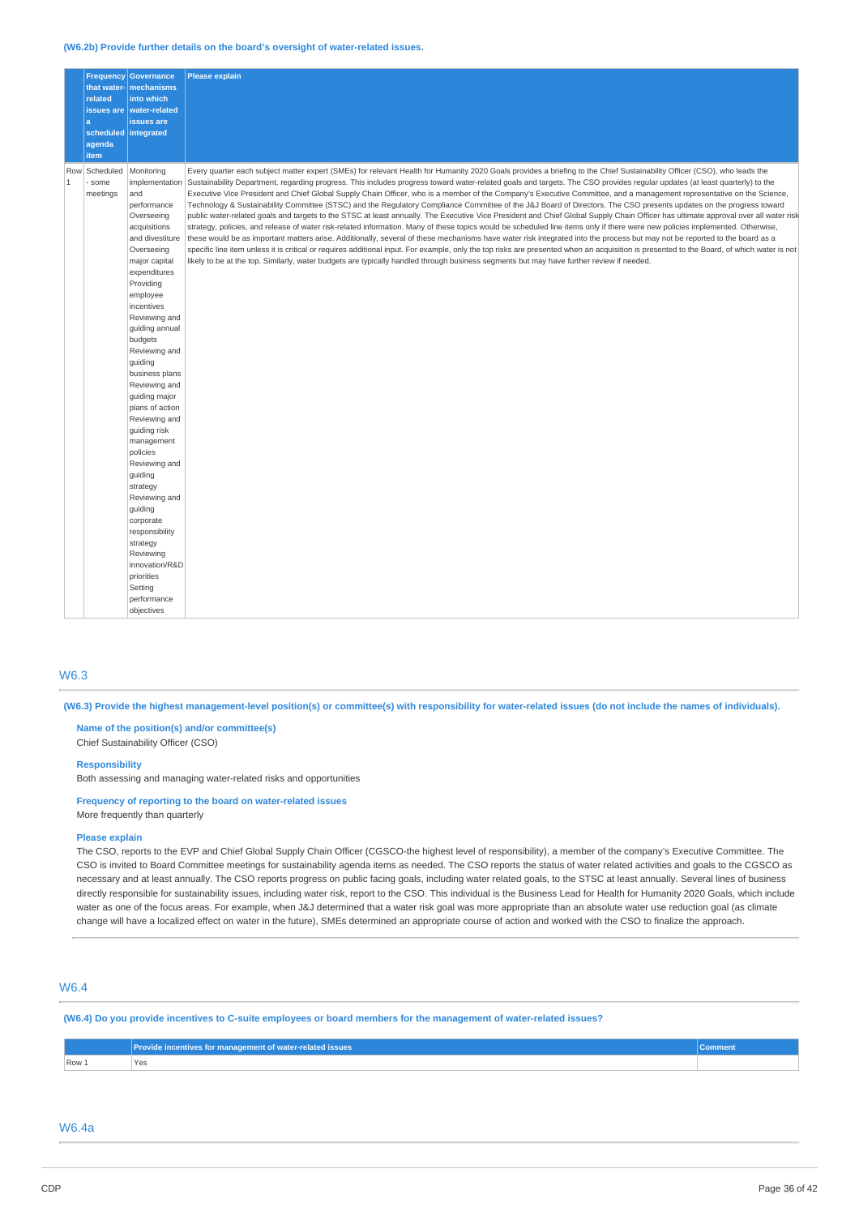**(W6.2b) Provide further details on the board's oversight of water-related issues.**

| | Frequency that water-related issues are a scheduled agenda item | Governance mechanisms into which water-related issues are integrated | Please explain |
|---|---|---|---|
| Row 1 | Scheduled - some meetings | Monitoring implementation and performance Overseeing acquisitions and divestiture Overseeing major capital expenditures Providing employee incentives Reviewing and guiding annual budgets Reviewing and guiding business plans Reviewing and guiding major plans of action Reviewing and guiding risk management policies Reviewing and guiding strategy Reviewing and guiding corporate responsibility strategy Reviewing innovation/R&D priorities Setting performance objectives | Every quarter each subject matter expert (SMEs) for relevant Health for Humanity 2020 Goals provides a briefing to the Chief Sustainability Officer (CSO), who leads the Sustainability Department, regarding progress. This includes progress toward water-related goals and targets. The CSO provides regular updates (at least quarterly) to the Executive Vice President and Chief Global Supply Chain Officer, who is a member of the Company's Executive Committee, and a management representative on the Science, Technology & Sustainability Committee (STSC) and the Regulatory Compliance Committee of the J&J Board of Directors. The CSO presents updates on the progress toward public water-related goals and targets to the STSC at least annually. The Executive Vice President and Chief Global Supply Chain Officer has ultimate approval over all water risk strategy, policies, and release of water risk-related information. Many of these topics would be scheduled line items only if there were new policies implemented. Otherwise, these would be as important matters arise. Additionally, several of these mechanisms have water risk integrated into the process but may not be reported to the board as a specific line item unless it is critical or requires additional input. For example, only the top risks are presented when an acquisition is presented to the Board, of which water is not likely to be at the top. Similarly, water budgets are typically handled through business segments but may have further review if needed. |

## W6.3

**(W6.3) Provide the highest management-level position(s) or committee(s) with responsibility for water-related issues (do not include the names of individuals).**

**Name of the position(s) and/or committee(s)**
Chief Sustainability Officer (CSO)

**Responsibility**
Both assessing and managing water-related risks and opportunities

**Frequency of reporting to the board on water-related issues**
More frequently than quarterly

**Please explain**
The CSO, reports to the EVP and Chief Global Supply Chain Officer (CGSCO-the highest level of responsibility), a member of the company's Executive Committee. The CSO is invited to Board Committee meetings for sustainability agenda items as needed. The CSO reports the status of water related activities and goals to the CGSCO as necessary and at least annually. The CSO reports progress on public facing goals, including water related goals, to the STSC at least annually. Several lines of business directly responsible for sustainability issues, including water risk, report to the CSO. This individual is the Business Lead for Health for Humanity 2020 Goals, which include water as one of the focus areas. For example, when J&J determined that a water risk goal was more appropriate than an absolute water use reduction goal (as climate change will have a localized effect on water in the future), SMEs determined an appropriate course of action and worked with the CSO to finalize the approach.

## W6.4

**(W6.4) Do you provide incentives to C-suite employees or board members for the management of water-related issues?**

| | Provide incentives for management of water-related issues | Comment |
|---|---|---|
| Row 1 | Yes | |

## W6.4a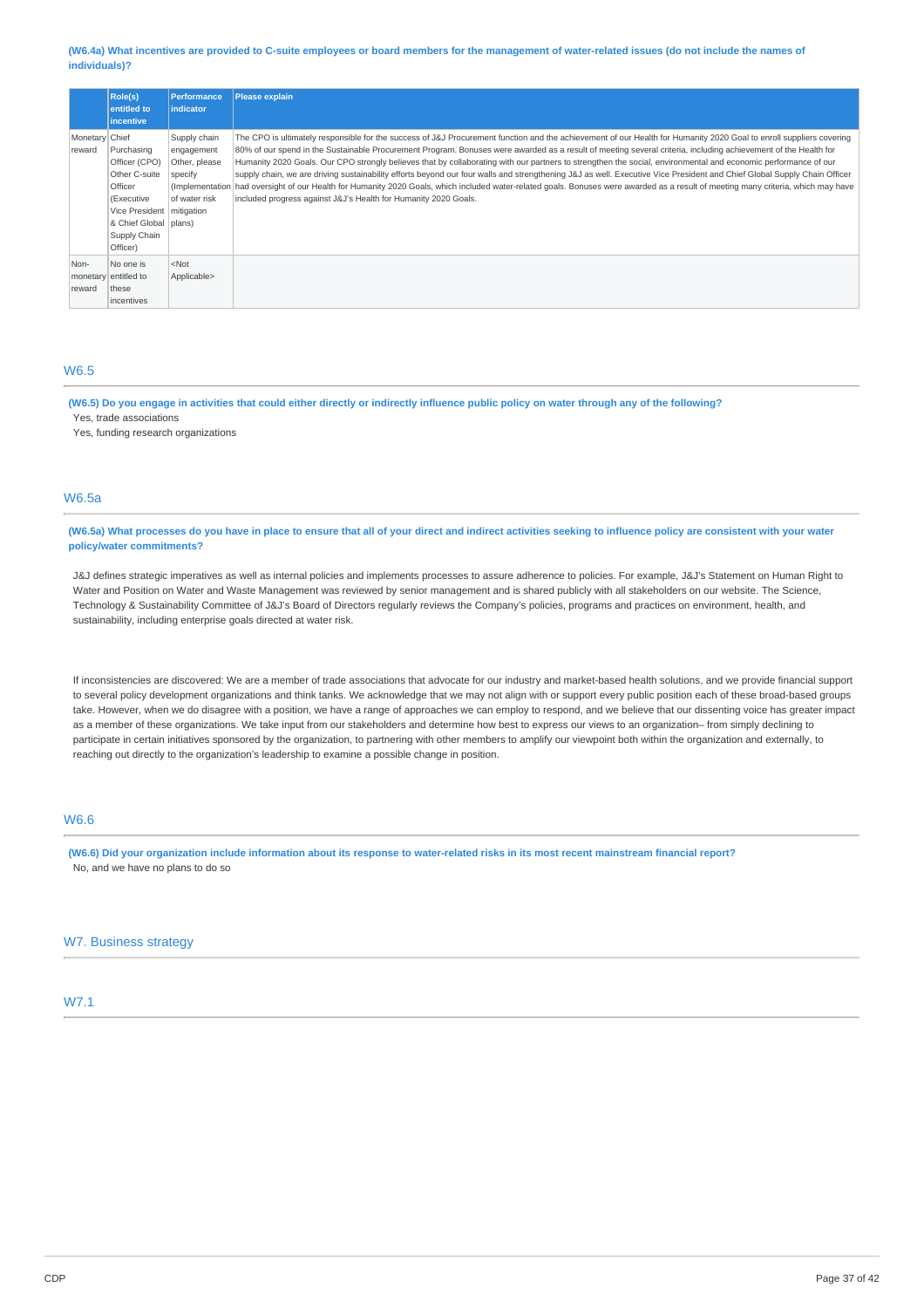**(W6.4a) What incentives are provided to C-suite employees or board members for the management of water-related issues (do not include the names of individuals)?**

| | Role(s) entitled to incentive | Performance indicator | Please explain |
|---|---|---|---|
| Monetary reward | Chief Purchasing Officer (CPO) Other C-suite Officer (Executive Vice President & Chief Global Supply Chain Officer) | Supply chain engagement Other, please specify (Implementation of water risk mitigation plans) | The CPO is ultimately responsible for the success of J&J Procurement function and the achievement of our Health for Humanity 2020 Goal to enroll suppliers covering 80% of our spend in the Sustainable Procurement Program. Bonuses were awarded as a result of meeting several criteria, including achievement of the Health for Humanity 2020 Goals. Our CPO strongly believes that by collaborating with our partners to strengthen the social, environmental and economic performance of our supply chain, we are driving sustainability efforts beyond our four walls and strengthening J&J as well. Executive Vice President and Chief Global Supply Chain Officer had oversight of our Health for Humanity 2020 Goals, which included water-related goals. Bonuses were awarded as a result of meeting many criteria, which may have included progress against J&J's Health for Humanity 2020 Goals. |
| Non-monetary reward | No one is entitled to these incentives | <Not Applicable> | |

## W6.5

**(W6.5) Do you engage in activities that could either directly or indirectly influence public policy on water through any of the following?**

Yes, trade associations

Yes, funding research organizations

## W6.5a

**(W6.5a) What processes do you have in place to ensure that all of your direct and indirect activities seeking to influence policy are consistent with your water policy/water commitments?**

J&J defines strategic imperatives as well as internal policies and implements processes to assure adherence to policies. For example, J&J's Statement on Human Right to Water and Position on Water and Waste Management was reviewed by senior management and is shared publicly with all stakeholders on our website. The Science, Technology & Sustainability Committee of J&J's Board of Directors regularly reviews the Company's policies, programs and practices on environment, health, and sustainability, including enterprise goals directed at water risk.

If inconsistencies are discovered: We are a member of trade associations that advocate for our industry and market-based health solutions, and we provide financial support to several policy development organizations and think tanks. We acknowledge that we may not align with or support every public position each of these broad-based groups take. However, when we do disagree with a position, we have a range of approaches we can employ to respond, and we believe that our dissenting voice has greater impact as a member of these organizations. We take input from our stakeholders and determine how best to express our views to an organization– from simply declining to participate in certain initiatives sponsored by the organization, to partnering with other members to amplify our viewpoint both within the organization and externally, to reaching out directly to the organization's leadership to examine a possible change in position.

## W6.6

**(W6.6) Did your organization include information about its response to water-related risks in its most recent mainstream financial report?**

No, and we have no plans to do so

# W7. Business strategy

## W7.1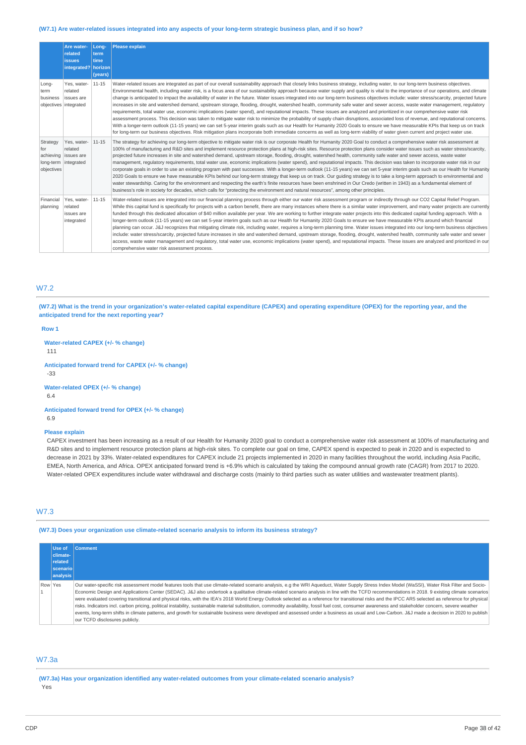**(W7.1) Are water-related issues integrated into any aspects of your long-term strategic business plan, and if so how?**

| | Are water-related issues integrated? | Long-term time horizon (years) | Please explain |
|---|---|---|---|
| Long-term business objectives | Yes, water-related issues are integrated | 11-15 | Water-related issues are integrated as part of our overall sustainability approach that closely links business strategy, including water, to our long-term business objectives. Environmental health, including water risk, is a focus area of our sustainability approach because water supply and quality is vital to the importance of our operations, and climate change is anticipated to impact the availability of water in the future. Water issues integrated into our long-term business objectives include: water stress/scarcity, projected future increases in site and watershed demand, upstream storage, flooding, drought, watershed health, community safe water and sewer access, waste water management, regulatory requirements, total water use, economic implications (water spend), and reputational impacts. These issues are analyzed and prioritized in our comprehensive water risk assessment process. This decision was taken to mitigate water risk to minimize the probability of supply chain disruptions, associated loss of revenue, and reputational concerns. With a longer-term outlook (11-15 years) we can set 5-year interim goals such as our Health for Humanity 2020 Goals to ensure we have measurable KPIs that keep us on track for long-term our business objectives. Risk mitigation plans incorporate both immediate concerns as well as long-term viability of water given current and project water use. |
| Strategy for achieving long-term objectives | Yes, water-related issues are integrated | 11-15 | The strategy for achieving our long-term objective to mitigate water risk is our corporate Health for Humanity 2020 Goal to conduct a comprehensive water risk assessment at 100% of manufacturing and R&D sites and implement resource protection plans at high-risk sites. Resource protection plans consider water issues such as water stress/scarcity, projected future increases in site and watershed demand, upstream storage, flooding, drought, watershed health, community safe water and sewer access, waste water management, regulatory requirements, total water use, economic implications (water spend), and reputational impacts. This decision was taken to incorporate water risk in our corporate goals in order to use an existing program with past successes. With a longer-term outlook (11-15 years) we can set 5-year interim goals such as our Health for Humanity 2020 Goals to ensure we have measurable KPIs behind our long-term strategy that keep us on track. Our guiding strategy is to take a long-term approach to environmental and water stewardship. Caring for the environment and respecting the earth's finite resources have been enshrined in Our Credo (written in 1943) as a fundamental element of business's role in society for decades, which calls for "protecting the environment and natural resources", among other principles. |
| Financial planning | Yes, water-related issues are integrated | 11-15 | Water-related issues are integrated into our financial planning process through either our water risk assessment program or indirectly through our CO2 Capital Relief Program. While this capital fund is specifically for projects with a carbon benefit, there are many instances where there is a similar water improvement, and many water projects are currently funded through this dedicated capital allocation of $40 million available per year. We are working to further integrate water projects into this dedicated capital funding approach. With a longer-term outlook (11-15 years) we can set 5-year interim goals such as our Health for Humanity 2020 Goals to ensure we have measurable KPIs around which financial planning can occur. J&J recognizes that mitigating climate risk, including water, requires a long-term planning time. Water issues integrated into our long-term business objectives include: water stress/scarcity, projected future increases in site and watershed demand, upstream storage, flooding, drought, watershed health, community safe water and sewer access, waste water management and regulatory, total water use, economic implications (water spend), and reputational impacts. These issues are analyzed and prioritized in our comprehensive water risk assessment process. |

## W7.2

**(W7.2) What is the trend in your organization's water-related capital expenditure (CAPEX) and operating expenditure (OPEX) for the reporting year, and the anticipated trend for the next reporting year?**

**Row 1**

**Water-related CAPEX (+/- % change)**

111

**Anticipated forward trend for CAPEX (+/- % change)**

-33

**Water-related OPEX (+/- % change)**

6.4

**Anticipated forward trend for OPEX (+/- % change)**

6.9

**Please explain**

CAPEX investment has been increasing as a result of our Health for Humanity 2020 goal to conduct a comprehensive water risk assessment at 100% of manufacturing and R&D sites and to implement resource protection plans at high-risk sites. To complete our goal on time, CAPEX spend is expected to peak in 2020 and is expected to decrease in 2021 by 33%. Water-related expenditures for CAPEX include 21 projects implemented in 2020 in many facilities throughout the world, including Asia Pacific, EMEA, North America, and Africa. OPEX anticipated forward trend is +6.9% which is calculated by taking the compound annual growth rate (CAGR) from 2017 to 2020. Water-related OPEX expenditures include water withdrawal and discharge costs (mainly to third parties such as water utilities and wastewater treatment plants).

## W7.3

**(W7.3) Does your organization use climate-related scenario analysis to inform its business strategy?**

| | Use of climate-related scenario analysis | Comment |
|---|---|---|
| Row 1 | Yes | Our water-specific risk assessment model features tools that use climate-related scenario analysis, e.g the WRI Aqueduct, Water Supply Stress Index Model (WaSSI), Water Risk Filter and Socio-Economic Design and Applications Center (SEDAC). J&J also undertook a qualitative climate-related scenario analysis in line with the TCFD recommendations in 2018. 9 existing climate scenarios were evaluated covering transitional and physical risks, with the IEA's 2018 World Energy Outlook selected as a reference for transitional risks and the IPCC AR5 selected as reference for physical risks. Indicators incl. carbon pricing, political instability, sustainable material substitution, commodity availability, fossil fuel cost, consumer awareness and stakeholder concern, severe weather events, long-term shifts in climate patterns, and growth for sustainable business were developed and assessed under a business as usual and Low-Carbon. J&J made a decision in 2020 to publish our TCFD disclosures publicly. |

## W7.3a

**(W7.3a) Has your organization identified any water-related outcomes from your climate-related scenario analysis?**

Yes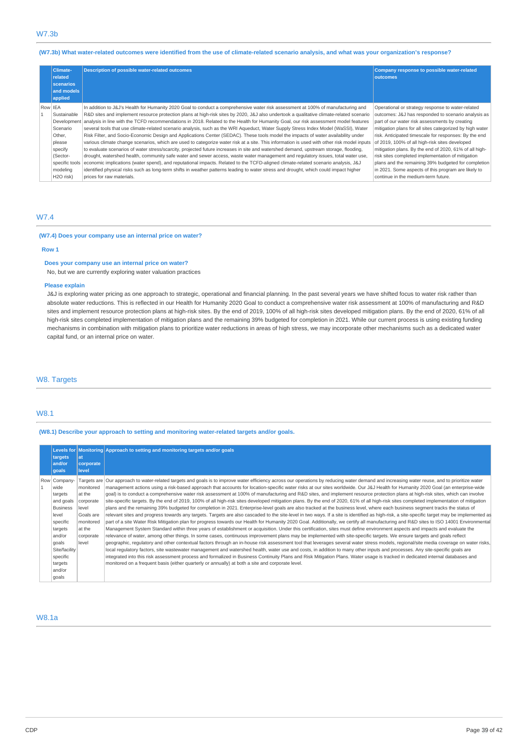## W7.3b

**(W7.3b) What water-related outcomes were identified from the use of climate-related scenario analysis, and what was your organization's response?**

| | Climate-related scenarios and models applied | Description of possible water-related outcomes | Company response to possible water-related outcomes |
|---|---|---|---|
| Row 1 | IEA Sustainable Development Scenario Other, please specify (Sector-specific tools modeling H2O risk) | In addition to J&J's Health for Humanity 2020 Goal to conduct a comprehensive water risk assessment at 100% of manufacturing and R&D sites and implement resource protection plans at high-risk sites by 2020, J&J also undertook a qualitative climate-related scenario analysis in line with the TCFD recommendations in 2018. Related to the Health for Humanity Goal, our risk assessment model features several tools that use climate-related scenario analysis, such as the WRI Aqueduct, Water Supply Stress Index Model (WaSSI), Water Risk Filter, and Socio-Economic Design and Applications Center (SEDAC). These tools model the impacts of water availability under various climate change scenarios, which are used to categorize water risk at a site. This information is used with other risk model inputs to evaluate scenarios of water stress/scarcity, projected future increases in site and watershed demand, upstream storage, flooding, drought, watershed health, community safe water and sewer access, waste water management and regulatory issues, total water use, economic implications (water spend), and reputational impacts. Related to the TCFD-aligned climate-related scenario analysis, J&J identified physical risks such as long-term shifts in weather patterns leading to water stress and drought, which could impact higher prices for raw materials. | Operational or strategy response to water-related outcomes: J&J has responded to scenario analysis as part of our water risk assessments by creating mitigation plans for all sites categorized by high water risk. Anticipated timescale for responses: By the end of 2019, 100% of all high-risk sites developed mitigation plans. By the end of 2020, 61% of all high-risk sites completed implementation of mitigation plans and the remaining 39% budgeted for completion in 2021. Some aspects of this program are likely to continue in the medium-term future. |

## W7.4

**(W7.4) Does your company use an internal price on water?**

**Row 1**

**Does your company use an internal price on water?**

No, but we are currently exploring water valuation practices

**Please explain**

J&J is exploring water pricing as one approach to strategic, operational and financial planning. In the past several years we have shifted focus to water risk rather than absolute water reductions. This is reflected in our Health for Humanity 2020 Goal to conduct a comprehensive water risk assessment at 100% of manufacturing and R&D sites and implement resource protection plans at high-risk sites. By the end of 2019, 100% of all high-risk sites developed mitigation plans. By the end of 2020, 61% of all high-risk sites completed implementation of mitigation plans and the remaining 39% budgeted for completion in 2021. While our current process is using existing funding mechanisms in combination with mitigation plans to prioritize water reductions in areas of high stress, we may incorporate other mechanisms such as a dedicated water capital fund, or an internal price on water.

# W8. Targets

## W8.1

**(W8.1) Describe your approach to setting and monitoring water-related targets and/or goals.**

| | Levels for targets and/or goals | Monitoring at corporate level | Approach to setting and monitoring targets and/or goals |
|---|---|---|---|
| Row 1 | Company-wide targets and goals Business level specific targets and/or goals Site/facility specific targets and/or goals | Targets are monitored at the corporate level Goals are monitored at the corporate level | Our approach to water-related targets and goals is to improve water efficiency across our operations by reducing water demand and increasing water reuse, and to prioritize water management actions using a risk-based approach that accounts for location-specific water risks at our sites worldwide. Our J&J Health for Humanity 2020 Goal (an enterprise-wide goal) is to conduct a comprehensive water risk assessment at 100% of manufacturing and R&D sites, and implement resource protection plans at high-risk sites, which can involve site-specific targets. By the end of 2019, 100% of all high-risk sites developed mitigation plans. By the end of 2020, 61% of all high-risk sites completed implementation of mitigation plans and the remaining 39% budgeted for completion in 2021. Enterprise-level goals are also tracked at the business level, where each business segment tracks the status of relevant sites and progress towards any targets. Targets are also cascaded to the site-level in two ways. If a site is identified as high-risk, a site-specific target may be implemented as part of a site Water Risk Mitigation plan for progress towards our Health for Humanity 2020 Goal. Additionally, we certify all manufacturing and R&D sites to ISO 14001 Environmental Management System Standard within three years of establishment or acquisition. Under this certification, sites must define environment aspects and impacts and evaluate the relevance of water, among other things. In some cases, continuous improvement plans may be implemented with site-specific targets. We ensure targets and goals reflect geographic, regulatory and other contextual factors through an in-house risk assessment tool that leverages several water stress models, regional/site media coverage on water risks, local regulatory factors, site wastewater management and watershed health, water use and costs, in addition to many other inputs and processes. Any site-specific goals are integrated into this risk assessment process and formalized in Business Continuity Plans and Risk Mitigation Plans. Water usage is tracked in dedicated internal databases and monitored on a frequent basis (either quarterly or annually) at both a site and corporate level. |

## W8.1a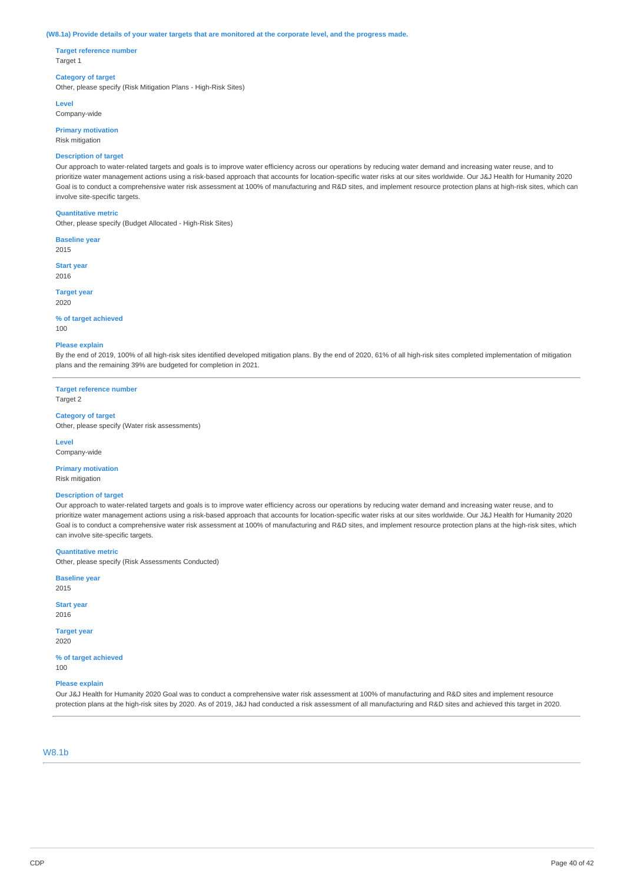**(W8.1a) Provide details of your water targets that are monitored at the corporate level, and the progress made.**

**Target reference number**
Target 1

**Category of target**
Other, please specify (Risk Mitigation Plans - High-Risk Sites)

**Level**
Company-wide

**Primary motivation**
Risk mitigation

**Description of target**
Our approach to water-related targets and goals is to improve water efficiency across our operations by reducing water demand and increasing water reuse, and to prioritize water management actions using a risk-based approach that accounts for location-specific water risks at our sites worldwide. Our J&J Health for Humanity 2020 Goal is to conduct a comprehensive water risk assessment at 100% of manufacturing and R&D sites, and implement resource protection plans at high-risk sites, which can involve site-specific targets.

**Quantitative metric**
Other, please specify (Budget Allocated - High-Risk Sites)

**Baseline year**
2015

**Start year**
2016

**Target year**
2020

**% of target achieved**
100

**Please explain**
By the end of 2019, 100% of all high-risk sites identified developed mitigation plans. By the end of 2020, 61% of all high-risk sites completed implementation of mitigation plans and the remaining 39% are budgeted for completion in 2021.

---

**Target reference number**
Target 2

**Category of target**
Other, please specify (Water risk assessments)

**Level**
Company-wide

**Primary motivation**
Risk mitigation

**Description of target**
Our approach to water-related targets and goals is to improve water efficiency across our operations by reducing water demand and increasing water reuse, and to prioritize water management actions using a risk-based approach that accounts for location-specific water risks at our sites worldwide. Our J&J Health for Humanity 2020 Goal is to conduct a comprehensive water risk assessment at 100% of manufacturing and R&D sites, and implement resource protection plans at the high-risk sites, which can involve site-specific targets.

**Quantitative metric**
Other, please specify (Risk Assessments Conducted)

**Baseline year**
2015

**Start year**
2016

**Target year**
2020

**% of target achieved**
100

**Please explain**
Our J&J Health for Humanity 2020 Goal was to conduct a comprehensive water risk assessment at 100% of manufacturing and R&D sites and implement resource protection plans at the high-risk sites by 2020. As of 2019, J&J had conducted a risk assessment of all manufacturing and R&D sites and achieved this target in 2020.

---

## W8.1b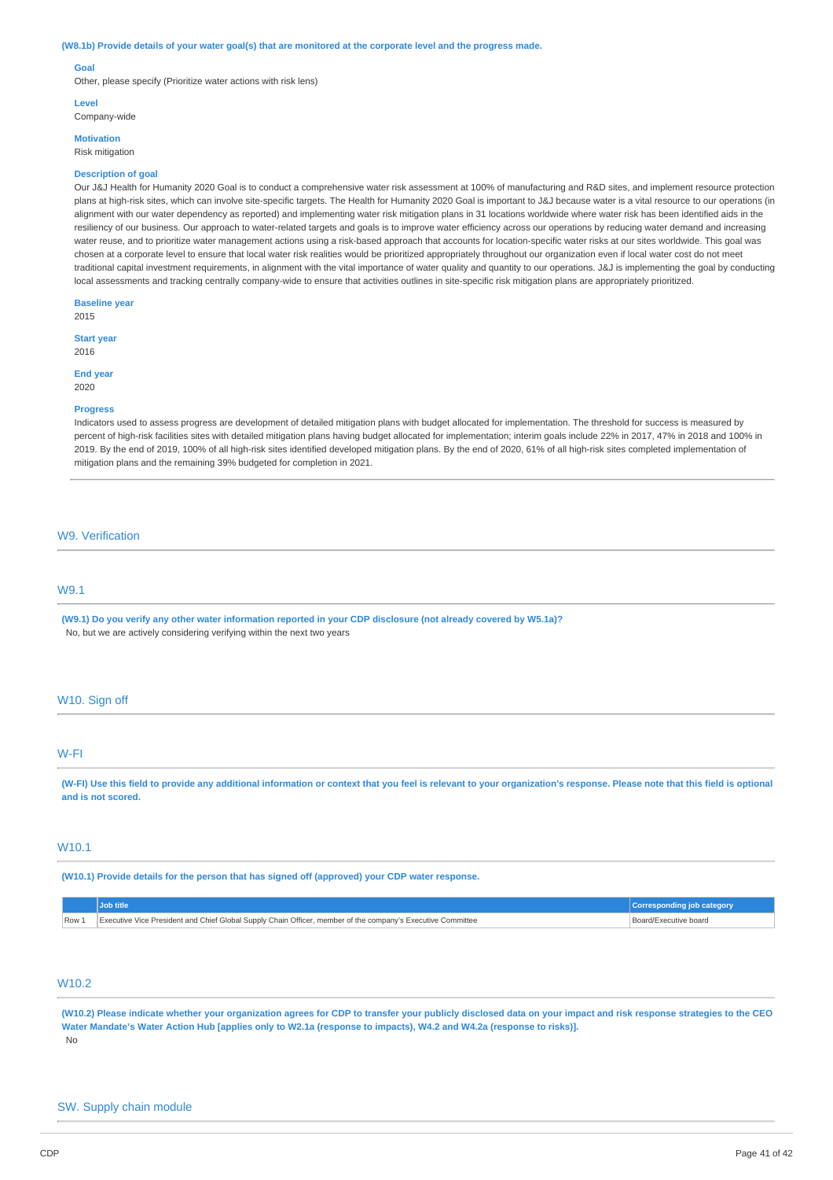**(W8.1b) Provide details of your water goal(s) that are monitored at the corporate level and the progress made.**

**Goal**
Other, please specify (Prioritize water actions with risk lens)

**Level**
Company-wide

**Motivation**
Risk mitigation

**Description of goal**
Our J&J Health for Humanity 2020 Goal is to conduct a comprehensive water risk assessment at 100% of manufacturing and R&D sites, and implement resource protection plans at high-risk sites, which can involve site-specific targets. The Health for Humanity 2020 Goal is important to J&J because water is a vital resource to our operations (in alignment with our water dependency as reported) and implementing water risk mitigation plans in 31 locations worldwide where water risk has been identified aids in the resiliency of our business. Our approach to water-related targets and goals is to improve water efficiency across our operations by reducing water demand and increasing water reuse, and to prioritize water management actions using a risk-based approach that accounts for location-specific water risks at our sites worldwide. This goal was chosen at a corporate level to ensure that local water risk realities would be prioritized appropriately throughout our organization even if local water cost do not meet traditional capital investment requirements, in alignment with the vital importance of water quality and quantity to our operations. J&J is implementing the goal by conducting local assessments and tracking centrally company-wide to ensure that activities outlines in site-specific risk mitigation plans are appropriately prioritized.

**Baseline year**
2015

**Start year**
2016

**End year**
2020

**Progress**
Indicators used to assess progress are development of detailed mitigation plans with budget allocated for implementation. The threshold for success is measured by percent of high-risk facilities sites with detailed mitigation plans having budget allocated for implementation; interim goals include 22% in 2017, 47% in 2018 and 100% in 2019. By the end of 2019, 100% of all high-risk sites identified developed mitigation plans. By the end of 2020, 61% of all high-risk sites completed implementation of mitigation plans and the remaining 39% budgeted for completion in 2021.

## W9. Verification

### W9.1

**(W9.1) Do you verify any other water information reported in your CDP disclosure (not already covered by W5.1a)?**
No, but we are actively considering verifying within the next two years

## W10. Sign off

### W-FI

**(W-FI) Use this field to provide any additional information or context that you feel is relevant to your organization's response. Please note that this field is optional and is not scored.**

### W10.1

**(W10.1) Provide details for the person that has signed off (approved) your CDP water response.**

| | Job title | Corresponding job category |
|---|---|---|
| Row 1 | Executive Vice President and Chief Global Supply Chain Officer, member of the company's Executive Committee | Board/Executive board |

### W10.2

**(W10.2) Please indicate whether your organization agrees for CDP to transfer your publicly disclosed data on your impact and risk response strategies to the CEO Water Mandate's Water Action Hub [applies only to W2.1a (response to impacts), W4.2 and W4.2a (response to risks)].**
No

## SW. Supply chain module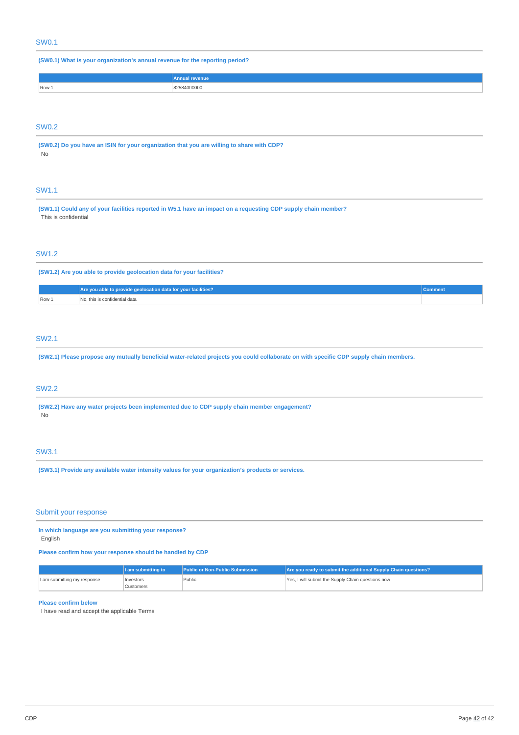## SW0.1

**(SW0.1) What is your organization's annual revenue for the reporting period?**

| | Annual revenue |
|---|---|
| Row 1 | 82584000000 |

## SW0.2

**(SW0.2) Do you have an ISIN for your organization that you are willing to share with CDP?**

No

## SW1.1

**(SW1.1) Could any of your facilities reported in W5.1 have an impact on a requesting CDP supply chain member?**

This is confidential

## SW1.2

**(SW1.2) Are you able to provide geolocation data for your facilities?**

| | Are you able to provide geolocation data for your facilities? | Comment |
|---|---|---|
| Row 1 | No, this is confidential data | |

## SW2.1

**(SW2.1) Please propose any mutually beneficial water-related projects you could collaborate on with specific CDP supply chain members.**

## SW2.2

**(SW2.2) Have any water projects been implemented due to CDP supply chain member engagement?**

No

## SW3.1

**(SW3.1) Provide any available water intensity values for your organization's products or services.**

## Submit your response

**In which language are you submitting your response?**

English

**Please confirm how your response should be handled by CDP**

| | I am submitting to | Public or Non-Public Submission | Are you ready to submit the additional Supply Chain questions? |
|---|---|---|---|
| I am submitting my response | Investors<br>Customers | Public | Yes, I will submit the Supply Chain questions now |

**Please confirm below**

I have read and accept the applicable Terms